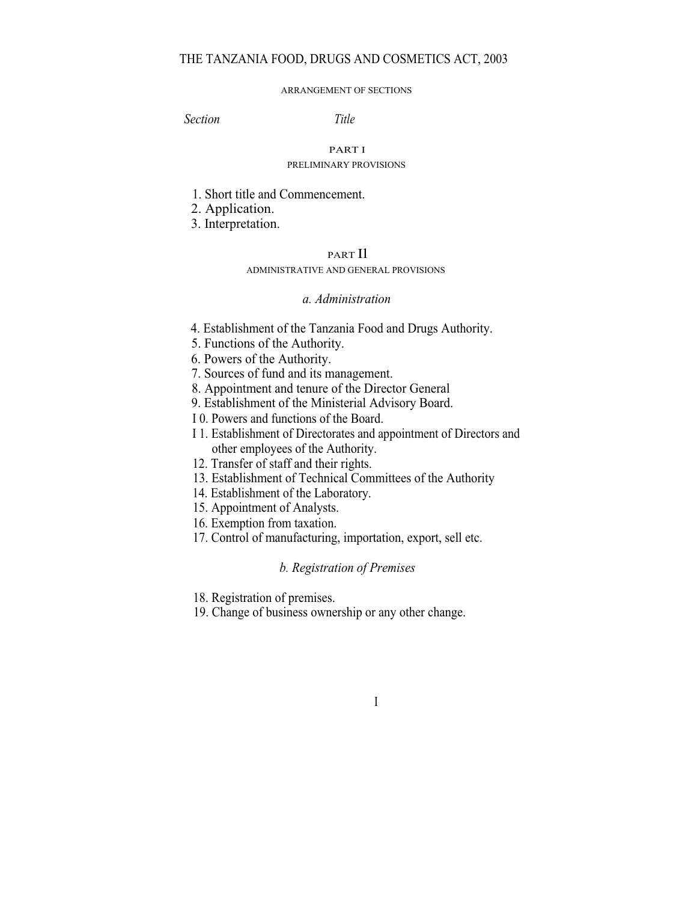# THE TANZANIA FOOD, DRUGS AND COSMETICS ACT, 2003

ARRANGEMENT OF SECTIONS

*Section* *Title*

## PART I

### PRELIMINARY PROVISIONS

1. Short title and Commencement.
2. Application.
3. Interpretation.

## PART II

### ADMINISTRATIVE AND GENERAL PROVISIONS

*a. Administration*

4. Establishment of the Tanzania Food and Drugs Authority.
5. Functions of the Authority.
6. Powers of the Authority.
7. Sources of fund and its management.
8. Appointment and tenure of the Director General
9. Establishment of the Ministerial Advisory Board.
10. Powers and functions of the Board.
11. Establishment of Directorates and appointment of Directors and other employees of the Authority.
12. Transfer of staff and their rights.
13. Establishment of Technical Committees of the Authority
14. Establishment of the Laboratory.
15. Appointment of Analysts.
16. Exemption from taxation.
17. Control of manufacturing, importation, export, sell etc.

*b. Registration of Premises*

18. Registration of premises.
19. Change of business ownership or any other change.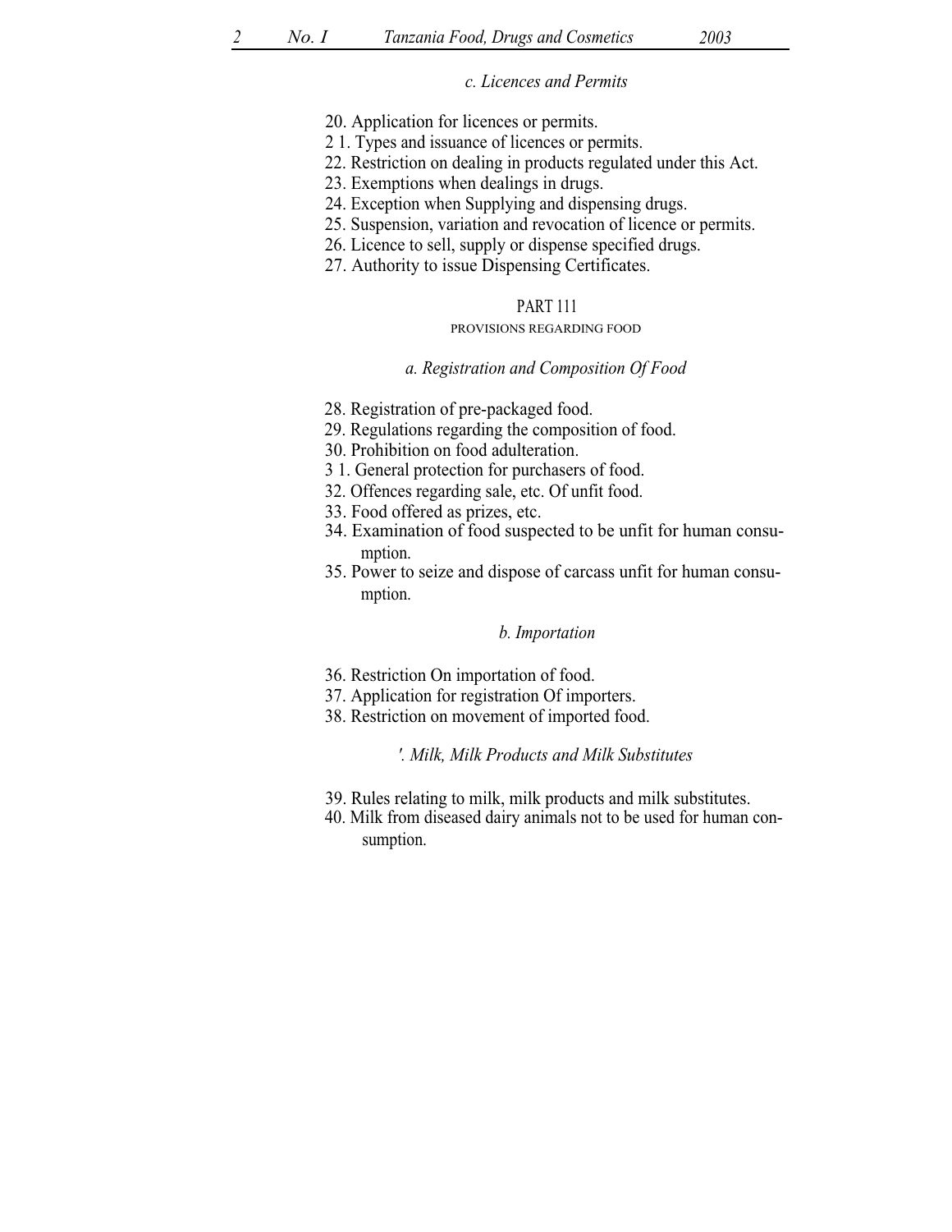*c. Licences and Permits*

20. Application for licences or permits.
2 1. Types and issuance of licences or permits.
22. Restriction on dealing in products regulated under this Act.
23. Exemptions when dealings in drugs.
24. Exception when Supplying and dispensing drugs.
25. Suspension, variation and revocation of licence or permits.
26. Licence to sell, supply or dispense specified drugs.
27. Authority to issue Dispensing Certificates.

PART 111

PROVISIONS REGARDING FOOD

*a. Registration and Composition Of Food*

28. Registration of pre-packaged food.
29. Regulations regarding the composition of food.
30. Prohibition on food adulteration.
3 1. General protection for purchasers of food.
32. Offences regarding sale, etc. Of unfit food.
33. Food offered as prizes, etc.
34. Examination of food suspected to be unfit for human consumption.
35. Power to seize and dispose of carcass unfit for human consumption.

*b. Importation*

36. Restriction On importation of food.
37. Application for registration Of importers.
38. Restriction on movement of imported food.

*'. Milk, Milk Products and Milk Substitutes*

39. Rules relating to milk, milk products and milk substitutes.
40. Milk from diseased dairy animals not to be used for human consumption.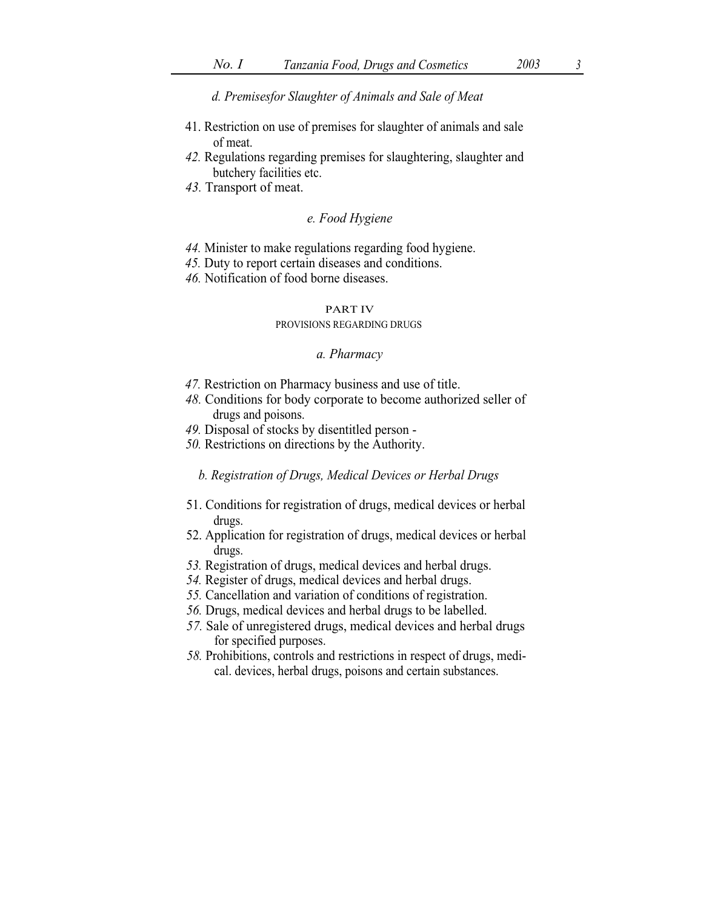*d. Premisesfor Slaughter of Animals and Sale of Meat*

41. Restriction on use of premises for slaughter of animals and sale of meat.
*42.* Regulations regarding premises for slaughtering, slaughter and butchery facilities etc.
*43.* Transport of meat.

*e. Food Hygiene*

*44.* Minister to make regulations regarding food hygiene.
*45.* Duty to report certain diseases and conditions.
*46.* Notification of food borne diseases.

PART IV

PROVISIONS REGARDING DRUGS

*a. Pharmacy*

*47.* Restriction on Pharmacy business and use of title.
*48.* Conditions for body corporate to become authorized seller of drugs and poisons.
*49.* Disposal of stocks by disentitled person -
*50.* Restrictions on directions by the Authority.

*b. Registration of Drugs, Medical Devices or Herbal Drugs*

51. Conditions for registration of drugs, medical devices or herbal drugs.
52. Application for registration of drugs, medical devices or herbal drugs.
*53.* Registration of drugs, medical devices and herbal drugs.
*54.* Register of drugs, medical devices and herbal drugs.
*55.* Cancellation and variation of conditions of registration.
*56.* Drugs, medical devices and herbal drugs to be labelled.
*57.* Sale of unregistered drugs, medical devices and herbal drugs for specified purposes.
*58.* Prohibitions, controls and restrictions in respect of drugs, medical. devices, herbal drugs, poisons and certain substances.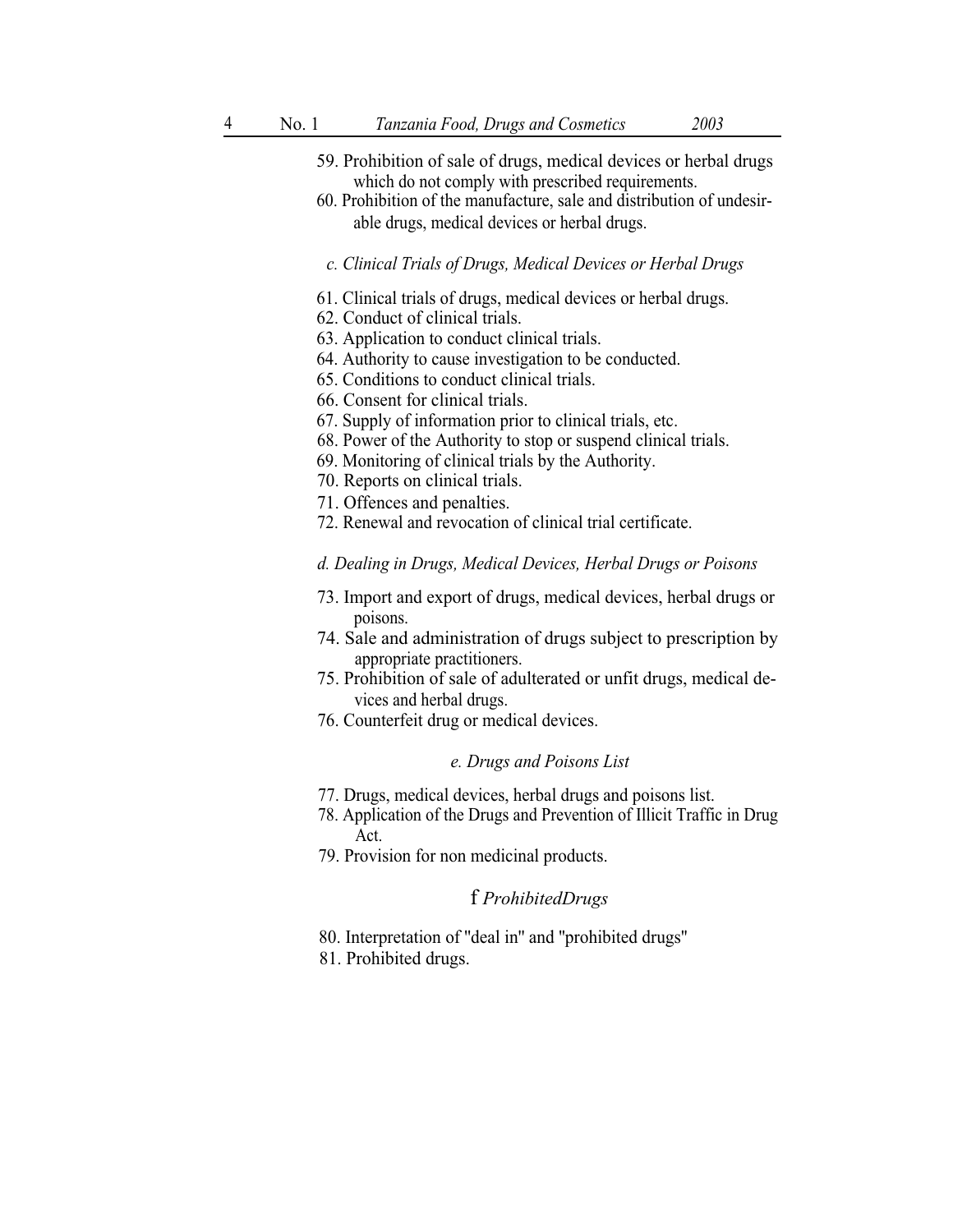59. Prohibition of sale of drugs, medical devices or herbal drugs which do not comply with prescribed requirements.
60. Prohibition of the manufacture, sale and distribution of undesirable drugs, medical devices or herbal drugs.

*c. Clinical Trials of Drugs, Medical Devices or Herbal Drugs*

61. Clinical trials of drugs, medical devices or herbal drugs.
62. Conduct of clinical trials.
63. Application to conduct clinical trials.
64. Authority to cause investigation to be conducted.
65. Conditions to conduct clinical trials.
66. Consent for clinical trials.
67. Supply of information prior to clinical trials, etc.
68. Power of the Authority to stop or suspend clinical trials.
69. Monitoring of clinical trials by the Authority.
70. Reports on clinical trials.
71. Offences and penalties.
72. Renewal and revocation of clinical trial certificate.

*d. Dealing in Drugs, Medical Devices, Herbal Drugs or Poisons*

73. Import and export of drugs, medical devices, herbal drugs or poisons.
74. Sale and administration of drugs subject to prescription by appropriate practitioners.
75. Prohibition of sale of adulterated or unfit drugs, medical devices and herbal drugs.
76. Counterfeit drug or medical devices.

*e. Drugs and Poisons List*

77. Drugs, medical devices, herbal drugs and poisons list.
78. Application of the Drugs and Prevention of Illicit Traffic in Drug Act.
79. Provision for non medicinal products.

f *ProhibitedDrugs*

80. Interpretation of "deal in" and "prohibited drugs"
81. Prohibited drugs.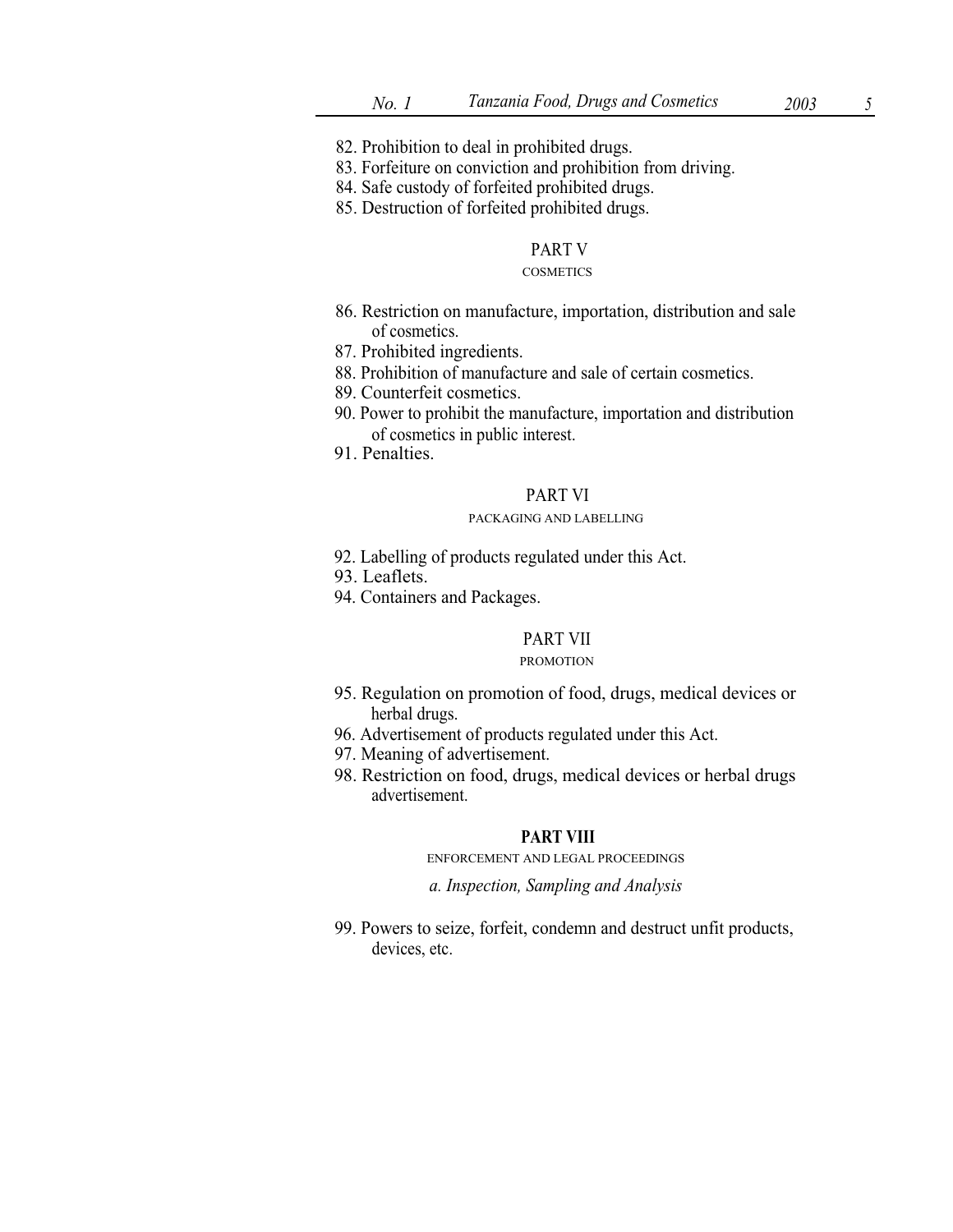82. Prohibition to deal in prohibited drugs.
83. Forfeiture on conviction and prohibition from driving.
84. Safe custody of forfeited prohibited drugs.
85. Destruction of forfeited prohibited drugs.

## PART V

### COSMETICS

86. Restriction on manufacture, importation, distribution and sale of cosmetics.
87. Prohibited ingredients.
88. Prohibition of manufacture and sale of certain cosmetics.
89. Counterfeit cosmetics.
90. Power to prohibit the manufacture, importation and distribution of cosmetics in public interest.
91. Penalties.

## PART VI

### PACKAGING AND LABELLING

92. Labelling of products regulated under this Act.
93. Leaflets.
94. Containers and Packages.

## PART VII

### PROMOTION

95. Regulation on promotion of food, drugs, medical devices or herbal drugs.
96. Advertisement of products regulated under this Act.
97. Meaning of advertisement.
98. Restriction on food, drugs, medical devices or herbal drugs advertisement.

## PART VIII

### ENFORCEMENT AND LEGAL PROCEEDINGS

*a. Inspection, Sampling and Analysis*

99. Powers to seize, forfeit, condemn and destruct unfit products, devices, etc.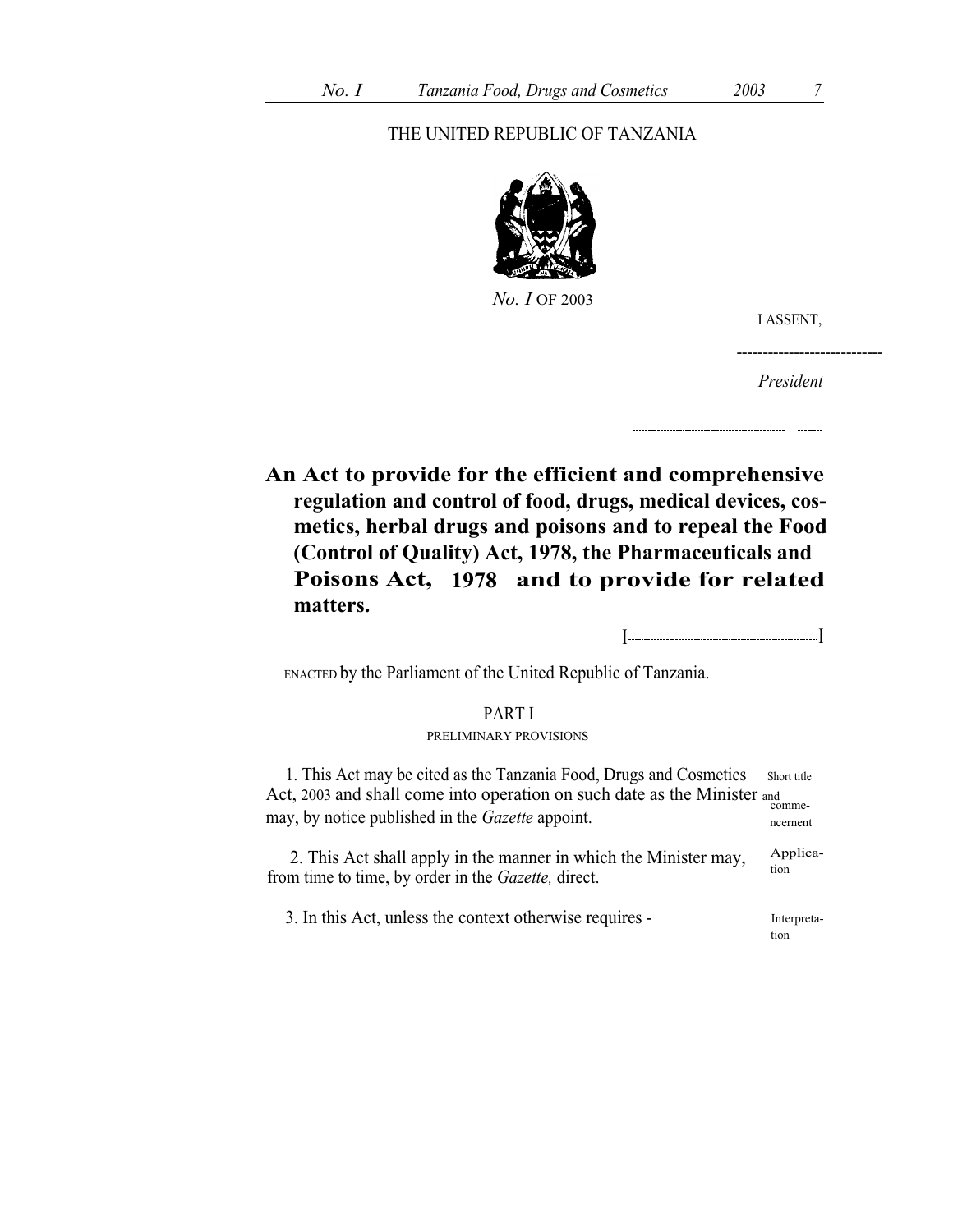THE UNITED REPUBLIC OF TANZANIA

*No. 1* OF 2003

I ASSENT,

---------------------------

*President*

**An Act to provide for the efficient and comprehensive regulation and control of food, drugs, medical devices, cosmetics, herbal drugs and poisons and to repeal the Food (Control of Quality) Act, 1978, the Pharmaceuticals and Poisons Act, 1978 and to provide for related matters.**

ENACTED by the Parliament of the United Republic of Tanzania.

## PART I

### PRELIMINARY PROVISIONS

Short title and commencement

1. This Act may be cited as the Tanzania Food, Drugs and Cosmetics Act, 2003 and shall come into operation on such date as the Minister may, by notice published in the *Gazette* appoint.

Application

2. This Act shall apply in the manner in which the Minister may, from time to time, by order in the *Gazette,* direct.

Interpretation

3. In this Act, unless the context otherwise requires -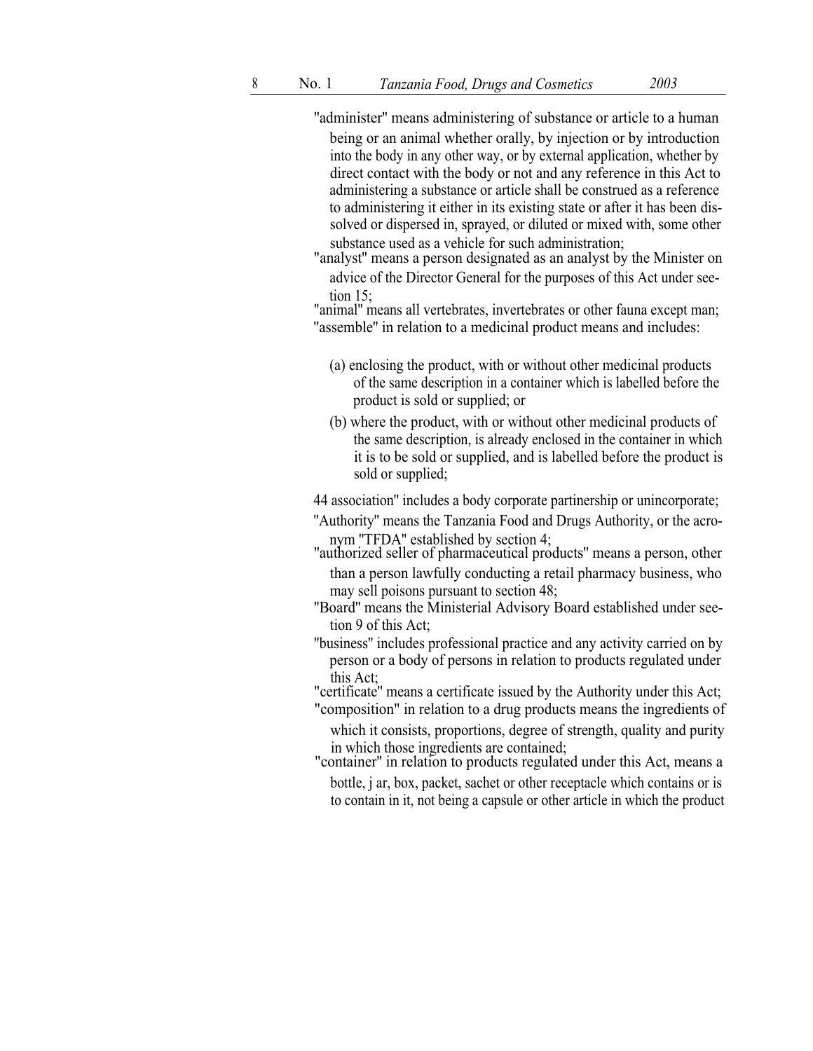"administer" means administering of substance or article to a human being or an animal whether orally, by injection or by introduction into the body in any other way, or by external application, whether by direct contact with the body or not and any reference in this Act to administering a substance or article shall be construed as a reference to administering it either in its existing state or after it has been dissolved or dispersed in, sprayed, or diluted or mixed with, some other substance used as a vehicle for such administration;

"analyst" means a person designated as an analyst by the Minister on advice of the Director General for the purposes of this Act under see- tion 15;

"animal" means all vertebrates, invertebrates or other fauna except man;

"assemble" in relation to a medicinal product means and includes:

(a) enclosing the product, with or without other medicinal products of the same description in a container which is labelled before the product is sold or supplied; or

(b) where the product, with or without other medicinal products of the same description, is already enclosed in the container in which it is to be sold or supplied, and is labelled before the product is sold or supplied;

44 association" includes a body corporate partinership or unincorporate;

"Authority" means the Tanzania Food and Drugs Authority, or the acronym "TFDA" established by section 4;

"authorized seller of pharmaceutical products" means a person, other than a person lawfully conducting a retail pharmacy business, who may sell poisons pursuant to section 48;

"Board" means the Ministerial Advisory Board established under see- tion 9 of this Act;

"business" includes professional practice and any activity carried on by person or a body of persons in relation to products regulated under this Act;

"certificate" means a certificate issued by the Authority under this Act;

"composition" in relation to a drug products means the ingredients of which it consists, proportions, degree of strength, quality and purity in which those ingredients are contained;

"container" in relation to products regulated under this Act, means a bottle, j ar, box, packet, sachet or other receptacle which contains or is to contain in it, not being a capsule or other article in which the product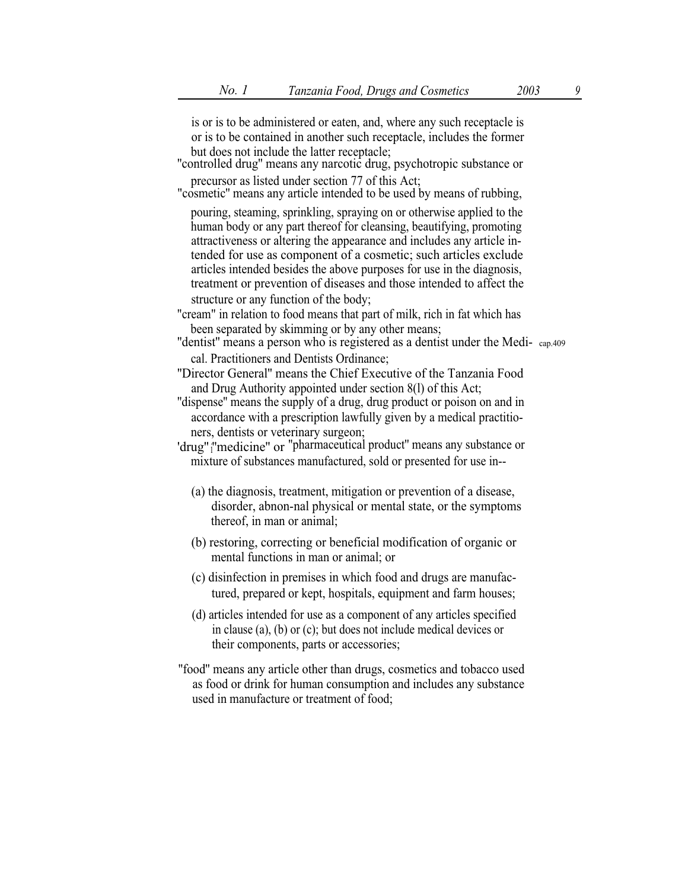is or is to be administered or eaten, and, where any such receptacle is or is to be contained in another such receptacle, includes the former but does not include the latter receptacle;

"controlled drug" means any narcotic drug, psychotropic substance or precursor as listed under section 77 of this Act;

"cosmetic" means any article intended to be used by means of rubbing, pouring, steaming, sprinkling, spraying on or otherwise applied to the human body or any part thereof for cleansing, beautifying, promoting attractiveness or altering the appearance and includes any article intended for use as component of a cosmetic; such articles exclude articles intended besides the above purposes for use in the diagnosis, treatment or prevention of diseases and those intended to affect the structure or any function of the body;

"cream" in relation to food means that part of milk, rich in fat which has been separated by skimming or by any other means;

"dentist" means a person who is registered as a dentist under the Medical. Practitioners and Dentists Ordinance; cap.409

"Director General" means the Chief Executive of the Tanzania Food and Drug Authority appointed under section 8(l) of this Act;

"dispense" means the supply of a drug, drug product or poison on and in accordance with a prescription lawfully given by a medical practitioners, dentists or veterinary surgeon;

'drug" ;"medicine" or "pharmaceutical product" means any substance or mixture of substances manufactured, sold or presented for use in--

(a) the diagnosis, treatment, mitigation or prevention of a disease, disorder, abnon-nal physical or mental state, or the symptoms thereof, in man or animal;

(b) restoring, correcting or beneficial modification of organic or mental functions in man or animal; or

(c) disinfection in premises in which food and drugs are manufactured, prepared or kept, hospitals, equipment and farm houses;

(d) articles intended for use as a component of any articles specified in clause (a), (b) or (c); but does not include medical devices or their components, parts or accessories;

"food" means any article other than drugs, cosmetics and tobacco used as food or drink for human consumption and includes any substance used in manufacture or treatment of food;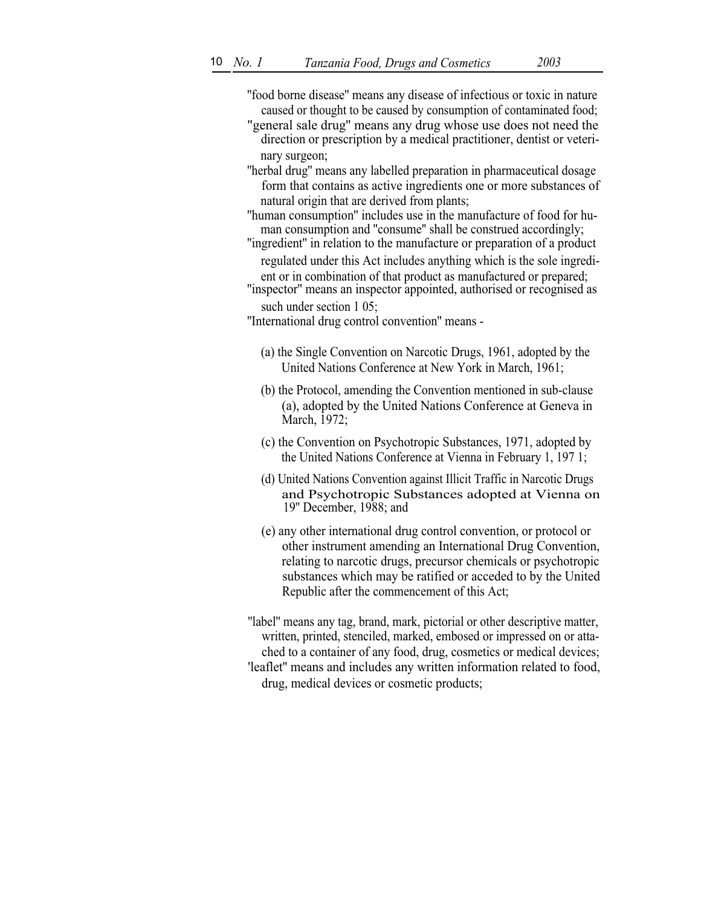"food borne disease" means any disease of infectious or toxic in nature caused or thought to be caused by consumption of contaminated food;

"general sale drug" means any drug whose use does not need the direction or prescription by a medical practitioner, dentist or veterinary surgeon;

"herbal drug" means any labelled preparation in pharmaceutical dosage form that contains as active ingredients one or more substances of natural origin that are derived from plants;

"human consumption" includes use in the manufacture of food for human consumption and "consume" shall be construed accordingly;

"ingredient" in relation to the manufacture or preparation of a product regulated under this Act includes anything which is the sole ingredient or in combination of that product as manufactured or prepared;

"inspector" means an inspector appointed, authorised or recognised as such under section 1 05;

"International drug control convention" means -

(a) the Single Convention on Narcotic Drugs, 1961, adopted by the United Nations Conference at New York in March, 1961;

(b) the Protocol, amending the Convention mentioned in sub-clause (a), adopted by the United Nations Conference at Geneva in March, 1972;

(c) the Convention on Psychotropic Substances, 1971, adopted by the United Nations Conference at Vienna in February 1, 197 1;

(d) United Nations Convention against Illicit Traffic in Narcotic Drugs and Psychotropic Substances adopted at Vienna on 19" December, 1988; and

(e) any other international drug control convention, or protocol or other instrument amending an International Drug Convention, relating to narcotic drugs, precursor chemicals or psychotropic substances which may be ratified or acceded to by the United Republic after the commencement of this Act;

"label" means any tag, brand, mark, pictorial or other descriptive matter, written, printed, stenciled, marked, embosed or impressed on or attached to a container of any food, drug, cosmetics or medical devices;

'leaflet" means and includes any written information related to food, drug, medical devices or cosmetic products;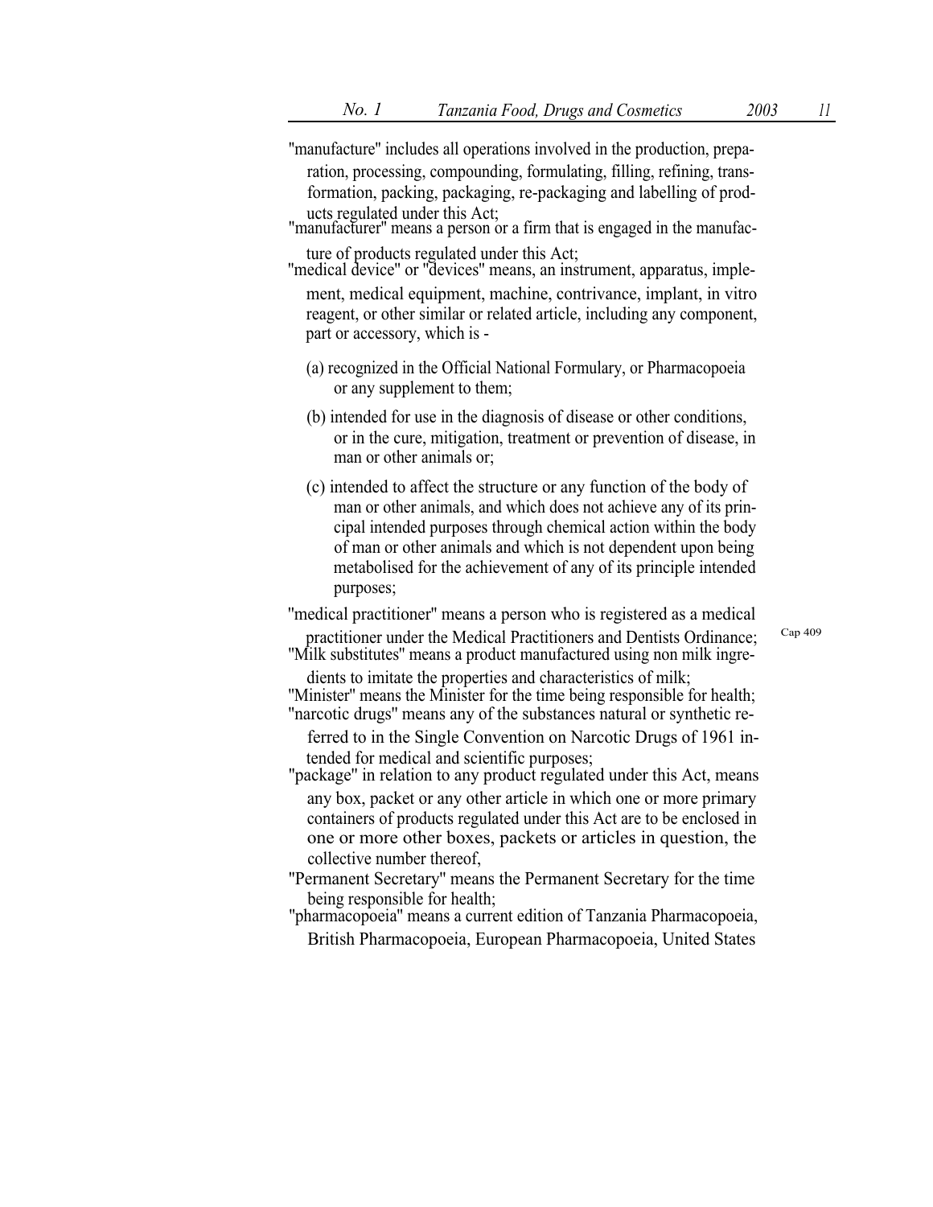"manufacture" includes all operations involved in the production, preparation, processing, compounding, formulating, filling, refining, transformation, packing, packaging, re-packaging and labelling of products regulated under this Act;

"manufacturer" means a person or a firm that is engaged in the manufacture of products regulated under this Act;

"medical device" or "devices" means, an instrument, apparatus, implement, medical equipment, machine, contrivance, implant, in vitro reagent, or other similar or related article, including any component, part or accessory, which is -

(a) recognized in the Official National Formulary, or Pharmacopoeia or any supplement to them;

(b) intended for use in the diagnosis of disease or other conditions, or in the cure, mitigation, treatment or prevention of disease, in man or other animals or;

(c) intended to affect the structure or any function of the body of man or other animals, and which does not achieve any of its principal intended purposes through chemical action within the body of man or other animals and which is not dependent upon being metabolised for the achievement of any of its principle intended purposes;

"medical practitioner" means a person who is registered as a medical practitioner under the Medical Practitioners and Dentists Ordinance; Cap 409

"Milk substitutes" means a product manufactured using non milk ingredients to imitate the properties and characteristics of milk;

"Minister" means the Minister for the time being responsible for health;

"narcotic drugs" means any of the substances natural or synthetic referred to in the Single Convention on Narcotic Drugs of 1961 intended for medical and scientific purposes;

"package" in relation to any product regulated under this Act, means any box, packet or any other article in which one or more primary containers of products regulated under this Act are to be enclosed in one or more other boxes, packets or articles in question, the collective number thereof,

"Permanent Secretary" means the Permanent Secretary for the time being responsible for health;

"pharmacopoeia" means a current edition of Tanzania Pharmacopoeia, British Pharmacopoeia, European Pharmacopoeia, United States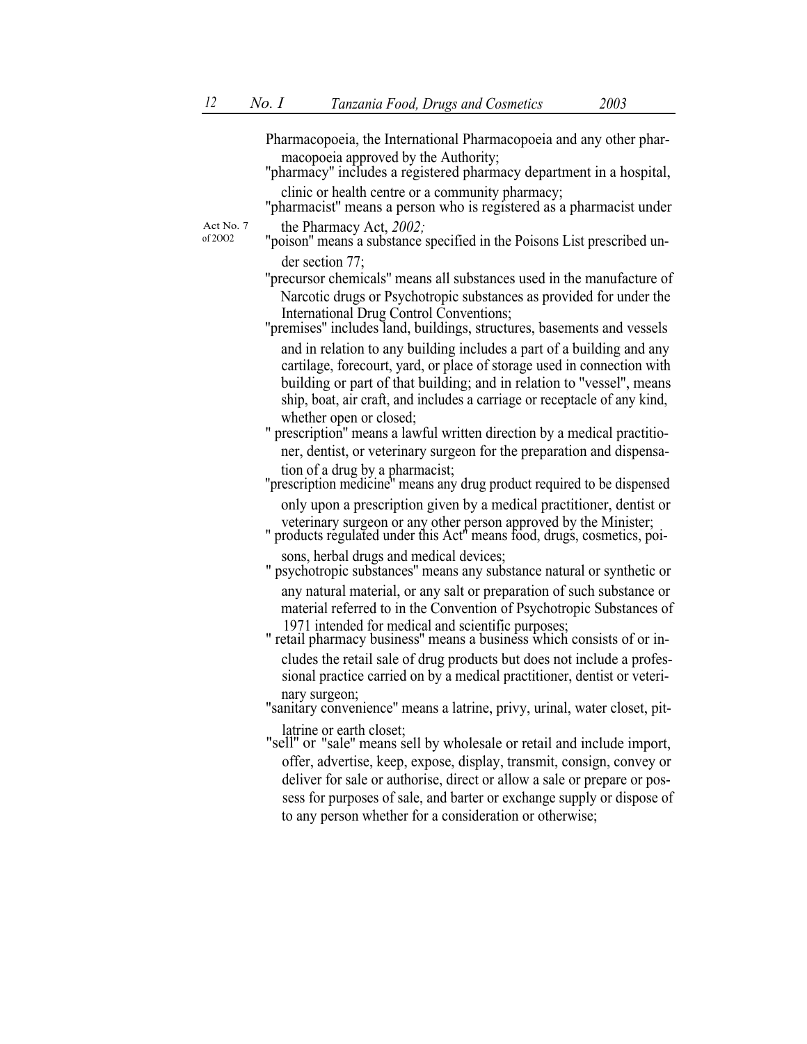Pharmacopoeia, the International Pharmacopoeia and any other pharmacopoeia approved by the Authority;

"pharmacy" includes a registered pharmacy department in a hospital, clinic or health centre or a community pharmacy;

"pharmacist" means a person who is registered as a pharmacist under the Pharmacy Act, *2002;*

Act No. 7 of 2002

"poison" means a substance specified in the Poisons List prescribed under section 77;

"precursor chemicals" means all substances used in the manufacture of Narcotic drugs or Psychotropic substances as provided for under the International Drug Control Conventions;

"premises" includes land, buildings, structures, basements and vessels and in relation to any building includes a part of a building and any cartilage, forecourt, yard, or place of storage used in connection with building or part of that building; and in relation to "vessel", means ship, boat, air craft, and includes a carriage or receptacle of any kind, whether open or closed;

" prescription" means a lawful written direction by a medical practitioner, dentist, or veterinary surgeon for the preparation and dispensation of a drug by a pharmacist;

"prescription medicine" means any drug product required to be dispensed only upon a prescription given by a medical practitioner, dentist or veterinary surgeon or any other person approved by the Minister;

" products regulated under this Act" means food, drugs, cosmetics, poisons, herbal drugs and medical devices;

" psychotropic substances" means any substance natural or synthetic or any natural material, or any salt or preparation of such substance or material referred to in the Convention of Psychotropic Substances of 1971 intended for medical and scientific purposes;

" retail pharmacy business" means a business which consists of or includes the retail sale of drug products but does not include a professional practice carried on by a medical practitioner, dentist or veterinary surgeon;

"sanitary convenience" means a latrine, privy, urinal, water closet, pit-latrine or earth closet;

"sell" or "sale" means sell by wholesale or retail and include import, offer, advertise, keep, expose, display, transmit, consign, convey or deliver for sale or authorise, direct or allow a sale or prepare or possess for purposes of sale, and barter or exchange supply or dispose of to any person whether for a consideration or otherwise;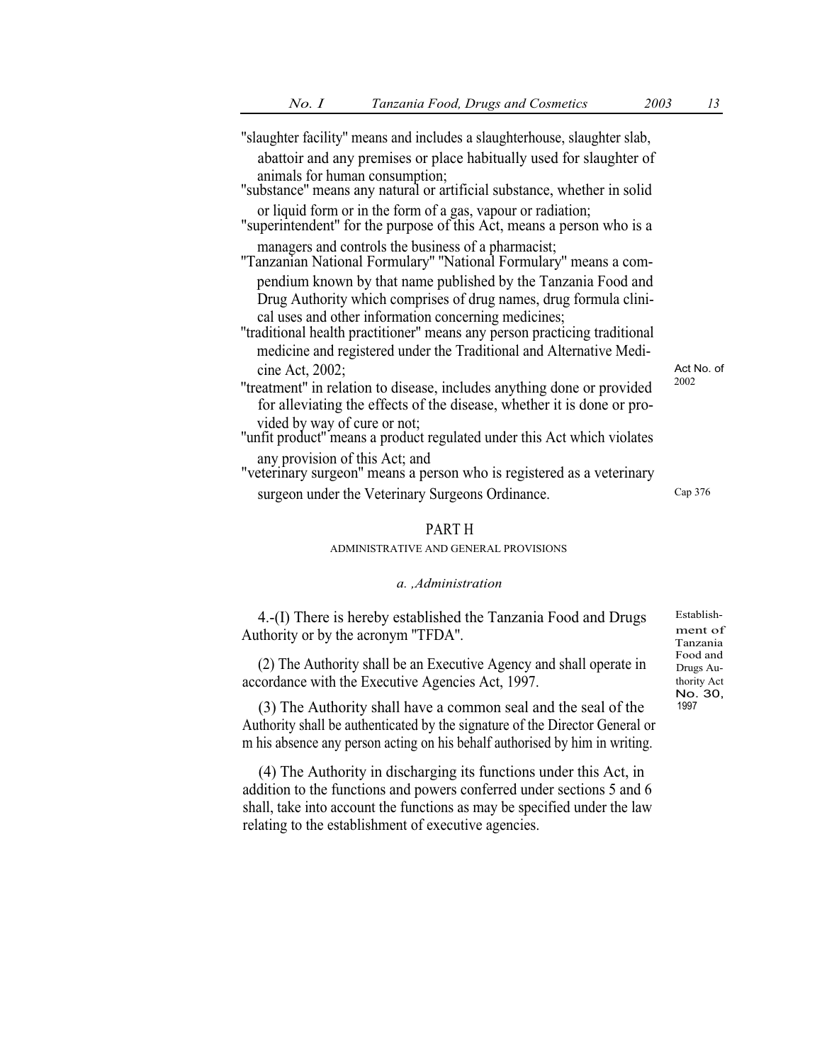"slaughter facility" means and includes a slaughterhouse, slaughter slab, abattoir and any premises or place habitually used for slaughter of animals for human consumption;

"substance" means any natural or artificial substance, whether in solid or liquid form or in the form of a gas, vapour or radiation;

"superintendent" for the purpose of this Act, means a person who is a managers and controls the business of a pharmacist;

"Tanzanian National Formulary" "National Formulary" means a compendium known by that name published by the Tanzania Food and Drug Authority which comprises of drug names, drug formula clinical uses and other information concerning medicines;

"traditional health practitioner" means any person practicing traditional medicine and registered under the Traditional and Alternative Medicine Act, 2002; *Act No. of 2002*

"treatment" in relation to disease, includes anything done or provided for alleviating the effects of the disease, whether it is done or provided by way of cure or not;

"unfit product" means a product regulated under this Act which violates any provision of this Act; and

"veterinary surgeon" means a person who is registered as a veterinary surgeon under the Veterinary Surgeons Ordinance. *Cap 376*

## PART H

### ADMINISTRATIVE AND GENERAL PROVISIONS

*a. ,Administration*

*Establishment of Tanzania Food and Drugs Authority Act No. 30, 1997*

4.-(I) There is hereby established the Tanzania Food and Drugs Authority or by the acronym "TFDA".

(2) The Authority shall be an Executive Agency and shall operate in accordance with the Executive Agencies Act, 1997.

(3) The Authority shall have a common seal and the seal of the Authority shall be authenticated by the signature of the Director General or m his absence any person acting on his behalf authorised by him in writing.

(4) The Authority in discharging its functions under this Act, in addition to the functions and powers conferred under sections 5 and 6 shall, take into account the functions as may be specified under the law relating to the establishment of executive agencies.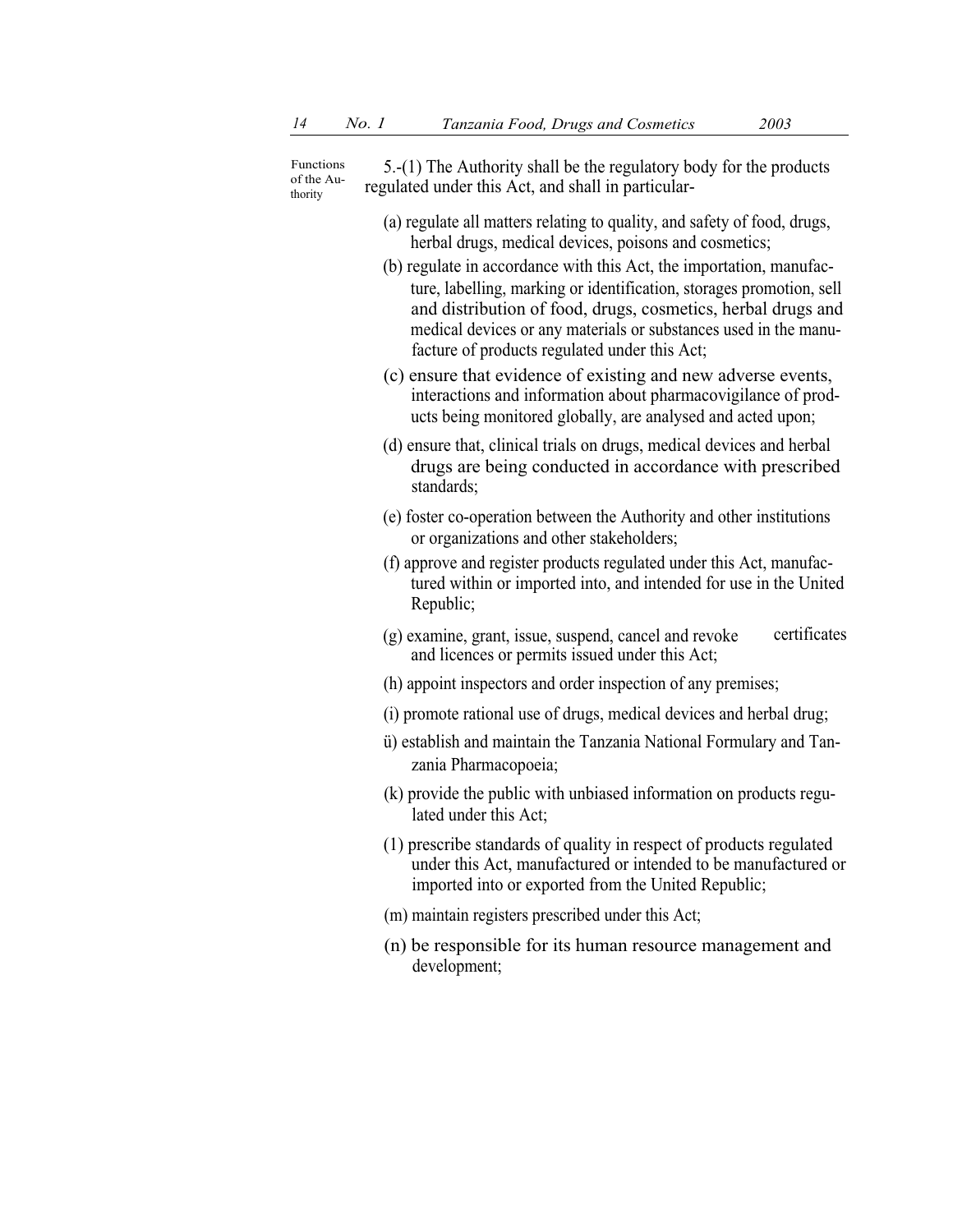Functions of the Authority

5.-(1) The Authority shall be the regulatory body for the products regulated under this Act, and shall in particular-

(a) regulate all matters relating to quality, and safety of food, drugs, herbal drugs, medical devices, poisons and cosmetics;

(b) regulate in accordance with this Act, the importation, manufacture, labelling, marking or identification, storages promotion, sell and distribution of food, drugs, cosmetics, herbal drugs and medical devices or any materials or substances used in the manufacture of products regulated under this Act;

(c) ensure that evidence of existing and new adverse events, interactions and information about pharmacovigilance of products being monitored globally, are analysed and acted upon;

(d) ensure that, clinical trials on drugs, medical devices and herbal drugs are being conducted in accordance with prescribed standards;

(e) foster co-operation between the Authority and other institutions or organizations and other stakeholders;

(f) approve and register products regulated under this Act, manufactured within or imported into, and intended for use in the United Republic;

(g) examine, grant, issue, suspend, cancel and revoke certificates and licences or permits issued under this Act;

(h) appoint inspectors and order inspection of any premises;

(i) promote rational use of drugs, medical devices and herbal drug;

ü) establish and maintain the Tanzania National Formulary and Tanzania Pharmacopoeia;

(k) provide the public with unbiased information on products regulated under this Act;

(1) prescribe standards of quality in respect of products regulated under this Act, manufactured or intended to be manufactured or imported into or exported from the United Republic;

(m) maintain registers prescribed under this Act;

(n) be responsible for its human resource management and development;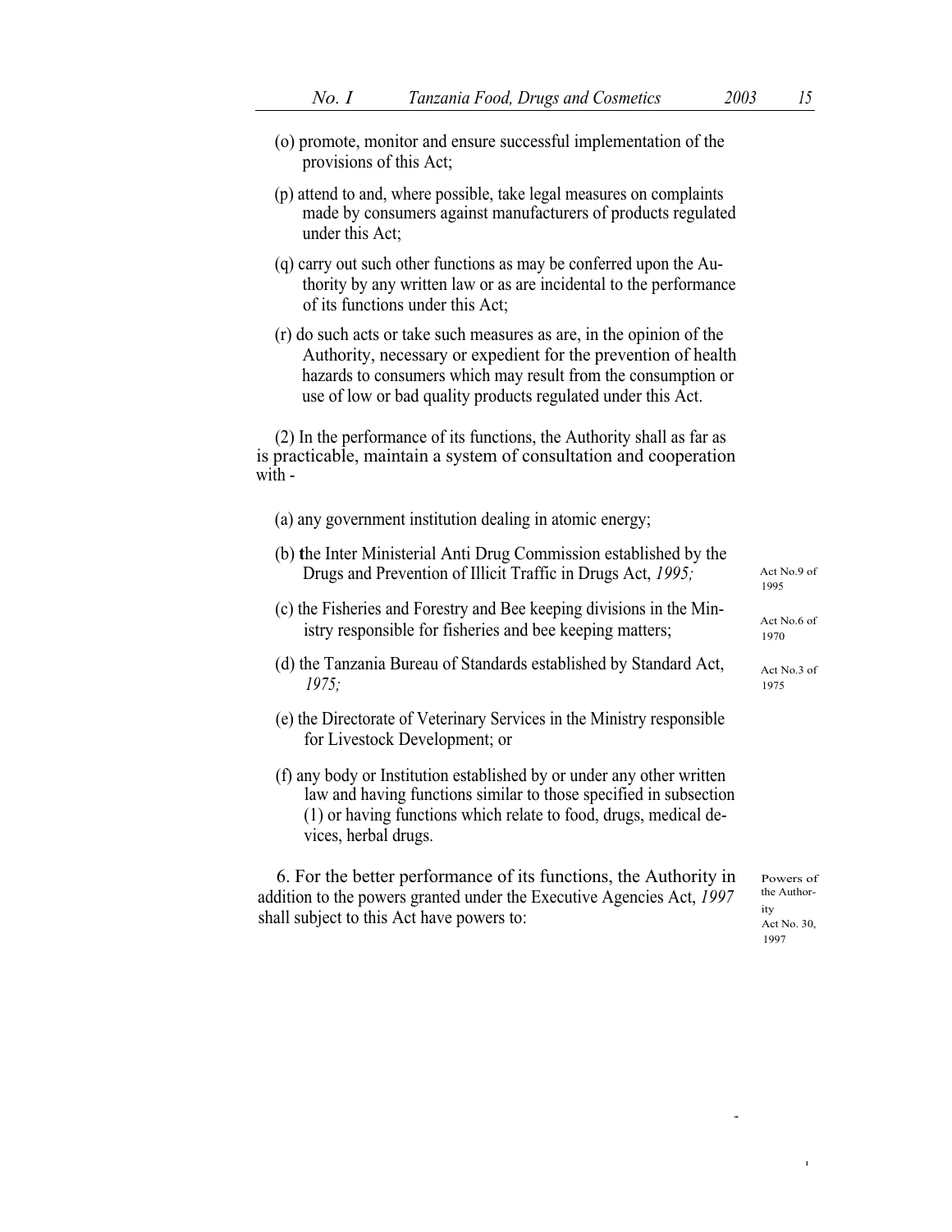(o) promote, monitor and ensure successful implementation of the provisions of this Act;

(p) attend to and, where possible, take legal measures on complaints made by consumers against manufacturers of products regulated under this Act;

(q) carry out such other functions as may be conferred upon the Authority by any written law or as are incidental to the performance of its functions under this Act;

(r) do such acts or take such measures as are, in the opinion of the Authority, necessary or expedient for the prevention of health hazards to consumers which may result from the consumption or use of low or bad quality products regulated under this Act.

(2) In the performance of its functions, the Authority shall as far as is practicable, maintain a system of consultation and cooperation with -

(a) any government institution dealing in atomic energy;

(b) the Inter Ministerial Anti Drug Commission established by the Drugs and Prevention of Illicit Traffic in Drugs Act, *1995;* Act No.9 of 1995

(c) the Fisheries and Forestry and Bee keeping divisions in the Ministry responsible for fisheries and bee keeping matters; Act No.6 of 1970

(d) the Tanzania Bureau of Standards established by Standard Act, *1975;* Act No.3 of 1975

(e) the Directorate of Veterinary Services in the Ministry responsible for Livestock Development; or

(f) any body or Institution established by or under any other written law and having functions similar to those specified in subsection (1) or having functions which relate to food, drugs, medical devices, herbal drugs.

Powers of the Authority
Act No. 30, 1997

6. For the better performance of its functions, the Authority in addition to the powers granted under the Executive Agencies Act, *1997* shall subject to this Act have powers to: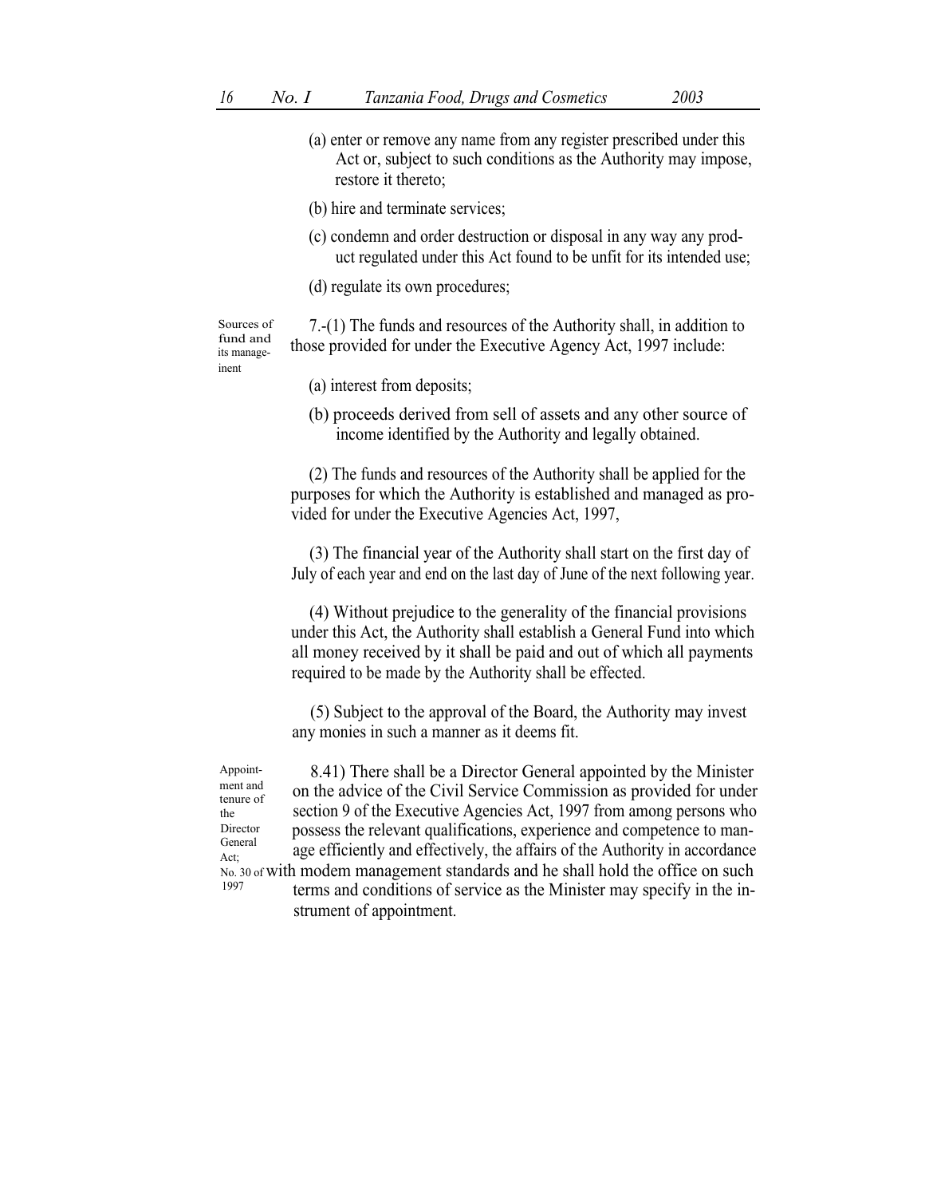(a) enter or remove any name from any register prescribed under this Act or, subject to such conditions as the Authority may impose, restore it thereto;

(b) hire and terminate services;

(c) condemn and order destruction or disposal in any way any product regulated under this Act found to be unfit for its intended use;

(d) regulate its own procedures;

Sources of fund and its manageinent

7.-(1) The funds and resources of the Authority shall, in addition to those provided for under the Executive Agency Act, 1997 include:

(a) interest from deposits;

(b) proceeds derived from sell of assets and any other source of income identified by the Authority and legally obtained.

(2) The funds and resources of the Authority shall be applied for the purposes for which the Authority is established and managed as provided for under the Executive Agencies Act, 1997,

(3) The financial year of the Authority shall start on the first day of July of each year and end on the last day of June of the next following year.

(4) Without prejudice to the generality of the financial provisions under this Act, the Authority shall establish a General Fund into which all money received by it shall be paid and out of which all payments required to be made by the Authority shall be effected.

(5) Subject to the approval of the Board, the Authority may invest any monies in such a manner as it deems fit.

Appointment and tenure of the Director General Act; No. 30 of 1997

8.41) There shall be a Director General appointed by the Minister on the advice of the Civil Service Commission as provided for under section 9 of the Executive Agencies Act, 1997 from among persons who possess the relevant qualifications, experience and competence to manage efficiently and effectively, the affairs of the Authority in accordance with modem management standards and he shall hold the office on such terms and conditions of service as the Minister may specify in the instrument of appointment.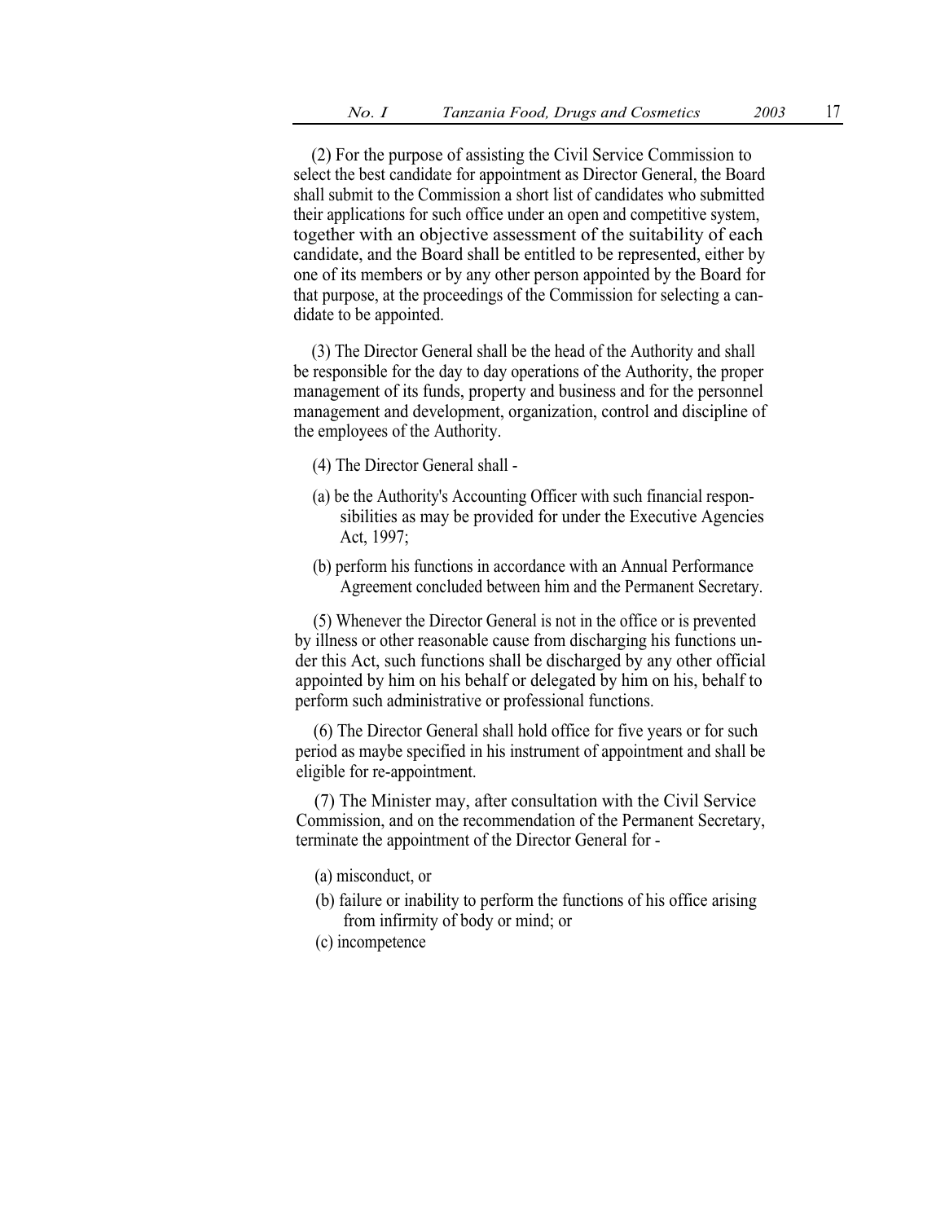(2) For the purpose of assisting the Civil Service Commission to select the best candidate for appointment as Director General, the Board shall submit to the Commission a short list of candidates who submitted their applications for such office under an open and competitive system, together with an objective assessment of the suitability of each candidate, and the Board shall be entitled to be represented, either by one of its members or by any other person appointed by the Board for that purpose, at the proceedings of the Commission for selecting a candidate to be appointed.

(3) The Director General shall be the head of the Authority and shall be responsible for the day to day operations of the Authority, the proper management of its funds, property and business and for the personnel management and development, organization, control and discipline of the employees of the Authority.

(4) The Director General shall -

(a) be the Authority's Accounting Officer with such financial responsibilities as may be provided for under the Executive Agencies Act, 1997;

(b) perform his functions in accordance with an Annual Performance Agreement concluded between him and the Permanent Secretary.

(5) Whenever the Director General is not in the office or is prevented by illness or other reasonable cause from discharging his functions under this Act, such functions shall be discharged by any other official appointed by him on his behalf or delegated by him on his, behalf to perform such administrative or professional functions.

(6) The Director General shall hold office for five years or for such period as maybe specified in his instrument of appointment and shall be eligible for re-appointment.

(7) The Minister may, after consultation with the Civil Service Commission, and on the recommendation of the Permanent Secretary, terminate the appointment of the Director General for -

(a) misconduct, or

(b) failure or inability to perform the functions of his office arising from infirmity of body or mind; or

(c) incompetence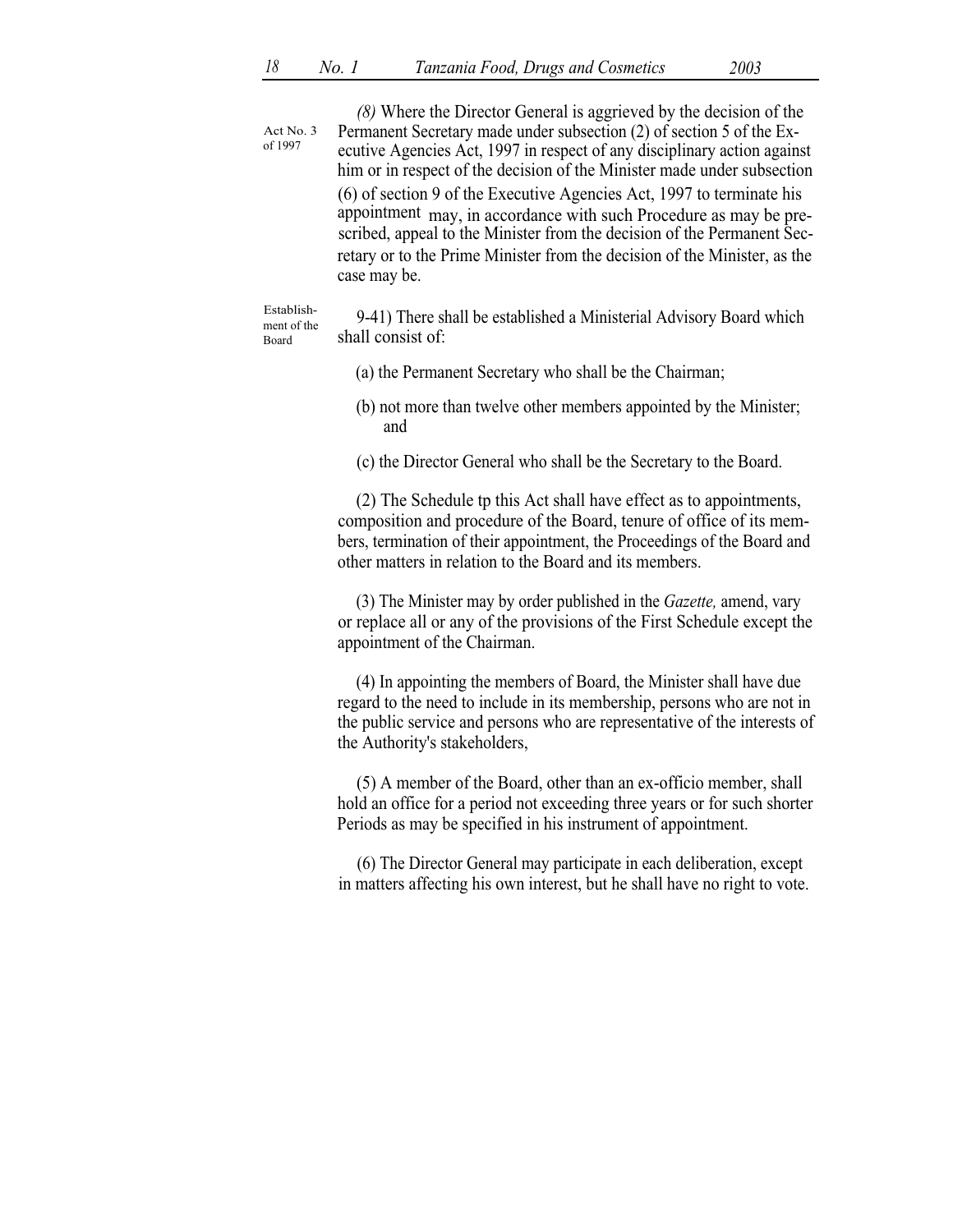Act No. 3 of 1997

*(8)* Where the Director General is aggrieved by the decision of the Permanent Secretary made under subsection (2) of section 5 of the Executive Agencies Act, 1997 in respect of any disciplinary action against him or in respect of the decision of the Minister made under subsection (6) of section 9 of the Executive Agencies Act, 1997 to terminate his appointment may, in accordance with such Procedure as may be prescribed, appeal to the Minister from the decision of the Permanent Secretary or to the Prime Minister from the decision of the Minister, as the case may be.

Establishment of the Board

9-41) There shall be established a Ministerial Advisory Board which shall consist of:

(a) the Permanent Secretary who shall be the Chairman;

(b) not more than twelve other members appointed by the Minister; and

(c) the Director General who shall be the Secretary to the Board.

(2) The Schedule tp this Act shall have effect as to appointments, composition and procedure of the Board, tenure of office of its members, termination of their appointment, the Proceedings of the Board and other matters in relation to the Board and its members.

(3) The Minister may by order published in the *Gazette,* amend, vary or replace all or any of the provisions of the First Schedule except the appointment of the Chairman.

(4) In appointing the members of Board, the Minister shall have due regard to the need to include in its membership, persons who are not in the public service and persons who are representative of the interests of the Authority's stakeholders,

(5) A member of the Board, other than an ex-officio member, shall hold an office for a period not exceeding three years or for such shorter Periods as may be specified in his instrument of appointment.

(6) The Director General may participate in each deliberation, except in matters affecting his own interest, but he shall have no right to vote.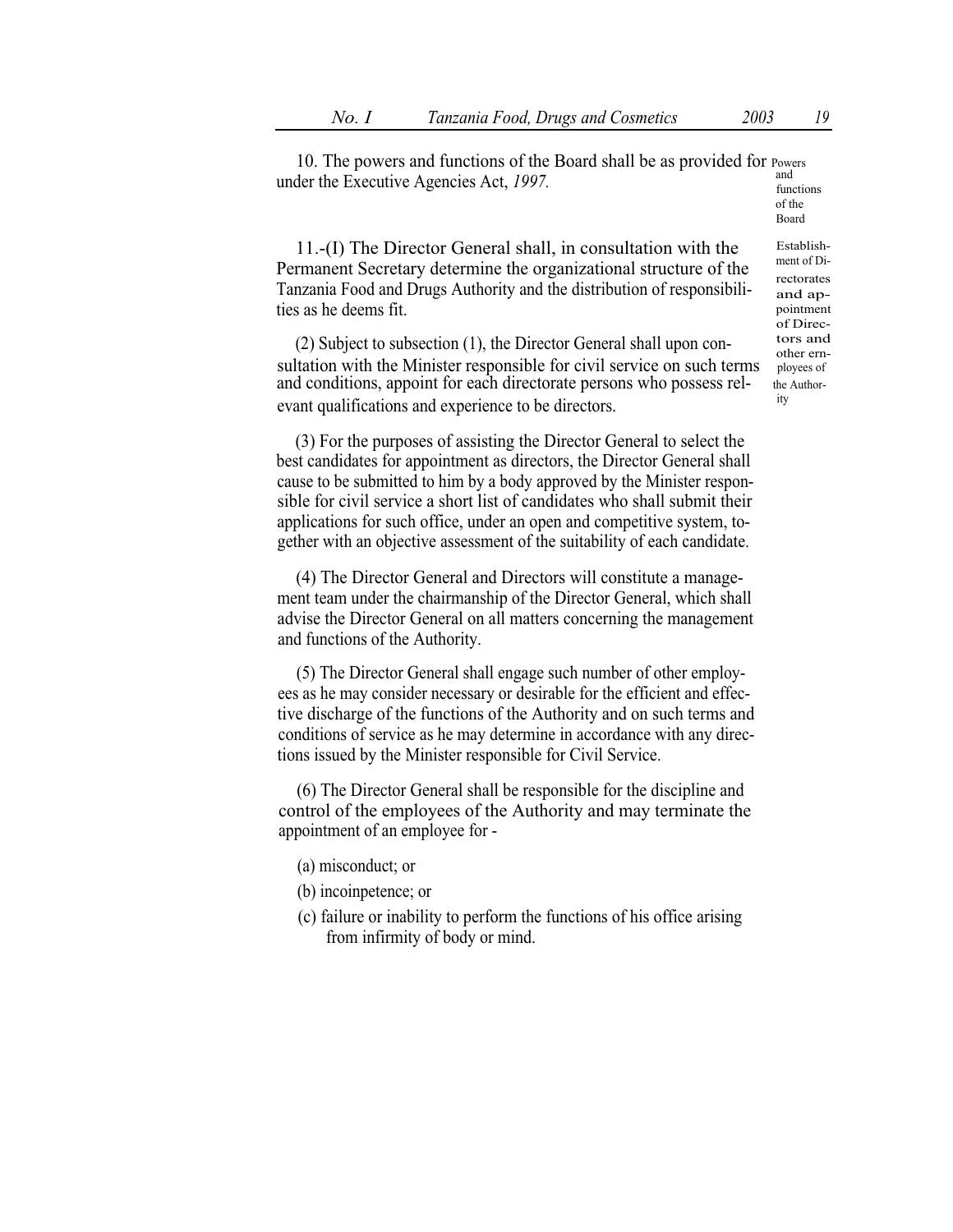10. The powers and functions of the Board shall be as provided for under the Executive Agencies Act, *1997.*

Powers and functions of the Board

11.-(I) The Director General shall, in consultation with the Permanent Secretary determine the organizational structure of the Tanzania Food and Drugs Authority and the distribution of responsibilities as he deems fit.

Establishment of Directorates and appointment of Directors and other ernployees of the Authority

(2) Subject to subsection (1), the Director General shall upon consultation with the Minister responsible for civil service on such terms and conditions, appoint for each directorate persons who possess relevant qualifications and experience to be directors.

(3) For the purposes of assisting the Director General to select the best candidates for appointment as directors, the Director General shall cause to be submitted to him by a body approved by the Minister responsible for civil service a short list of candidates who shall submit their applications for such office, under an open and competitive system, together with an objective assessment of the suitability of each candidate.

(4) The Director General and Directors will constitute a management team under the chairmanship of the Director General, which shall advise the Director General on all matters concerning the management and functions of the Authority.

(5) The Director General shall engage such number of other employees as he may consider necessary or desirable for the efficient and effective discharge of the functions of the Authority and on such terms and conditions of service as he may determine in accordance with any directions issued by the Minister responsible for Civil Service.

(6) The Director General shall be responsible for the discipline and control of the employees of the Authority and may terminate the appointment of an employee for -

(a) misconduct; or

(b) incoinpetence; or

(c) failure or inability to perform the functions of his office arising from infirmity of body or mind.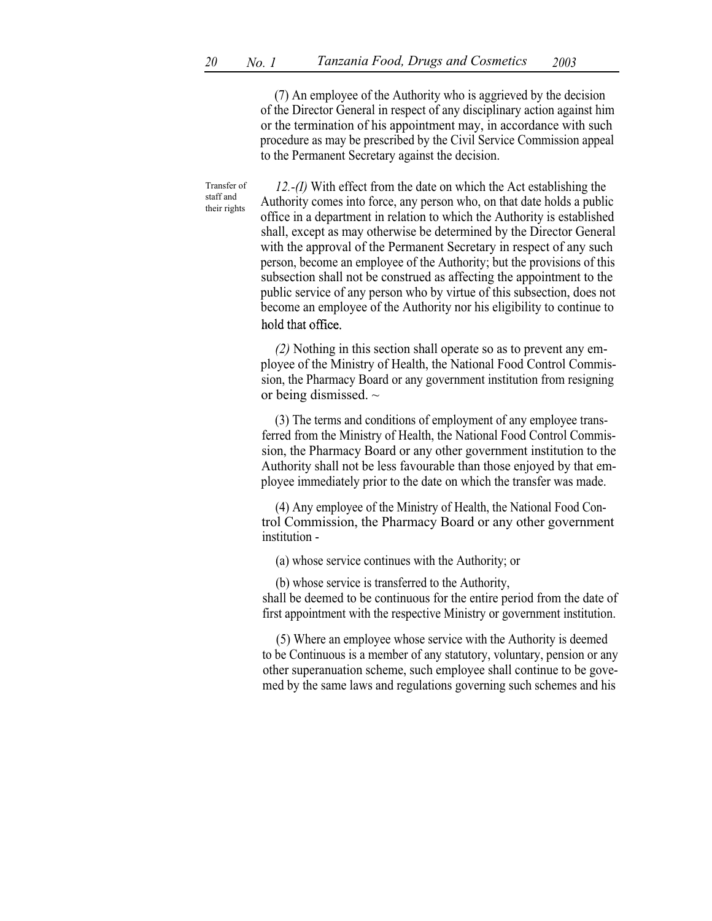(7) An employee of the Authority who is aggrieved by the decision of the Director General in respect of any disciplinary action against him or the termination of his appointment may, in accordance with such procedure as may be prescribed by the Civil Service Commission appeal to the Permanent Secretary against the decision.

Transfer of staff and their rights

*12.-(I)* With effect from the date on which the Act establishing the Authority comes into force, any person who, on that date holds a public office in a department in relation to which the Authority is established shall, except as may otherwise be determined by the Director General with the approval of the Permanent Secretary in respect of any such person, become an employee of the Authority; but the provisions of this subsection shall not be construed as affecting the appointment to the public service of any person who by virtue of this subsection, does not become an employee of the Authority nor his eligibility to continue to hold that office.

*(2)* Nothing in this section shall operate so as to prevent any employee of the Ministry of Health, the National Food Control Commission, the Pharmacy Board or any government institution from resigning or being dismissed. ~

(3) The terms and conditions of employment of any employee transferred from the Ministry of Health, the National Food Control Commission, the Pharmacy Board or any other government institution to the Authority shall not be less favourable than those enjoyed by that employee immediately prior to the date on which the transfer was made.

(4) Any employee of the Ministry of Health, the National Food Control Commission, the Pharmacy Board or any other government institution -

(a) whose service continues with the Authority; or

(b) whose service is transferred to the Authority,

shall be deemed to be continuous for the entire period from the date of first appointment with the respective Ministry or government institution.

(5) Where an employee whose service with the Authority is deemed to be Continuous is a member of any statutory, voluntary, pension or any other superanuation scheme, such employee shall continue to be govemed by the same laws and regulations governing such schemes and his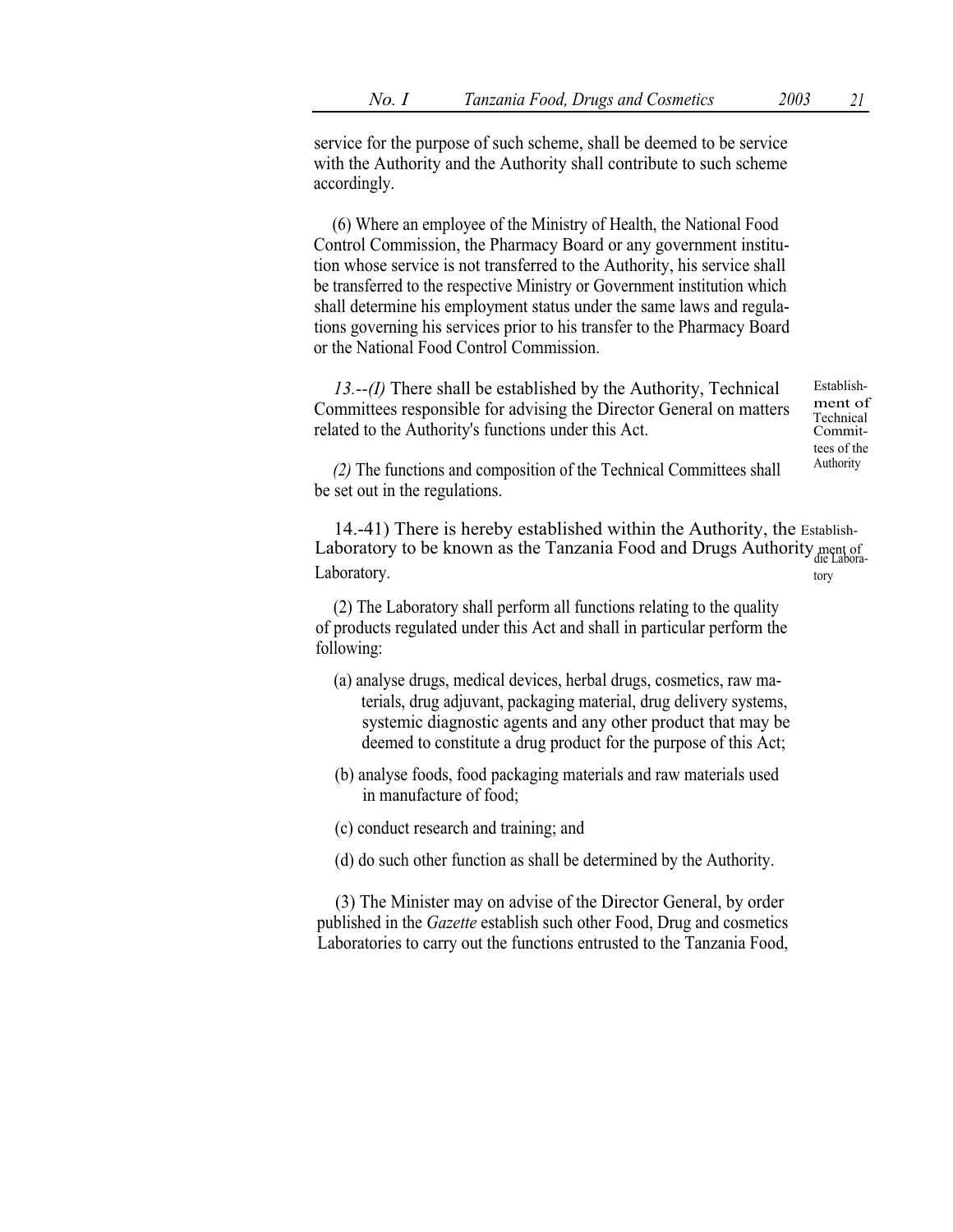service for the purpose of such scheme, shall be deemed to be service with the Authority and the Authority shall contribute to such scheme accordingly.

(6) Where an employee of the Ministry of Health, the National Food Control Commission, the Pharmacy Board or any government institution whose service is not transferred to the Authority, his service shall be transferred to the respective Ministry or Government institution which shall determine his employment status under the same laws and regulations governing his services prior to his transfer to the Pharmacy Board or the National Food Control Commission.

Establishment of Technical Committees of the Authority

*13.--(I)* There shall be established by the Authority, Technical Committees responsible for advising the Director General on matters related to the Authority's functions under this Act.

*(2)* The functions and composition of the Technical Committees shall be set out in the regulations.

Establishment of die Laboratory

14.-41) There is hereby established within the Authority, the Laboratory to be known as the Tanzania Food and Drugs Authority Laboratory.

(2) The Laboratory shall perform all functions relating to the quality of products regulated under this Act and shall in particular perform the following:

(a) analyse drugs, medical devices, herbal drugs, cosmetics, raw materials, drug adjuvant, packaging material, drug delivery systems, systemic diagnostic agents and any other product that may be deemed to constitute a drug product for the purpose of this Act;

(b) analyse foods, food packaging materials and raw materials used in manufacture of food;

(c) conduct research and training; and

(d) do such other function as shall be determined by the Authority.

(3) The Minister may on advise of the Director General, by order published in the *Gazette* establish such other Food, Drug and cosmetics Laboratories to carry out the functions entrusted to the Tanzania Food,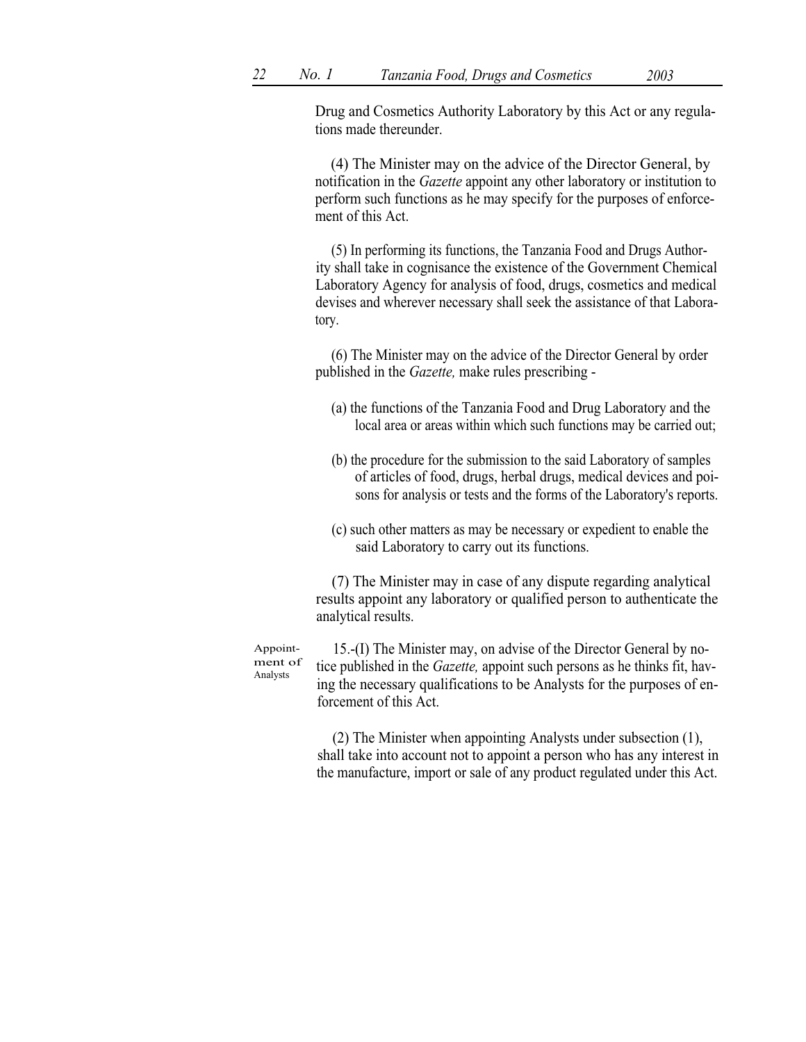Drug and Cosmetics Authority Laboratory by this Act or any regulations made thereunder.

(4) The Minister may on the advice of the Director General, by notification in the *Gazette* appoint any other laboratory or institution to perform such functions as he may specify for the purposes of enforcement of this Act.

(5) In performing its functions, the Tanzania Food and Drugs Authority shall take in cognisance the existence of the Government Chemical Laboratory Agency for analysis of food, drugs, cosmetics and medical devises and wherever necessary shall seek the assistance of that Laboratory.

(6) The Minister may on the advice of the Director General by order published in the *Gazette,* make rules prescribing -

(a) the functions of the Tanzania Food and Drug Laboratory and the local area or areas within which such functions may be carried out;

(b) the procedure for the submission to the said Laboratory of samples of articles of food, drugs, herbal drugs, medical devices and poisons for analysis or tests and the forms of the Laboratory's reports.

(c) such other matters as may be necessary or expedient to enable the said Laboratory to carry out its functions.

(7) The Minister may in case of any dispute regarding analytical results appoint any laboratory or qualified person to authenticate the analytical results.

Appointment of Analysts

15.-(I) The Minister may, on advise of the Director General by notice published in the *Gazette,* appoint such persons as he thinks fit, having the necessary qualifications to be Analysts for the purposes of enforcement of this Act.

(2) The Minister when appointing Analysts under subsection (1), shall take into account not to appoint a person who has any interest in the manufacture, import or sale of any product regulated under this Act.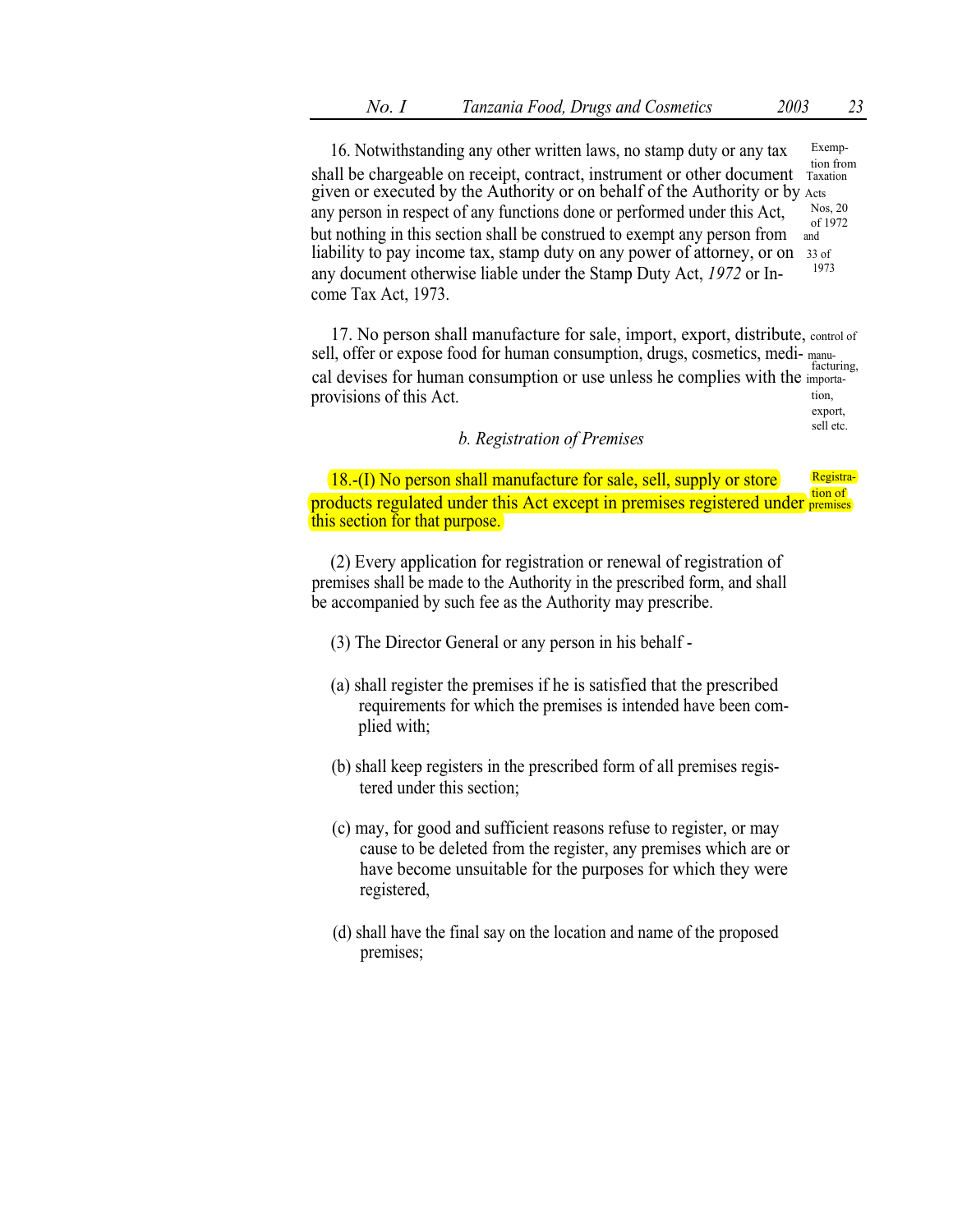16. Notwithstanding any other written laws, no stamp duty or any tax shall be chargeable on receipt, contract, instrument or other document given or executed by the Authority or on behalf of the Authority or by any person in respect of any functions done or performed under this Act, but nothing in this section shall be construed to exempt any person from liability to pay income tax, stamp duty on any power of attorney, or on any document otherwise liable under the Stamp Duty Act, *1972* or Income Tax Act, 1973.

Exemption from Taxation Acts Nos, 20 of 1972 and 33 of 1973

17. No person shall manufacture for sale, import, export, distribute, sell, offer or expose food for human consumption, drugs, cosmetics, medical devises for human consumption or use unless he complies with the provisions of this Act.

control of manufacturing, importation, export, sell etc.

### *b. Registration of Premises*

18.-(I) No person shall manufacture for sale, sell, supply or store products regulated under this Act except in premises registered under this section for that purpose.

Registration of premises

(2) Every application for registration or renewal of registration of premises shall be made to the Authority in the prescribed form, and shall be accompanied by such fee as the Authority may prescribe.

(3) The Director General or any person in his behalf -

(a) shall register the premises if he is satisfied that the prescribed requirements for which the premises is intended have been complied with;

(b) shall keep registers in the prescribed form of all premises registered under this section;

(c) may, for good and sufficient reasons refuse to register, or may cause to be deleted from the register, any premises which are or have become unsuitable for the purposes for which they were registered,

(d) shall have the final say on the location and name of the proposed premises;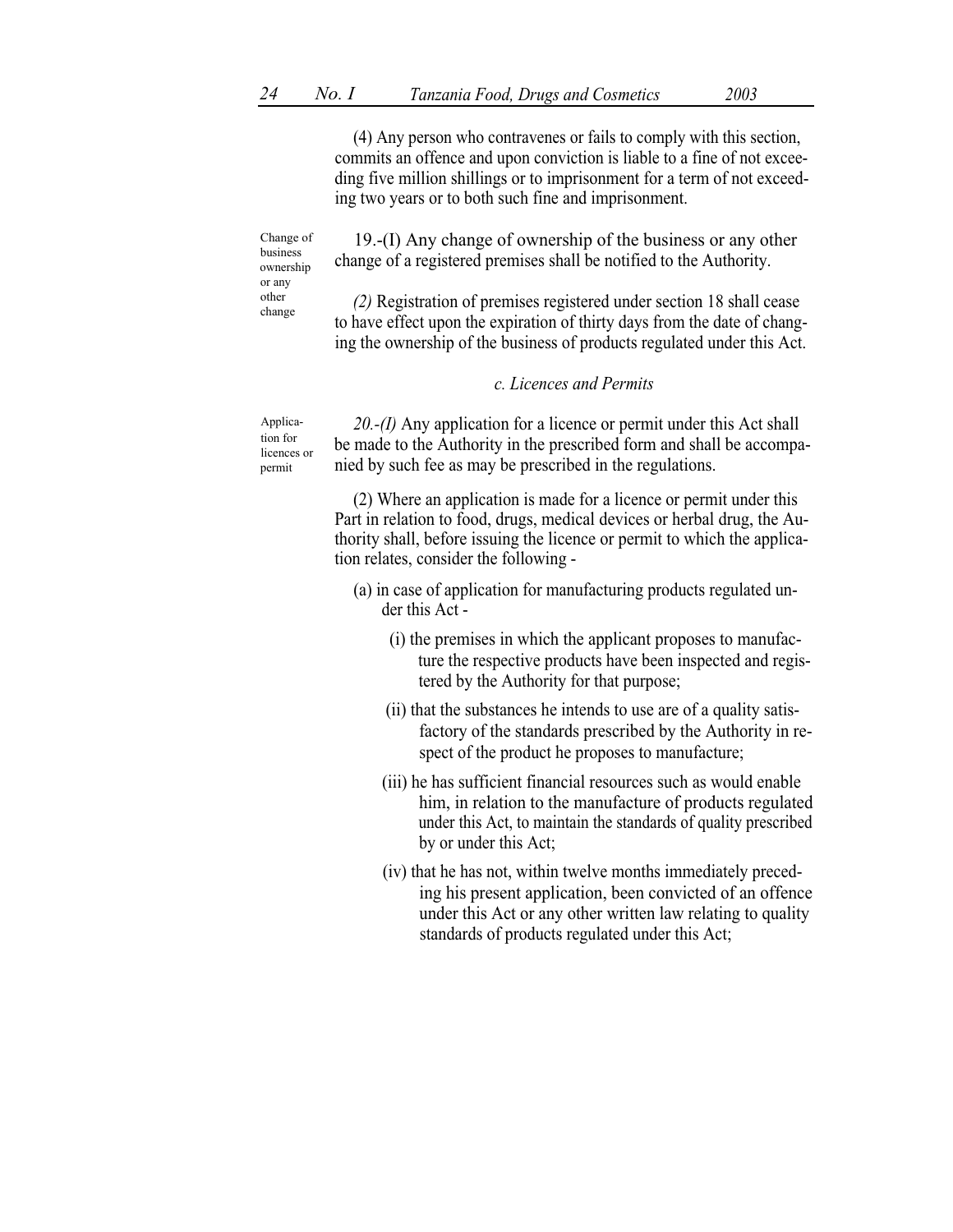(4) Any person who contravenes or fails to comply with this section, commits an offence and upon conviction is liable to a fine of not exceeding five million shillings or to imprisonment for a term of not exceeding two years or to both such fine and imprisonment.

Change of business ownership or any other change

19.-(I) Any change of ownership of the business or any other change of a registered premises shall be notified to the Authority.

*(2)* Registration of premises registered under section 18 shall cease to have effect upon the expiration of thirty days from the date of changing the ownership of the business of products regulated under this Act.

*c. Licences and Permits*

Application for licences or permit

*20.-(I)* Any application for a licence or permit under this Act shall be made to the Authority in the prescribed form and shall be accompanied by such fee as may be prescribed in the regulations.

(2) Where an application is made for a licence or permit under this Part in relation to food, drugs, medical devices or herbal drug, the Authority shall, before issuing the licence or permit to which the application relates, consider the following -

(a) in case of application for manufacturing products regulated under this Act -

(i) the premises in which the applicant proposes to manufacture the respective products have been inspected and registered by the Authority for that purpose;

(ii) that the substances he intends to use are of a quality satisfactory of the standards prescribed by the Authority in respect of the product he proposes to manufacture;

(iii) he has sufficient financial resources such as would enable him, in relation to the manufacture of products regulated under this Act, to maintain the standards of quality prescribed by or under this Act;

(iv) that he has not, within twelve months immediately preceding his present application, been convicted of an offence under this Act or any other written law relating to quality standards of products regulated under this Act;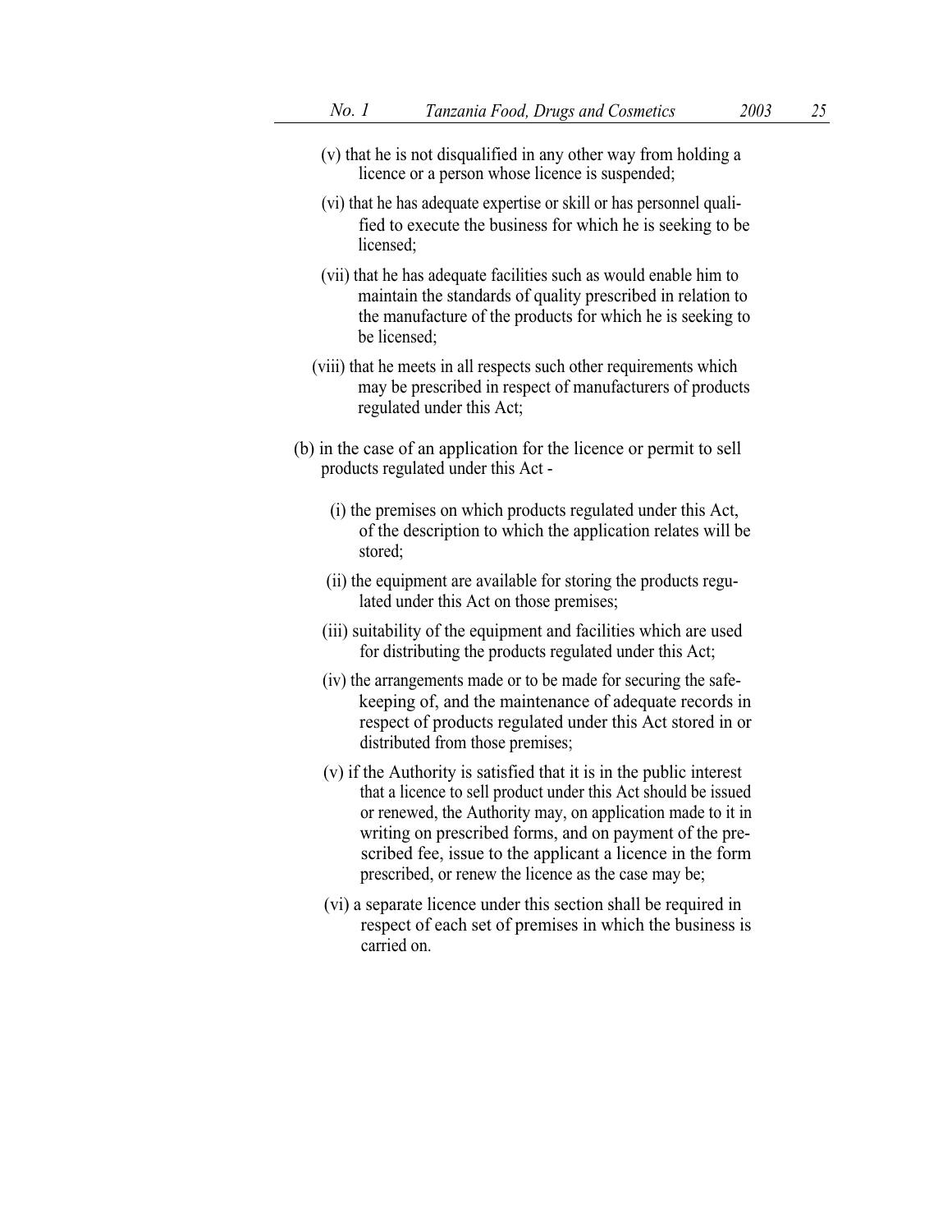(v) that he is not disqualified in any other way from holding a licence or a person whose licence is suspended;

(vi) that he has adequate expertise or skill or has personnel qualified to execute the business for which he is seeking to be licensed;

(vii) that he has adequate facilities such as would enable him to maintain the standards of quality prescribed in relation to the manufacture of the products for which he is seeking to be licensed;

(viii) that he meets in all respects such other requirements which may be prescribed in respect of manufacturers of products regulated under this Act;

(b) in the case of an application for the licence or permit to sell products regulated under this Act -

(i) the premises on which products regulated under this Act, of the description to which the application relates will be stored;

(ii) the equipment are available for storing the products regulated under this Act on those premises;

(iii) suitability of the equipment and facilities which are used for distributing the products regulated under this Act;

(iv) the arrangements made or to be made for securing the safe-keeping of, and the maintenance of adequate records in respect of products regulated under this Act stored in or distributed from those premises;

(v) if the Authority is satisfied that it is in the public interest that a licence to sell product under this Act should be issued or renewed, the Authority may, on application made to it in writing on prescribed forms, and on payment of the prescribed fee, issue to the applicant a licence in the form prescribed, or renew the licence as the case may be;

(vi) a separate licence under this section shall be required in respect of each set of premises in which the business is carried on.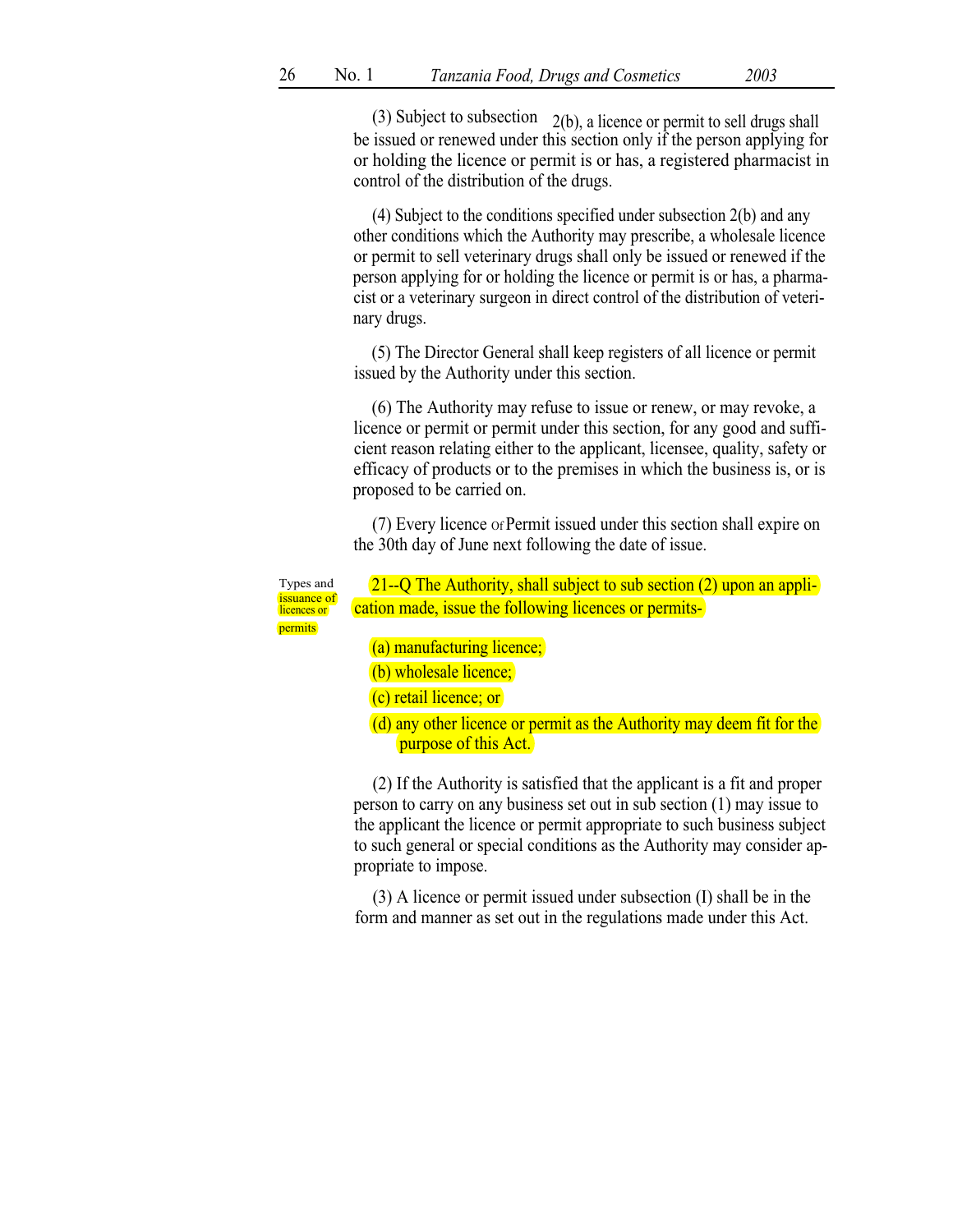(3) Subject to subsection 2(b), a licence or permit to sell drugs shall be issued or renewed under this section only if the person applying for or holding the licence or permit is or has, a registered pharmacist in control of the distribution of the drugs.

(4) Subject to the conditions specified under subsection 2(b) and any other conditions which the Authority may prescribe, a wholesale licence or permit to sell veterinary drugs shall only be issued or renewed if the person applying for or holding the licence or permit is or has, a pharmacist or a veterinary surgeon in direct control of the distribution of veterinary drugs.

(5) The Director General shall keep registers of all licence or permit issued by the Authority under this section.

(6) The Authority may refuse to issue or renew, or may revoke, a licence or permit or permit under this section, for any good and sufficient reason relating either to the applicant, licensee, quality, safety or efficacy of products or to the premises in which the business is, or is proposed to be carried on.

(7) Every licence Of Permit issued under this section shall expire on the 30th day of June next following the date of issue.

Types and issuance of licences or permits

21--Q The Authority, shall subject to sub section (2) upon an application made, issue the following licences or permits-

(a) manufacturing licence;

(b) wholesale licence;

(c) retail licence; or

(d) any other licence or permit as the Authority may deem fit for the purpose of this Act.

(2) If the Authority is satisfied that the applicant is a fit and proper person to carry on any business set out in sub section (1) may issue to the applicant the licence or permit appropriate to such business subject to such general or special conditions as the Authority may consider appropriate to impose.

(3) A licence or permit issued under subsection (I) shall be in the form and manner as set out in the regulations made under this Act.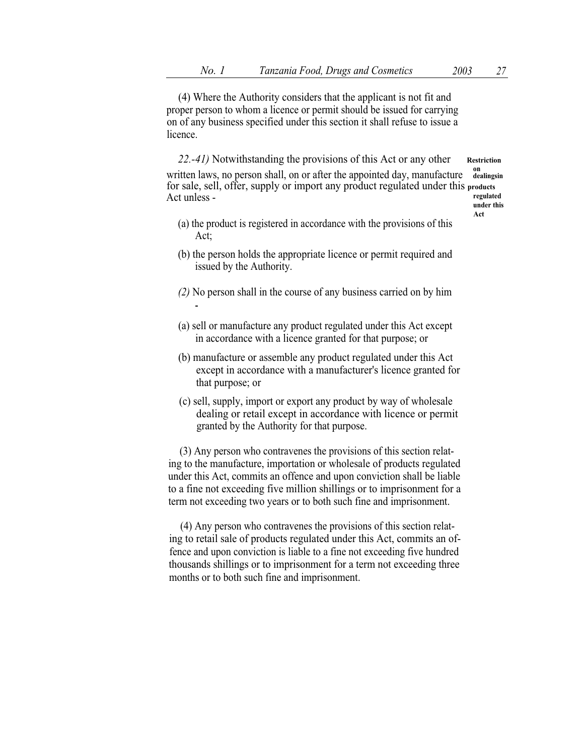(4) Where the Authority considers that the applicant is not fit and proper person to whom a licence or permit should be issued for carrying on of any business specified under this section it shall refuse to issue a licence.

**Restriction on dealingsin products regulated under this Act**

*22.-41)* Notwithstanding the provisions of this Act or any other written laws, no person shall, on or after the appointed day, manufacture for sale, sell, offer, supply or import any product regulated under this Act unless -

(a) the product is registered in accordance with the provisions of this Act;

(b) the person holds the appropriate licence or permit required and issued by the Authority.

*(2)* No person shall in the course of any business carried on by him -

(a) sell or manufacture any product regulated under this Act except in accordance with a licence granted for that purpose; or

(b) manufacture or assemble any product regulated under this Act except in accordance with a manufacturer's licence granted for that purpose; or

(c) sell, supply, import or export any product by way of wholesale dealing or retail except in accordance with licence or permit granted by the Authority for that purpose.

(3) Any person who contravenes the provisions of this section relating to the manufacture, importation or wholesale of products regulated under this Act, commits an offence and upon conviction shall be liable to a fine not exceeding five million shillings or to imprisonment for a term not exceeding two years or to both such fine and imprisonment.

(4) Any person who contravenes the provisions of this section relating to retail sale of products regulated under this Act, commits an offence and upon conviction is liable to a fine not exceeding five hundred thousands shillings or to imprisonment for a term not exceeding three months or to both such fine and imprisonment.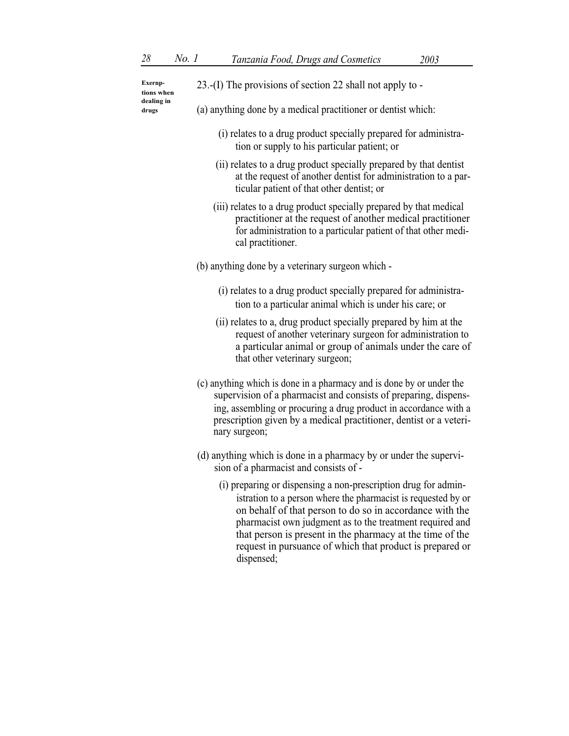**Exernp-tions when dealing in drugs**

23.-(I) The provisions of section 22 shall not apply to -

(a) anything done by a medical practitioner or dentist which:

(i) relates to a drug product specially prepared for administration or supply to his particular patient; or

(ii) relates to a drug product specially prepared by that dentist at the request of another dentist for administration to a particular patient of that other dentist; or

(iii) relates to a drug product specially prepared by that medical practitioner at the request of another medical practitioner for administration to a particular patient of that other medical practitioner.

(b) anything done by a veterinary surgeon which -

(i) relates to a drug product specially prepared for administration to a particular animal which is under his care; or

(ii) relates to a, drug product specially prepared by him at the request of another veterinary surgeon for administration to a particular animal or group of animals under the care of that other veterinary surgeon;

(c) anything which is done in a pharmacy and is done by or under the supervision of a pharmacist and consists of preparing, dispensing, assembling or procuring a drug product in accordance with a prescription given by a medical practitioner, dentist or a veterinary surgeon;

(d) anything which is done in a pharmacy by or under the supervision of a pharmacist and consists of -

(i) preparing or dispensing a non-prescription drug for administration to a person where the pharmacist is requested by or on behalf of that person to do so in accordance with the pharmacist own judgment as to the treatment required and that person is present in the pharmacy at the time of the request in pursuance of which that product is prepared or dispensed;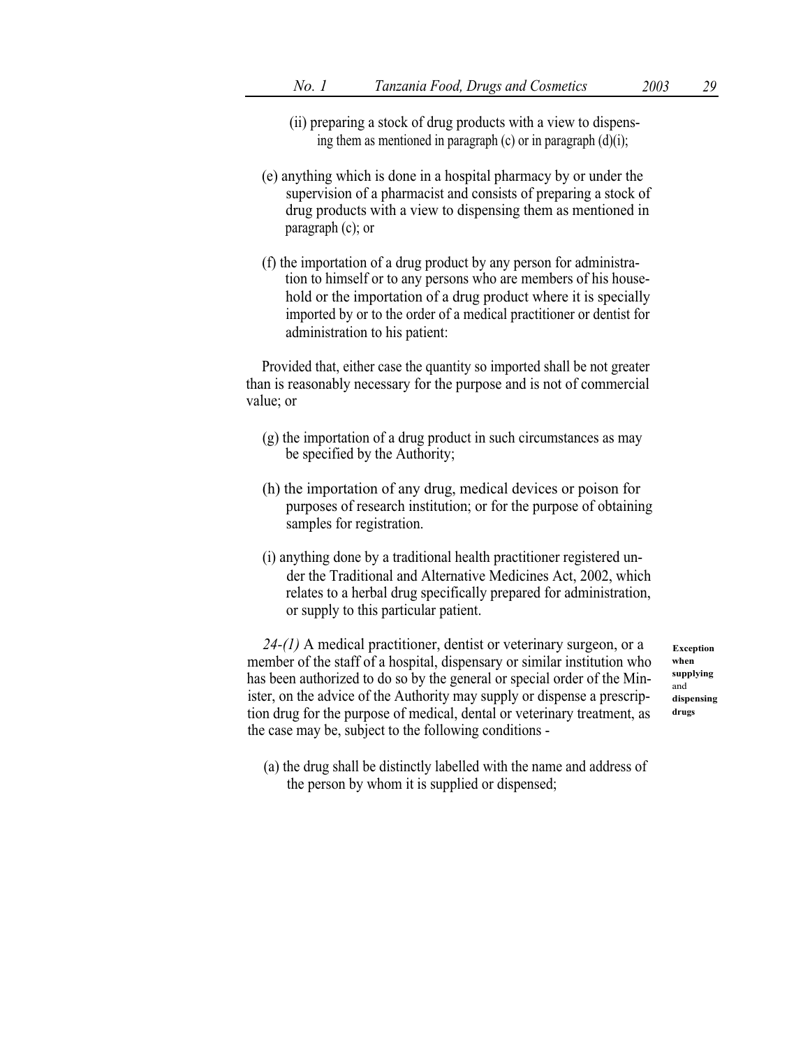(ii) preparing a stock of drug products with a view to dispensing them as mentioned in paragraph (c) or in paragraph (d)(i);

(e) anything which is done in a hospital pharmacy by or under the supervision of a pharmacist and consists of preparing a stock of drug products with a view to dispensing them as mentioned in paragraph (c); or

(f) the importation of a drug product by any person for administration to himself or to any persons who are members of his household or the importation of a drug product where it is specially imported by or to the order of a medical practitioner or dentist for administration to his patient:

Provided that, either case the quantity so imported shall be not greater than is reasonably necessary for the purpose and is not of commercial value; or

(g) the importation of a drug product in such circumstances as may be specified by the Authority;

(h) the importation of any drug, medical devices or poison for purposes of research institution; or for the purpose of obtaining samples for registration.

(i) anything done by a traditional health practitioner registered under the Traditional and Alternative Medicines Act, 2002, which relates to a herbal drug specifically prepared for administration, or supply to this particular patient.

**Exception when supplying and dispensing drugs**

*24-(1)* A medical practitioner, dentist or veterinary surgeon, or a member of the staff of a hospital, dispensary or similar institution who has been authorized to do so by the general or special order of the Minister, on the advice of the Authority may supply or dispense a prescription drug for the purpose of medical, dental or veterinary treatment, as the case may be, subject to the following conditions -

(a) the drug shall be distinctly labelled with the name and address of the person by whom it is supplied or dispensed;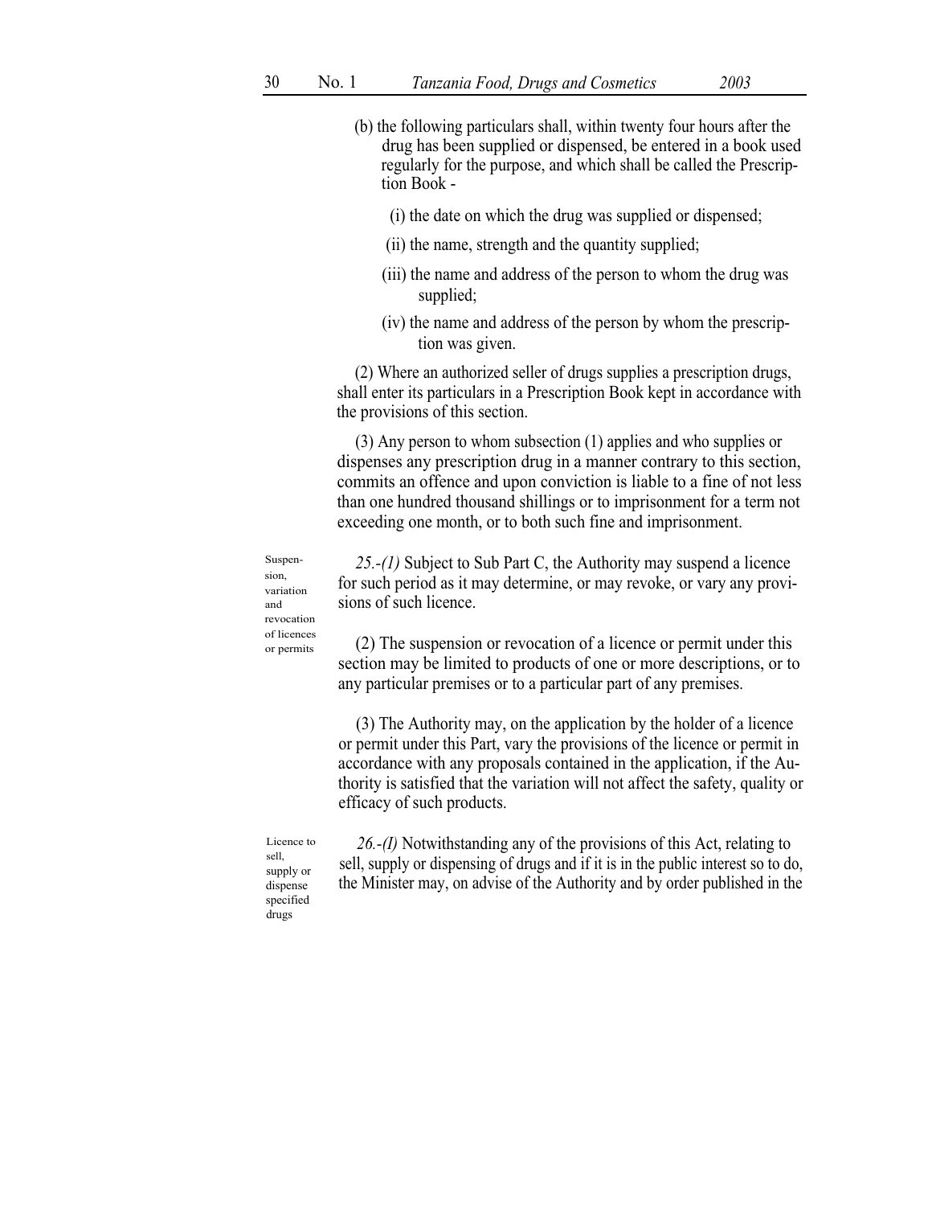(b) the following particulars shall, within twenty four hours after the drug has been supplied or dispensed, be entered in a book used regularly for the purpose, and which shall be called the Prescription Book -

(i) the date on which the drug was supplied or dispensed;

(ii) the name, strength and the quantity supplied;

(iii) the name and address of the person to whom the drug was supplied;

(iv) the name and address of the person by whom the prescription was given.

(2) Where an authorized seller of drugs supplies a prescription drugs, shall enter its particulars in a Prescription Book kept in accordance with the provisions of this section.

(3) Any person to whom subsection (1) applies and who supplies or dispenses any prescription drug in a manner contrary to this section, commits an offence and upon conviction is liable to a fine of not less than one hundred thousand shillings or to imprisonment for a term not exceeding one month, or to both such fine and imprisonment.

Suspension, variation and revocation of licences or permits

*25.-(1)* Subject to Sub Part C, the Authority may suspend a licence for such period as it may determine, or may revoke, or vary any provisions of such licence.

(2) The suspension or revocation of a licence or permit under this section may be limited to products of one or more descriptions, or to any particular premises or to a particular part of any premises.

(3) The Authority may, on the application by the holder of a licence or permit under this Part, vary the provisions of the licence or permit in accordance with any proposals contained in the application, if the Authority is satisfied that the variation will not affect the safety, quality or efficacy of such products.

Licence to sell, supply or dispense specified drugs

*26.-(I)* Notwithstanding any of the provisions of this Act, relating to sell, supply or dispensing of drugs and if it is in the public interest so to do, the Minister may, on advise of the Authority and by order published in the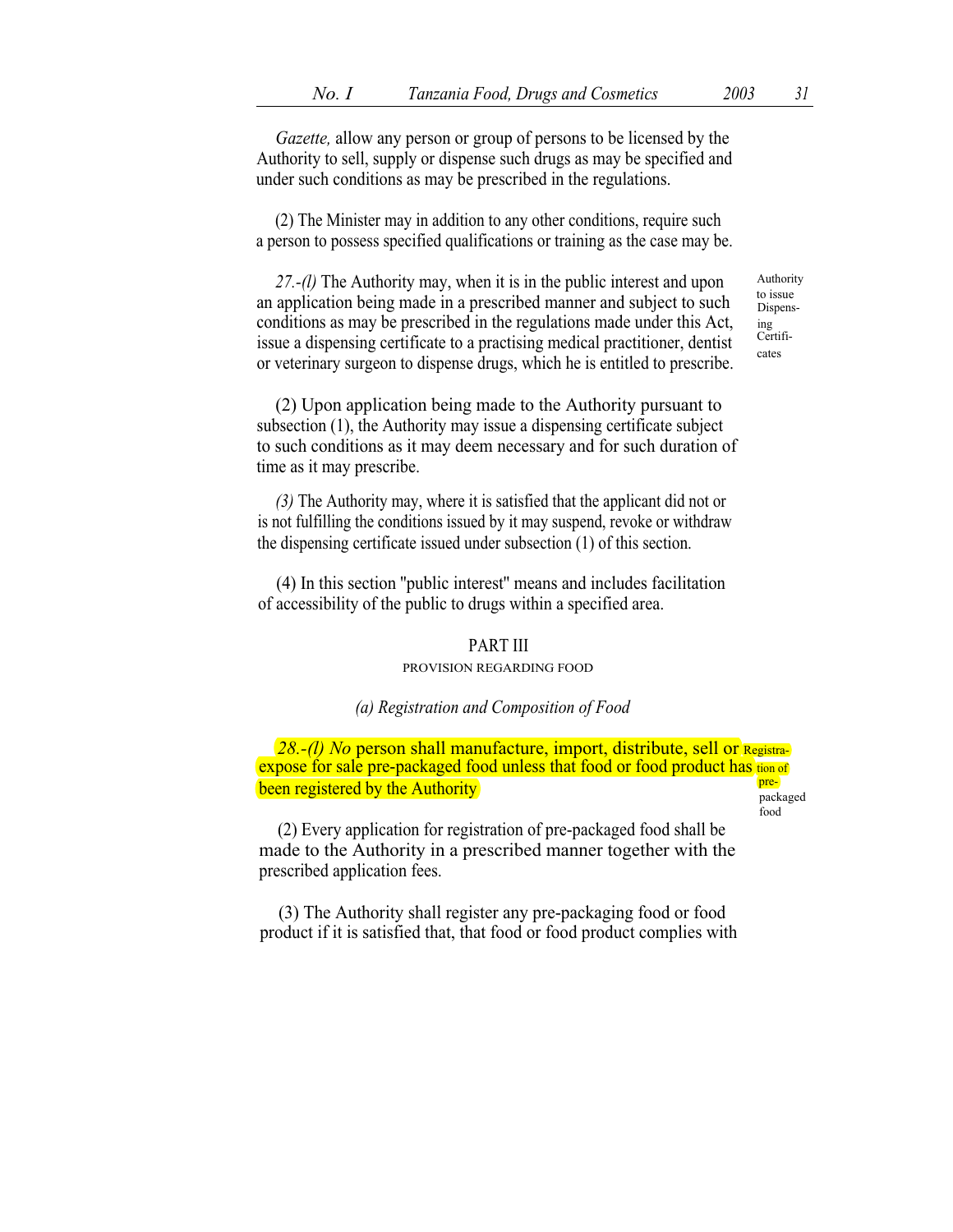*Gazette,* allow any person or group of persons to be licensed by the Authority to sell, supply or dispense such drugs as may be specified and under such conditions as may be prescribed in the regulations.

(2) The Minister may in addition to any other conditions, require such a person to possess specified qualifications or training as the case may be.

Authority to issue Dispensing Certificates

*27.-(l)* The Authority may, when it is in the public interest and upon an application being made in a prescribed manner and subject to such conditions as may be prescribed in the regulations made under this Act, issue a dispensing certificate to a practising medical practitioner, dentist or veterinary surgeon to dispense drugs, which he is entitled to prescribe.

(2) Upon application being made to the Authority pursuant to subsection (1), the Authority may issue a dispensing certificate subject to such conditions as it may deem necessary and for such duration of time as it may prescribe.

*(3)* The Authority may, where it is satisfied that the applicant did not or is not fulfilling the conditions issued by it may suspend, revoke or withdraw the dispensing certificate issued under subsection (1) of this section.

(4) In this section "public interest" means and includes facilitation of accessibility of the public to drugs within a specified area.

## PART III

### PROVISION REGARDING FOOD

*(a) Registration and Composition of Food*

Registration of pre-packaged food

*28.-(l) No* person shall manufacture, import, distribute, sell or expose for sale pre-packaged food unless that food or food product has been registered by the Authority

(2) Every application for registration of pre-packaged food shall be made to the Authority in a prescribed manner together with the prescribed application fees.

(3) The Authority shall register any pre-packaging food or food product if it is satisfied that, that food or food product complies with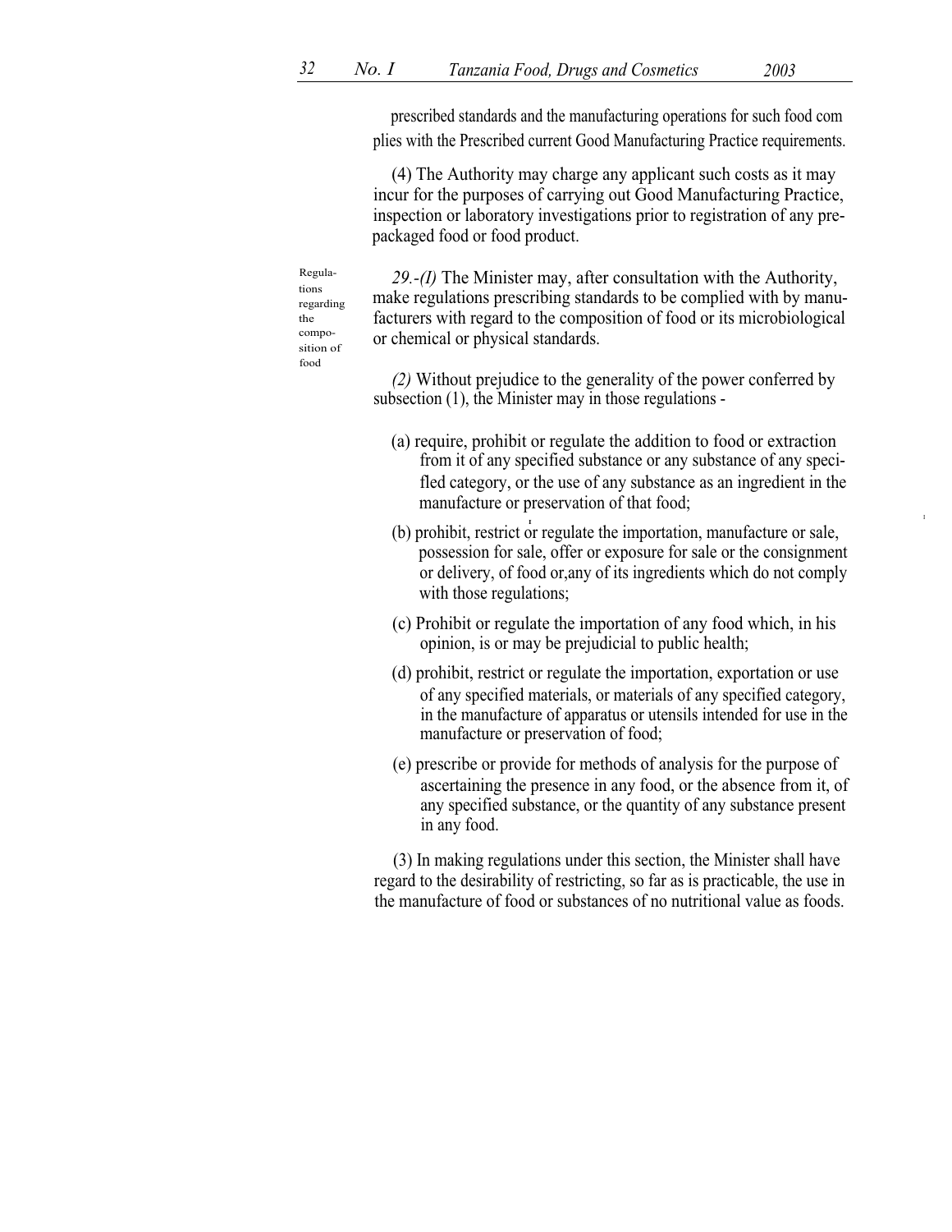prescribed standards and the manufacturing operations for such food complies with the Prescribed current Good Manufacturing Practice requirements.

(4) The Authority may charge any applicant such costs as it may incur for the purposes of carrying out Good Manufacturing Practice, inspection or laboratory investigations prior to registration of any pre-packaged food or food product.

Regulations regarding the composition of food

*29.-(I)* The Minister may, after consultation with the Authority, make regulations prescribing standards to be complied with by manufacturers with regard to the composition of food or its microbiological or chemical or physical standards.

*(2)* Without prejudice to the generality of the power conferred by subsection (1), the Minister may in those regulations -

(a) require, prohibit or regulate the addition to food or extraction from it of any specified substance or any substance of any specified category, or the use of any substance as an ingredient in the manufacture or preservation of that food;

(b) prohibit, restrict or regulate the importation, manufacture or sale, possession for sale, offer or exposure for sale or the consignment or delivery, of food or,any of its ingredients which do not comply with those regulations;

(c) Prohibit or regulate the importation of any food which, in his opinion, is or may be prejudicial to public health;

(d) prohibit, restrict or regulate the importation, exportation or use of any specified materials, or materials of any specified category, in the manufacture of apparatus or utensils intended for use in the manufacture or preservation of food;

(e) prescribe or provide for methods of analysis for the purpose of ascertaining the presence in any food, or the absence from it, of any specified substance, or the quantity of any substance present in any food.

(3) In making regulations under this section, the Minister shall have regard to the desirability of restricting, so far as is practicable, the use in the manufacture of food or substances of no nutritional value as foods.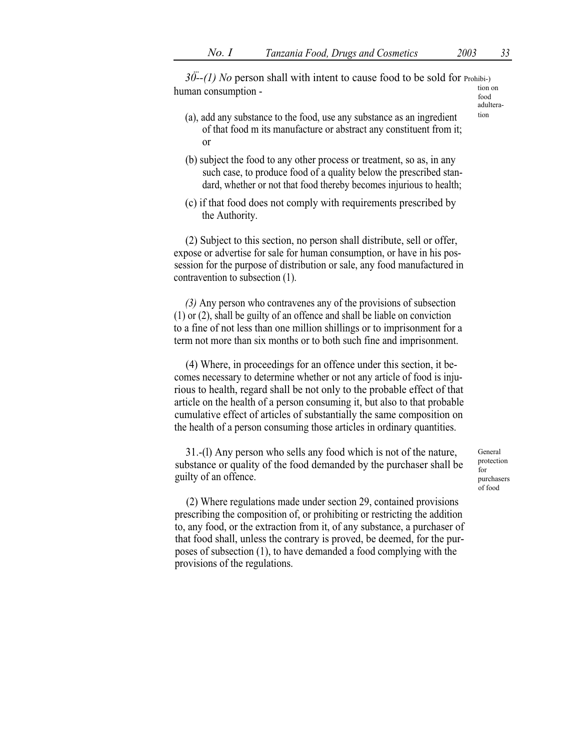*30--(1) No* person shall with intent to cause food to be sold for human consumption -

Prohibition on food adulteration

(a), add any substance to the food, use any substance as an ingredient of that food m its manufacture or abstract any constituent from it; or

(b) subject the food to any other process or treatment, so as, in any such case, to produce food of a quality below the prescribed standard, whether or not that food thereby becomes injurious to health;

(c) if that food does not comply with requirements prescribed by the Authority.

(2) Subject to this section, no person shall distribute, sell or offer, expose or advertise for sale for human consumption, or have in his possession for the purpose of distribution or sale, any food manufactured in contravention to subsection (1).

*(3)* Any person who contravenes any of the provisions of subsection (1) or (2), shall be guilty of an offence and shall be liable on conviction to a fine of not less than one million shillings or to imprisonment for a term not more than six months or to both such fine and imprisonment.

(4) Where, in proceedings for an offence under this section, it becomes necessary to determine whether or not any article of food is injurious to health, regard shall be not only to the probable effect of that article on the health of a person consuming it, but also to that probable cumulative effect of articles of substantially the same composition on the health of a person consuming those articles in ordinary quantities.

General protection for purchasers of food

31.-(l) Any person who sells any food which is not of the nature, substance or quality of the food demanded by the purchaser shall be guilty of an offence.

(2) Where regulations made under section 29, contained provisions prescribing the composition of, or prohibiting or restricting the addition to, any food, or the extraction from it, of any substance, a purchaser of that food shall, unless the contrary is proved, be deemed, for the purposes of subsection (1), to have demanded a food complying with the provisions of the regulations.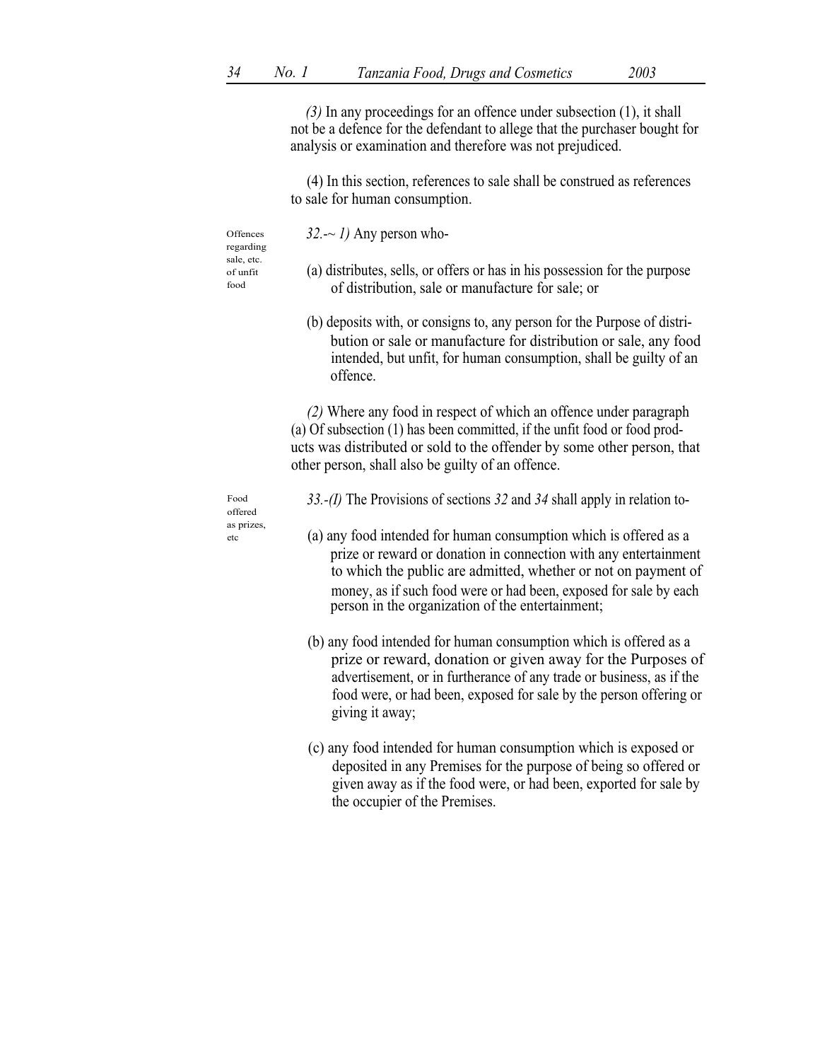(3) In any proceedings for an offence under subsection (1), it shall not be a defence for the defendant to allege that the purchaser bought for analysis or examination and therefore was not prejudiced.

(4) In this section, references to sale shall be construed as references to sale for human consumption.

Offences regarding sale, etc. of unfit food

32.-~ 1) Any person who-

(a) distributes, sells, or offers or has in his possession for the purpose of distribution, sale or manufacture for sale; or

(b) deposits with, or consigns to, any person for the Purpose of distribution or sale or manufacture for distribution or sale, any food intended, but unfit, for human consumption, shall be guilty of an offence.

(2) Where any food in respect of which an offence under paragraph (a) Of subsection (1) has been committed, if the unfit food or food products was distributed or sold to the offender by some other person, that other person, shall also be guilty of an offence.

Food offered as prizes, etc

33.-(I) The Provisions of sections 32 and 34 shall apply in relation to-

(a) any food intended for human consumption which is offered as a prize or reward or donation in connection with any entertainment to which the public are admitted, whether or not on payment of money, as if such food were or had been, exposed for sale by each person in the organization of the entertainment;

(b) any food intended for human consumption which is offered as a prize or reward, donation or given away for the Purposes of advertisement, or in furtherance of any trade or business, as if the food were, or had been, exposed for sale by the person offering or giving it away;

(c) any food intended for human consumption which is exposed or deposited in any Premises for the purpose of being so offered or given away as if the food were, or had been, exported for sale by the occupier of the Premises.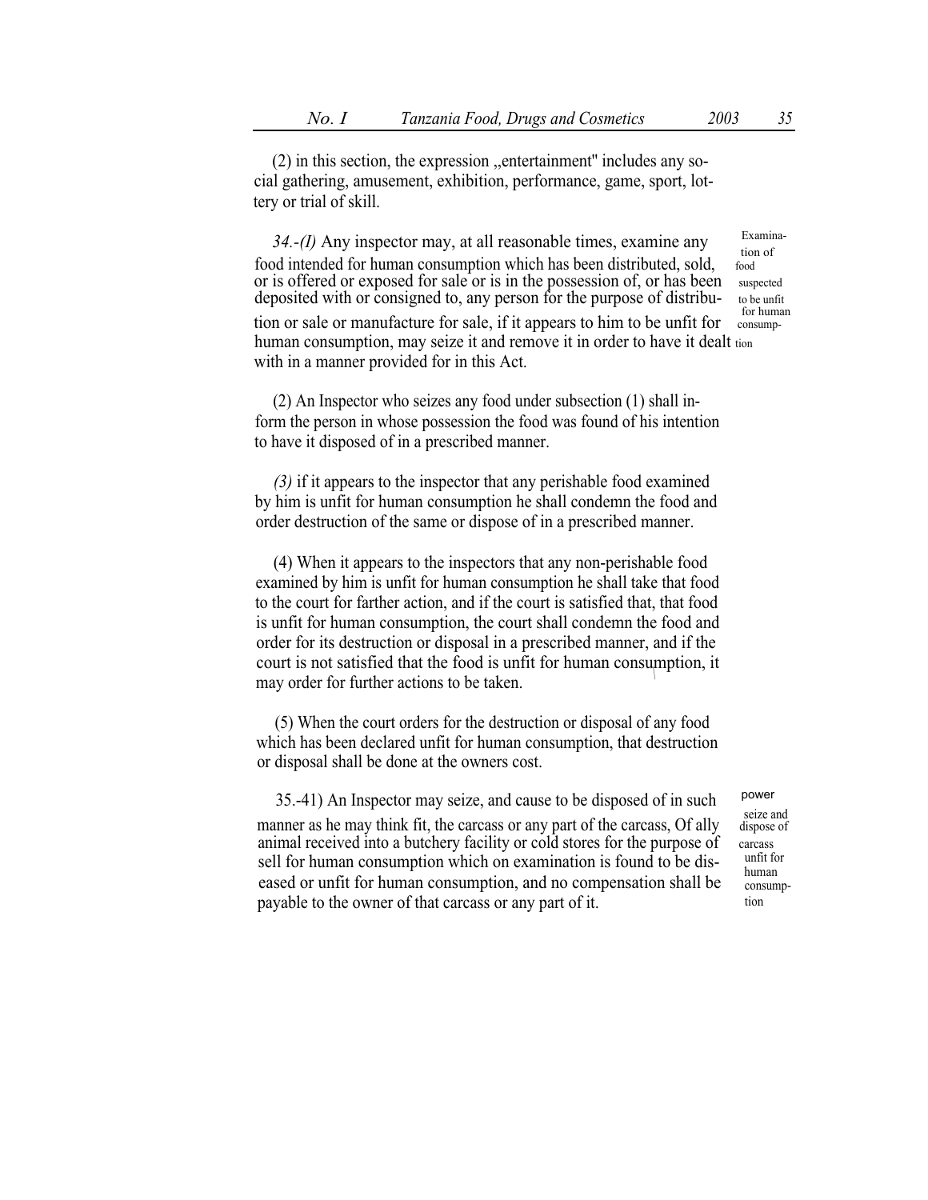(2) in this section, the expression ,,entertainment" includes any social gathering, amusement, exhibition, performance, game, sport, lottery or trial of skill.

Examination of food suspected to be unfit for human consumption

*34.-(I)* Any inspector may, at all reasonable times, examine any food intended for human consumption which has been distributed, sold, or is offered or exposed for sale or is in the possession of, or has been deposited with or consigned to, any person for the purpose of distribution or sale or manufacture for sale, if it appears to him to be unfit for human consumption, may seize it and remove it in order to have it dealt with in a manner provided for in this Act.

(2) An Inspector who seizes any food under subsection (1) shall inform the person in whose possession the food was found of his intention to have it disposed of in a prescribed manner.

*(3)* if it appears to the inspector that any perishable food examined by him is unfit for human consumption he shall condemn the food and order destruction of the same or dispose of in a prescribed manner.

(4) When it appears to the inspectors that any non-perishable food examined by him is unfit for human consumption he shall take that food to the court for farther action, and if the court is satisfied that, that food is unfit for human consumption, the court shall condemn the food and order for its destruction or disposal in a prescribed manner, and if the court is not satisfied that the food is unfit for human consumption, it may order for further actions to be taken.

(5) When the court orders for the destruction or disposal of any food which has been declared unfit for human consumption, that destruction or disposal shall be done at the owners cost.

power seize and dispose of carcass unfit for human consumption

35.-41) An Inspector may seize, and cause to be disposed of in such manner as he may think fit, the carcass or any part of the carcass, Of ally animal received into a butchery facility or cold stores for the purpose of sell for human consumption which on examination is found to be diseased or unfit for human consumption, and no compensation shall be payable to the owner of that carcass or any part of it.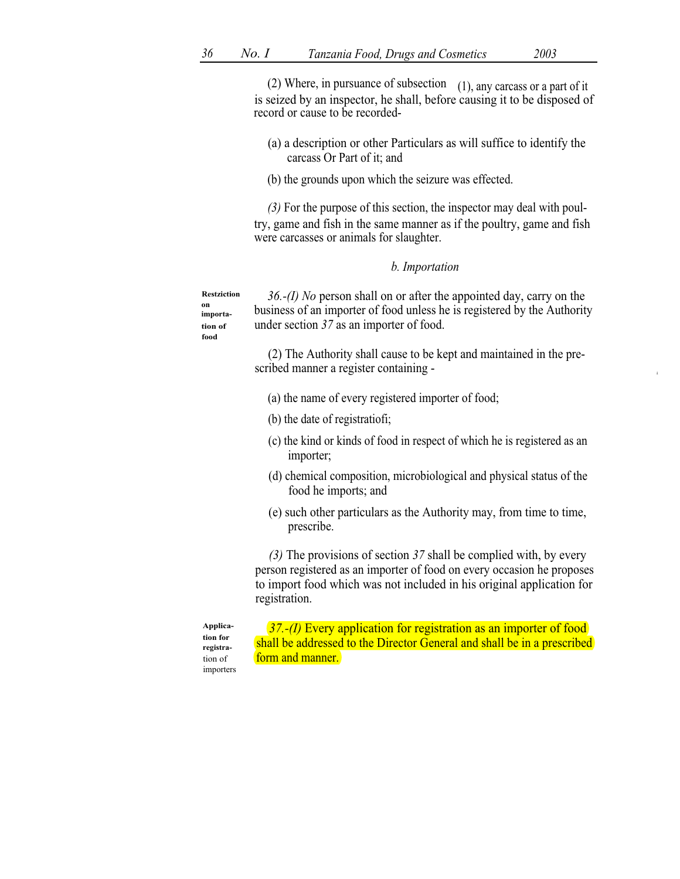(2) Where, in pursuance of subsection (1), any carcass or a part of it is seized by an inspector, he shall, before causing it to be disposed of record or cause to be recorded-

(a) a description or other Particulars as will suffice to identify the carcass Or Part of it; and

(b) the grounds upon which the seizure was effected.

*(3)* For the purpose of this section, the inspector may deal with poultry, game and fish in the same manner as if the poultry, game and fish were carcasses or animals for slaughter.

*b. Importation*

**Restziction on importation of food**

*36.-(I) No* person shall on or after the appointed day, carry on the business of an importer of food unless he is registered by the Authority under section *37* as an importer of food.

(2) The Authority shall cause to be kept and maintained in the prescribed manner a register containing -

(a) the name of every registered importer of food;

(b) the date of registratiofi;

(c) the kind or kinds of food in respect of which he is registered as an importer;

(d) chemical composition, microbiological and physical status of the food he imports; and

(e) such other particulars as the Authority may, from time to time, prescribe.

*(3)* The provisions of section *37* shall be complied with, by every person registered as an importer of food on every occasion he proposes to import food which was not included in his original application for registration.

**Application for registration of importers**

*37.-(I)* Every application for registration as an importer of food shall be addressed to the Director General and shall be in a prescribed form and manner.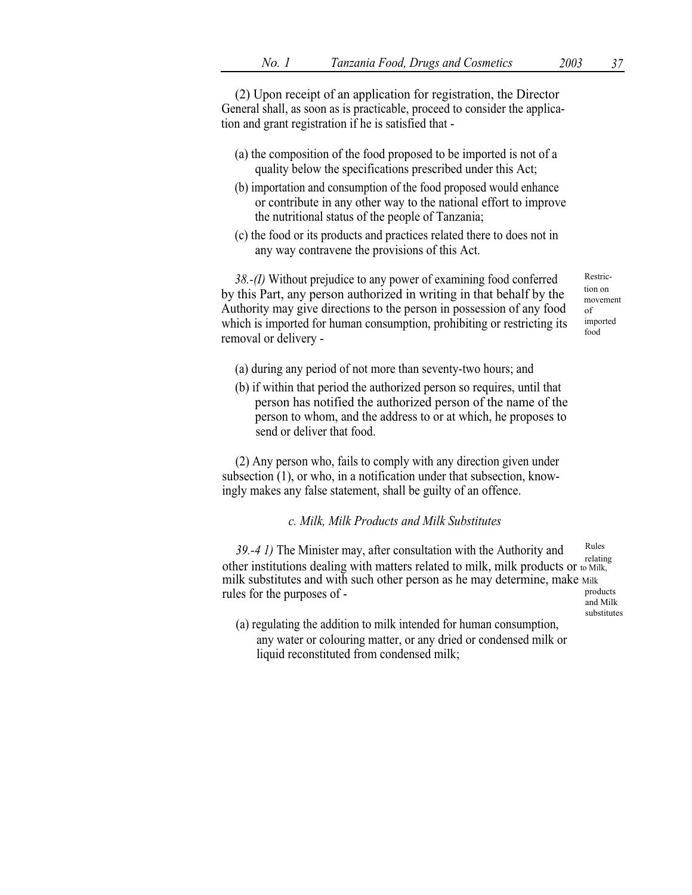(2) Upon receipt of an application for registration, the Director General shall, as soon as is practicable, proceed to consider the application and grant registration if he is satisfied that -

(a) the composition of the food proposed to be imported is not of a quality below the specifications prescribed under this Act;

(b) importation and consumption of the food proposed would enhance or contribute in any other way to the national effort to improve the nutritional status of the people of Tanzania;

(c) the food or its products and practices related there to does not in any way contravene the provisions of this Act.

Restriction on movement of imported food

*38.-(I)* Without prejudice to any power of examining food conferred by this Part, any person authorized in writing in that behalf by the Authority may give directions to the person in possession of any food which is imported for human consumption, prohibiting or restricting its removal or delivery -

(a) during any period of not more than seventy-two hours; and

(b) if within that period the authorized person so requires, until that person has notified the authorized person of the name of the person to whom, and the address to or at which, he proposes to send or deliver that food.

(2) Any person who, fails to comply with any direction given under subsection (1), or who, in a notification under that subsection, knowingly makes any false statement, shall be guilty of an offence.

*c. Milk, Milk Products and Milk Substitutes*

Rules relating to Milk, Milk products and Milk substitutes

*39.-4 1)* The Minister may, after consultation with the Authority and other institutions dealing with matters related to milk, milk products or milk substitutes and with such other person as he may determine, make rules for the purposes of -

(a) regulating the addition to milk intended for human consumption, any water or colouring matter, or any dried or condensed milk or liquid reconstituted from condensed milk;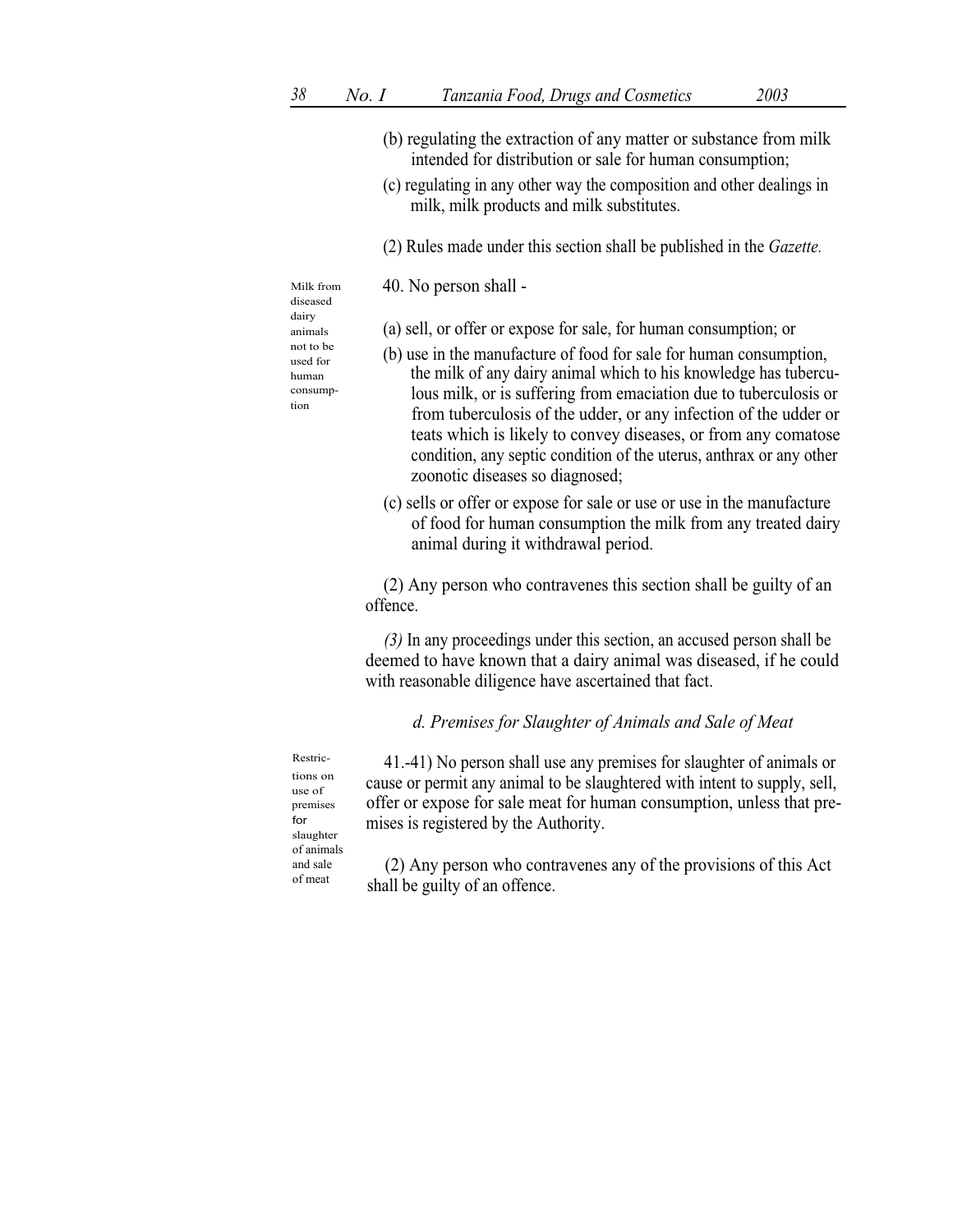(b) regulating the extraction of any matter or substance from milk intended for distribution or sale for human consumption;

(c) regulating in any other way the composition and other dealings in milk, milk products and milk substitutes.

(2) Rules made under this section shall be published in the *Gazette.*

Milk from diseased dairy animals not to be used for human consumption

40. No person shall -

(a) sell, or offer or expose for sale, for human consumption; or

(b) use in the manufacture of food for sale for human consumption, the milk of any dairy animal which to his knowledge has tuberculous milk, or is suffering from emaciation due to tuberculosis or from tuberculosis of the udder, or any infection of the udder or teats which is likely to convey diseases, or from any comatose condition, any septic condition of the uterus, anthrax or any other zoonotic diseases so diagnosed;

(c) sells or offer or expose for sale or use or use in the manufacture of food for human consumption the milk from any treated dairy animal during it withdrawal period.

(2) Any person who contravenes this section shall be guilty of an offence.

*(3)* In any proceedings under this section, an accused person shall be deemed to have known that a dairy animal was diseased, if he could with reasonable diligence have ascertained that fact.

### *d. Premises for Slaughter of Animals and Sale of Meat*

Restrictions on use of premises for slaughter of animals and sale of meat

41.-41) No person shall use any premises for slaughter of animals or cause or permit any animal to be slaughtered with intent to supply, sell, offer or expose for sale meat for human consumption, unless that premises is registered by the Authority.

(2) Any person who contravenes any of the provisions of this Act shall be guilty of an offence.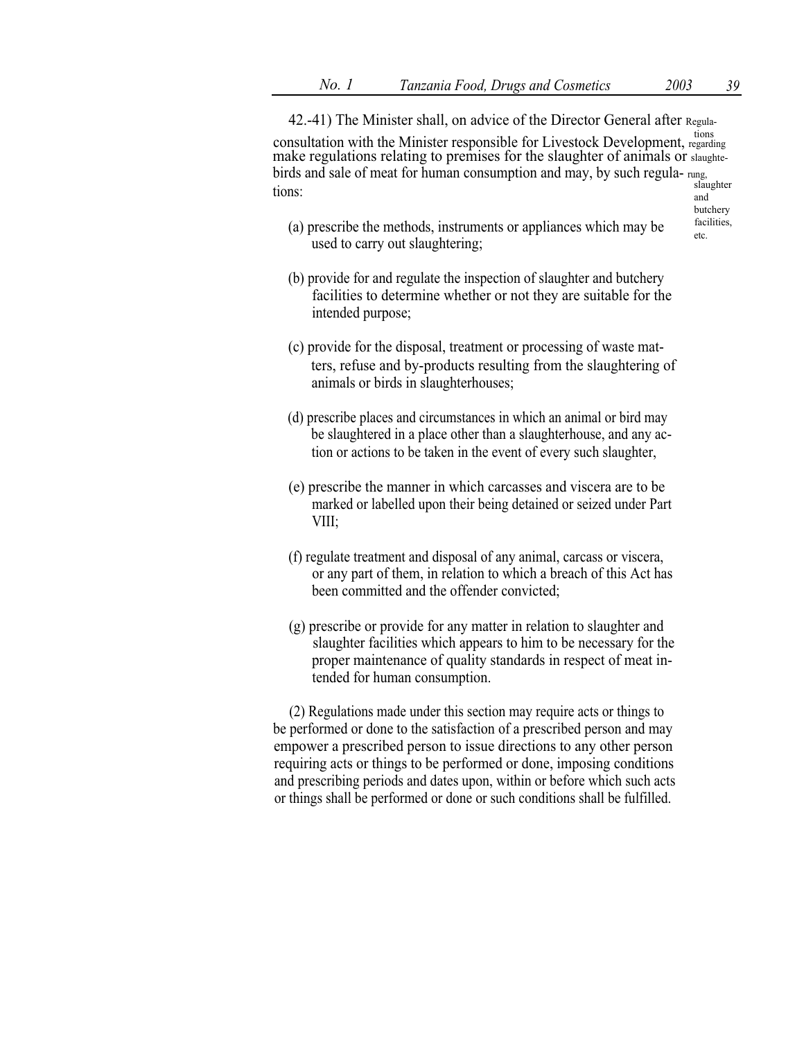42.-41) The Minister shall, on advice of the Director General after consultation with the Minister responsible for Livestock Development, make regulations relating to premises for the slaughter of animals or birds and sale of meat for human consumption and may, by such regulations:

Regulations regarding slaughterung, slaughter and butchery facilities, etc.

(a) prescribe the methods, instruments or appliances which may be used to carry out slaughtering;

(b) provide for and regulate the inspection of slaughter and butchery facilities to determine whether or not they are suitable for the intended purpose;

(c) provide for the disposal, treatment or processing of waste matters, refuse and by-products resulting from the slaughtering of animals or birds in slaughterhouses;

(d) prescribe places and circumstances in which an animal or bird may be slaughtered in a place other than a slaughterhouse, and any action or actions to be taken in the event of every such slaughter,

(e) prescribe the manner in which carcasses and viscera are to be marked or labelled upon their being detained or seized under Part VIII;

(f) regulate treatment and disposal of any animal, carcass or viscera, or any part of them, in relation to which a breach of this Act has been committed and the offender convicted;

(g) prescribe or provide for any matter in relation to slaughter and slaughter facilities which appears to him to be necessary for the proper maintenance of quality standards in respect of meat intended for human consumption.

(2) Regulations made under this section may require acts or things to be performed or done to the satisfaction of a prescribed person and may empower a prescribed person to issue directions to any other person requiring acts or things to be performed or done, imposing conditions and prescribing periods and dates upon, within or before which such acts or things shall be performed or done or such conditions shall be fulfilled.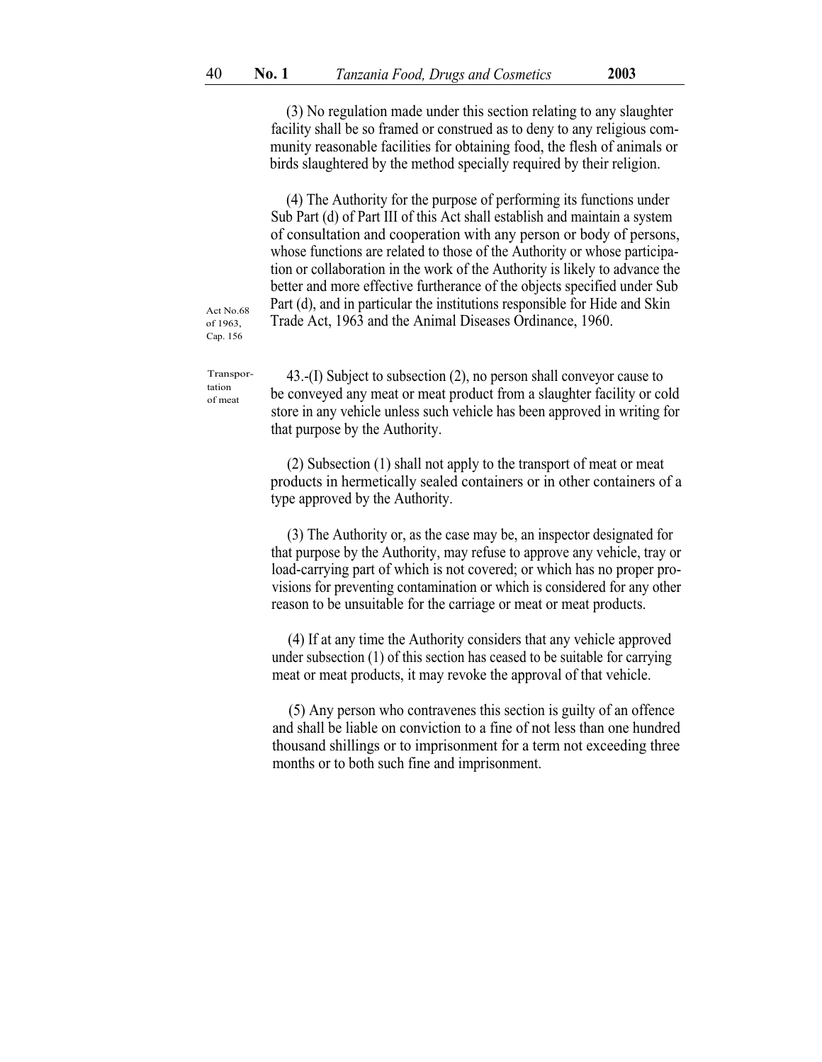(3) No regulation made under this section relating to any slaughter facility shall be so framed or construed as to deny to any religious community reasonable facilities for obtaining food, the flesh of animals or birds slaughtered by the method specially required by their religion.

(4) The Authority for the purpose of performing its functions under Sub Part (d) of Part III of this Act shall establish and maintain a system of consultation and cooperation with any person or body of persons, whose functions are related to those of the Authority or whose participation or collaboration in the work of the Authority is likely to advance the better and more effective furtherance of the objects specified under Sub Part (d), and in particular the institutions responsible for Hide and Skin Trade Act, 1963 and the Animal Diseases Ordinance, 1960.

Act No.68 of 1963, Cap. 156

Transportation of meat

43.-(I) Subject to subsection (2), no person shall conveyor cause to be conveyed any meat or meat product from a slaughter facility or cold store in any vehicle unless such vehicle has been approved in writing for that purpose by the Authority.

(2) Subsection (1) shall not apply to the transport of meat or meat products in hermetically sealed containers or in other containers of a type approved by the Authority.

(3) The Authority or, as the case may be, an inspector designated for that purpose by the Authority, may refuse to approve any vehicle, tray or load-carrying part of which is not covered; or which has no proper provisions for preventing contamination or which is considered for any other reason to be unsuitable for the carriage or meat or meat products.

(4) If at any time the Authority considers that any vehicle approved under subsection (1) of this section has ceased to be suitable for carrying meat or meat products, it may revoke the approval of that vehicle.

(5) Any person who contravenes this section is guilty of an offence and shall be liable on conviction to a fine of not less than one hundred thousand shillings or to imprisonment for a term not exceeding three months or to both such fine and imprisonment.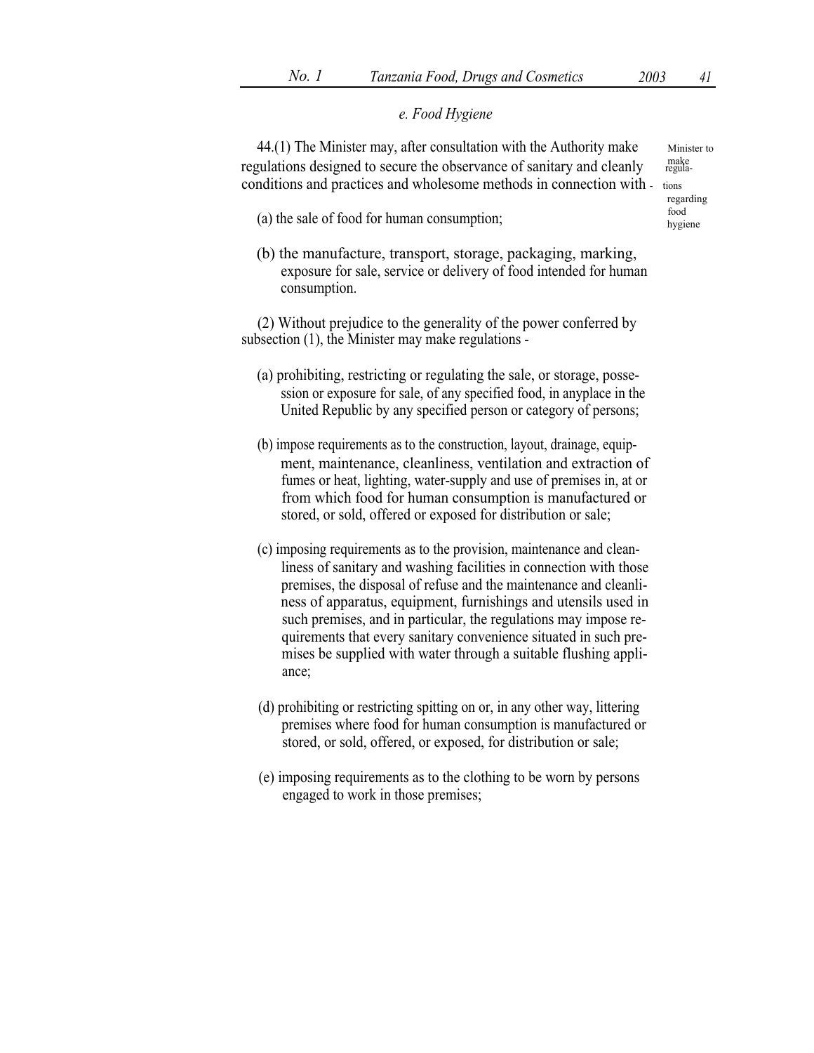*e. Food Hygiene*

Minister to make regulations regarding food hygiene

44.(1) The Minister may, after consultation with the Authority make regulations designed to secure the observance of sanitary and cleanly conditions and practices and wholesome methods in connection with -

(a) the sale of food for human consumption;

(b) the manufacture, transport, storage, packaging, marking, exposure for sale, service or delivery of food intended for human consumption.

(2) Without prejudice to the generality of the power conferred by subsection (1), the Minister may make regulations -

(a) prohibiting, restricting or regulating the sale, or storage, possession or exposure for sale, of any specified food, in anyplace in the United Republic by any specified person or category of persons;

(b) impose requirements as to the construction, layout, drainage, equipment, maintenance, cleanliness, ventilation and extraction of fumes or heat, lighting, water-supply and use of premises in, at or from which food for human consumption is manufactured or stored, or sold, offered or exposed for distribution or sale;

(c) imposing requirements as to the provision, maintenance and cleanliness of sanitary and washing facilities in connection with those premises, the disposal of refuse and the maintenance and cleanliness of apparatus, equipment, furnishings and utensils used in such premises, and in particular, the regulations may impose requirements that every sanitary convenience situated in such premises be supplied with water through a suitable flushing appliance;

(d) prohibiting or restricting spitting on or, in any other way, littering premises where food for human consumption is manufactured or stored, or sold, offered, or exposed, for distribution or sale;

(e) imposing requirements as to the clothing to be worn by persons engaged to work in those premises;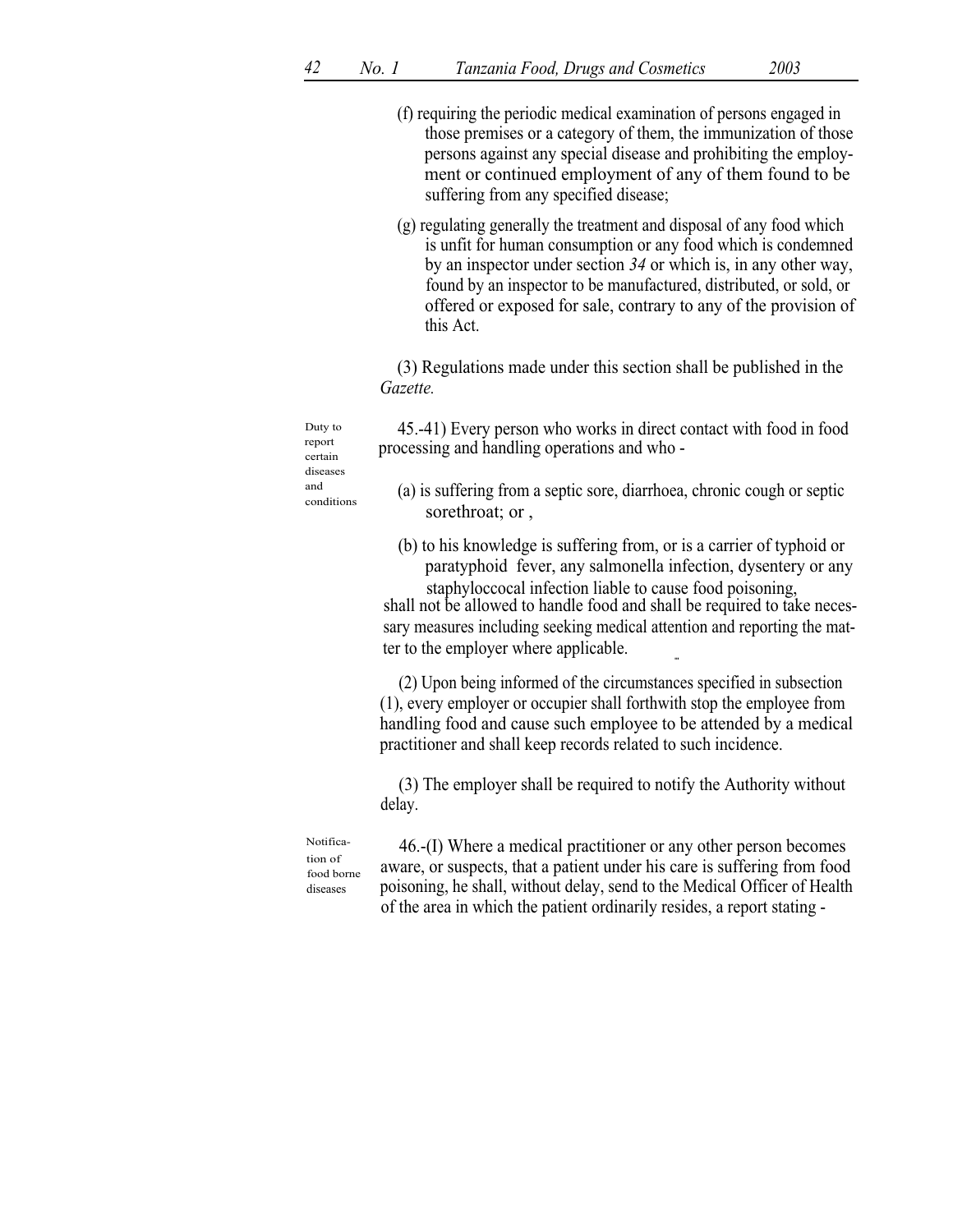(f) requiring the periodic medical examination of persons engaged in those premises or a category of them, the immunization of those persons against any special disease and prohibiting the employment or continued employment of any of them found to be suffering from any specified disease;

(g) regulating generally the treatment and disposal of any food which is unfit for human consumption or any food which is condemned by an inspector under section *34* or which is, in any other way, found by an inspector to be manufactured, distributed, or sold, or offered or exposed for sale, contrary to any of the provision of this Act.

(3) Regulations made under this section shall be published in the *Gazette.*

Duty to report certain diseases and conditions

45.-41) Every person who works in direct contact with food in food processing and handling operations and who -

(a) is suffering from a septic sore, diarrhoea, chronic cough or septic sorethroat; or ,

(b) to his knowledge is suffering from, or is a carrier of typhoid or paratyphoid fever, any salmonella infection, dysentery or any staphyloccocal infection liable to cause food poisoning,

shall not be allowed to handle food and shall be required to take necessary measures including seeking medical attention and reporting the matter to the employer where applicable.

(2) Upon being informed of the circumstances specified in subsection (1), every employer or occupier shall forthwith stop the employee from handling food and cause such employee to be attended by a medical practitioner and shall keep records related to such incidence.

(3) The employer shall be required to notify the Authority without delay.

Notification of food borne diseases

46.-(I) Where a medical practitioner or any other person becomes aware, or suspects, that a patient under his care is suffering from food poisoning, he shall, without delay, send to the Medical Officer of Health of the area in which the patient ordinarily resides, a report stating -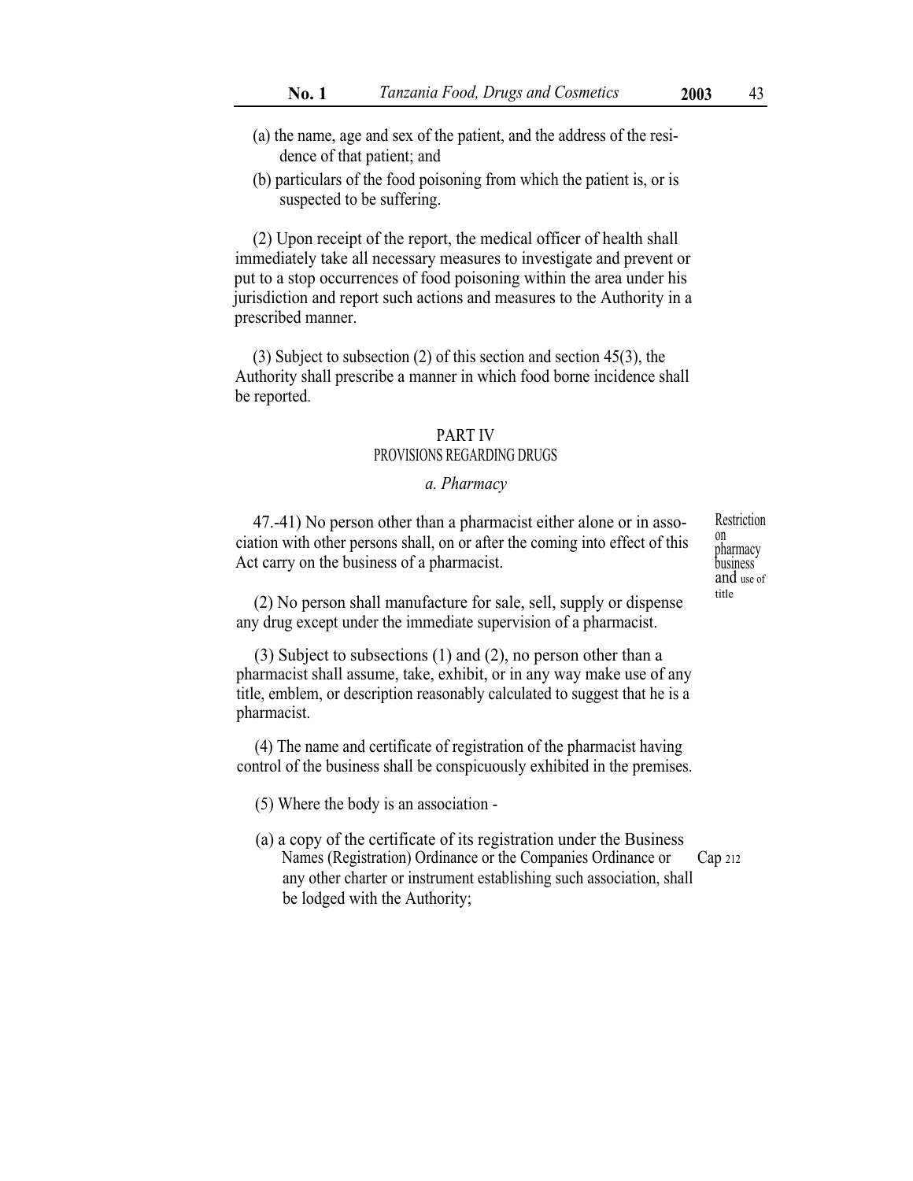(a) the name, age and sex of the patient, and the address of the residence of that patient; and

(b) particulars of the food poisoning from which the patient is, or is suspected to be suffering.

(2) Upon receipt of the report, the medical officer of health shall immediately take all necessary measures to investigate and prevent or put to a stop occurrences of food poisoning within the area under his jurisdiction and report such actions and measures to the Authority in a prescribed manner.

(3) Subject to subsection (2) of this section and section 45(3), the Authority shall prescribe a manner in which food borne incidence shall be reported.

## PART IV
## PROVISIONS REGARDING DRUGS

### *a. Pharmacy*

*Restriction on pharmacy business and use of title*

47.-41) No person other than a pharmacist either alone or in association with other persons shall, on or after the coming into effect of this Act carry on the business of a pharmacist.

(2) No person shall manufacture for sale, sell, supply or dispense any drug except under the immediate supervision of a pharmacist.

(3) Subject to subsections (1) and (2), no person other than a pharmacist shall assume, take, exhibit, or in any way make use of any title, emblem, or description reasonably calculated to suggest that he is a pharmacist.

(4) The name and certificate of registration of the pharmacist having control of the business shall be conspicuously exhibited in the premises.

(5) Where the body is an association -

(a) a copy of the certificate of its registration under the Business Names (Registration) Ordinance or the Companies Ordinance or any other charter or instrument establishing such association, shall be lodged with the Authority; *Cap 212*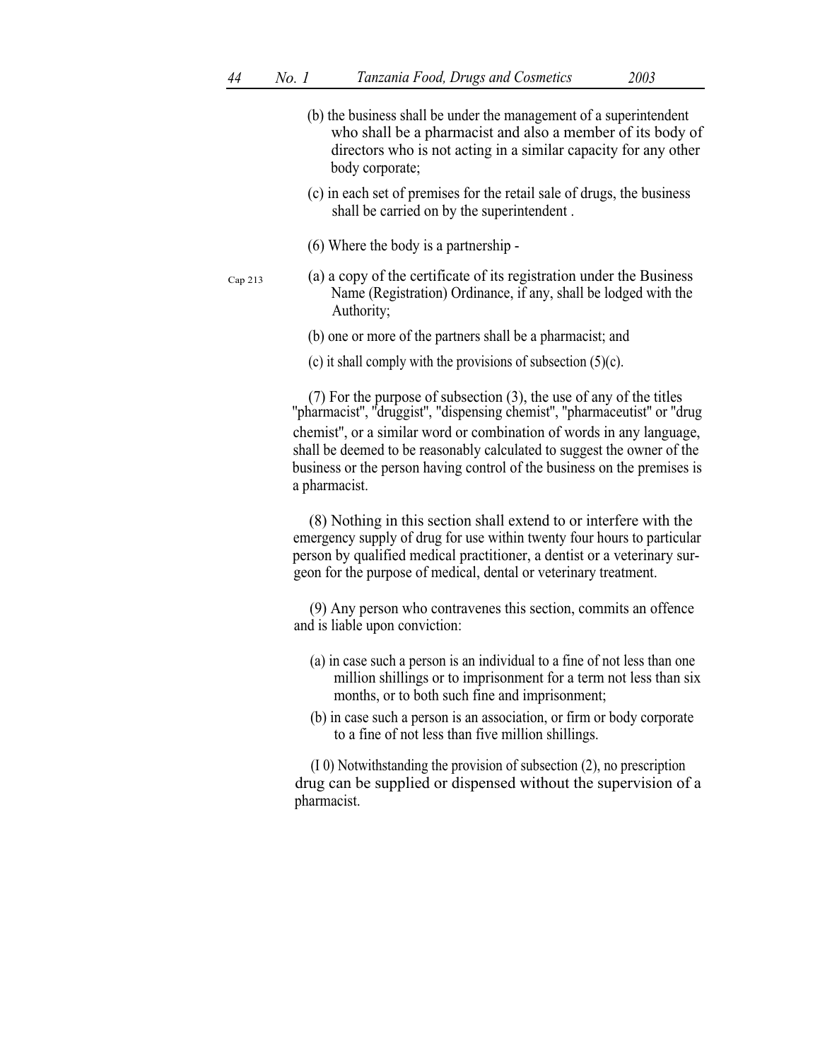(b) the business shall be under the management of a superintendent who shall be a pharmacist and also a member of its body of directors who is not acting in a similar capacity for any other body corporate;

(c) in each set of premises for the retail sale of drugs, the business shall be carried on by the superintendent .

(6) Where the body is a partnership -

Cap 213

(a) a copy of the certificate of its registration under the Business Name (Registration) Ordinance, if any, shall be lodged with the Authority;

(b) one or more of the partners shall be a pharmacist; and

(c) it shall comply with the provisions of subsection (5)(c).

(7) For the purpose of subsection (3), the use of any of the titles "pharmacist", "druggist", "dispensing chemist", "pharmaceutist" or "drug chemist", or a similar word or combination of words in any language, shall be deemed to be reasonably calculated to suggest the owner of the business or the person having control of the business on the premises is a pharmacist.

(8) Nothing in this section shall extend to or interfere with the emergency supply of drug for use within twenty four hours to particular person by qualified medical practitioner, a dentist or a veterinary surgeon for the purpose of medical, dental or veterinary treatment.

(9) Any person who contravenes this section, commits an offence and is liable upon conviction:

(a) in case such a person is an individual to a fine of not less than one million shillings or to imprisonment for a term not less than six months, or to both such fine and imprisonment;

(b) in case such a person is an association, or firm or body corporate to a fine of not less than five million shillings.

(I 0) Notwithstanding the provision of subsection (2), no prescription drug can be supplied or dispensed without the supervision of a pharmacist.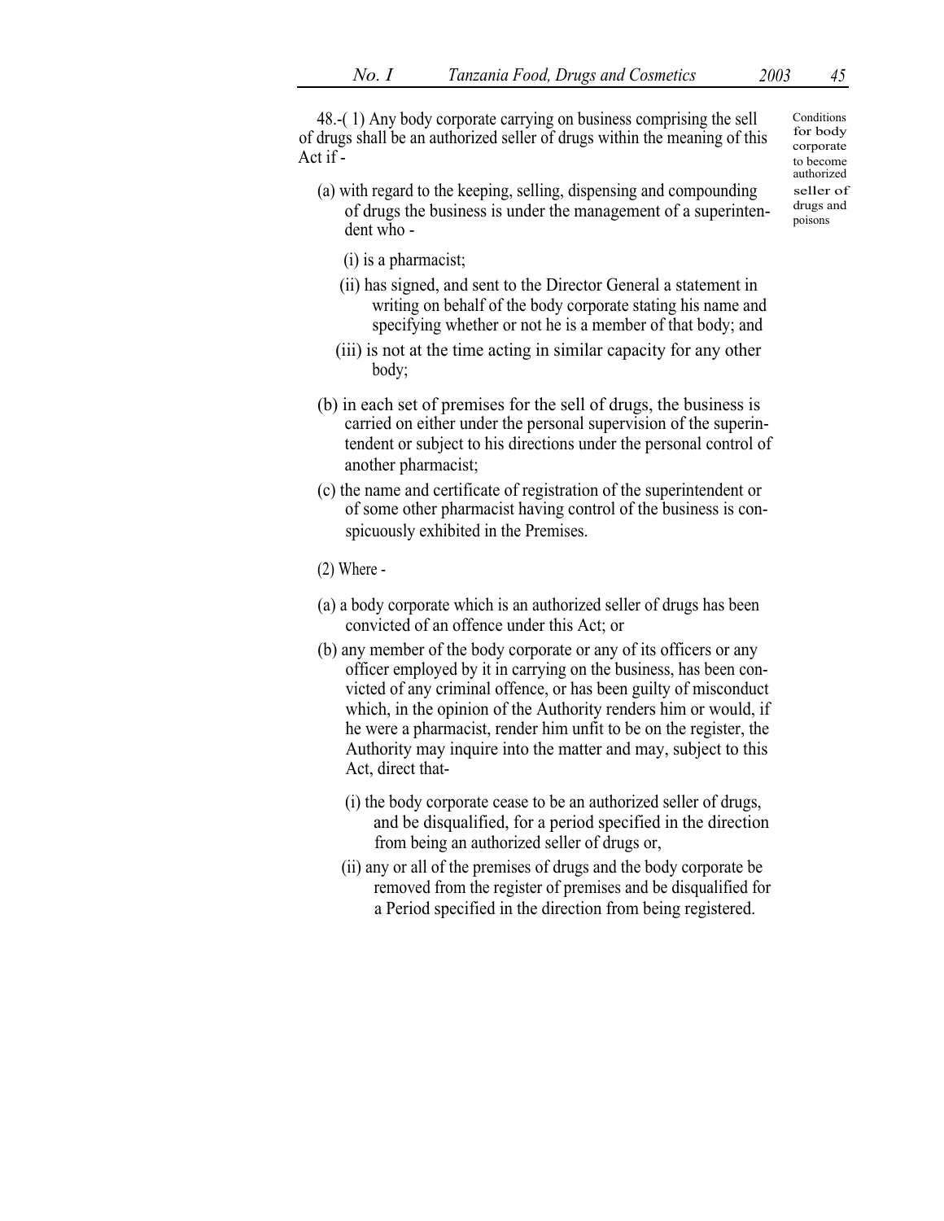48.-(1) Any body corporate carrying on business comprising the sell of drugs shall be an authorized seller of drugs within the meaning of this Act if -

Conditions for body corporate to become authorized seller of drugs and poisons

(a) with regard to the keeping, selling, dispensing and compounding of drugs the business is under the management of a superintendent who -

(i) is a pharmacist;

(ii) has signed, and sent to the Director General a statement in writing on behalf of the body corporate stating his name and specifying whether or not he is a member of that body; and

(iii) is not at the time acting in similar capacity for any other body;

(b) in each set of premises for the sell of drugs, the business is carried on either under the personal supervision of the superintendent or subject to his directions under the personal control of another pharmacist;

(c) the name and certificate of registration of the superintendent or of some other pharmacist having control of the business is conspicuously exhibited in the Premises.

(2) Where -

(a) a body corporate which is an authorized seller of drugs has been convicted of an offence under this Act; or

(b) any member of the body corporate or any of its officers or any officer employed by it in carrying on the business, has been convicted of any criminal offence, or has been guilty of misconduct which, in the opinion of the Authority renders him or would, if he were a pharmacist, render him unfit to be on the register, the Authority may inquire into the matter and may, subject to this Act, direct that-

(i) the body corporate cease to be an authorized seller of drugs, and be disqualified, for a period specified in the direction from being an authorized seller of drugs or,

(ii) any or all of the premises of drugs and the body corporate be removed from the register of premises and be disqualified for a Period specified in the direction from being registered.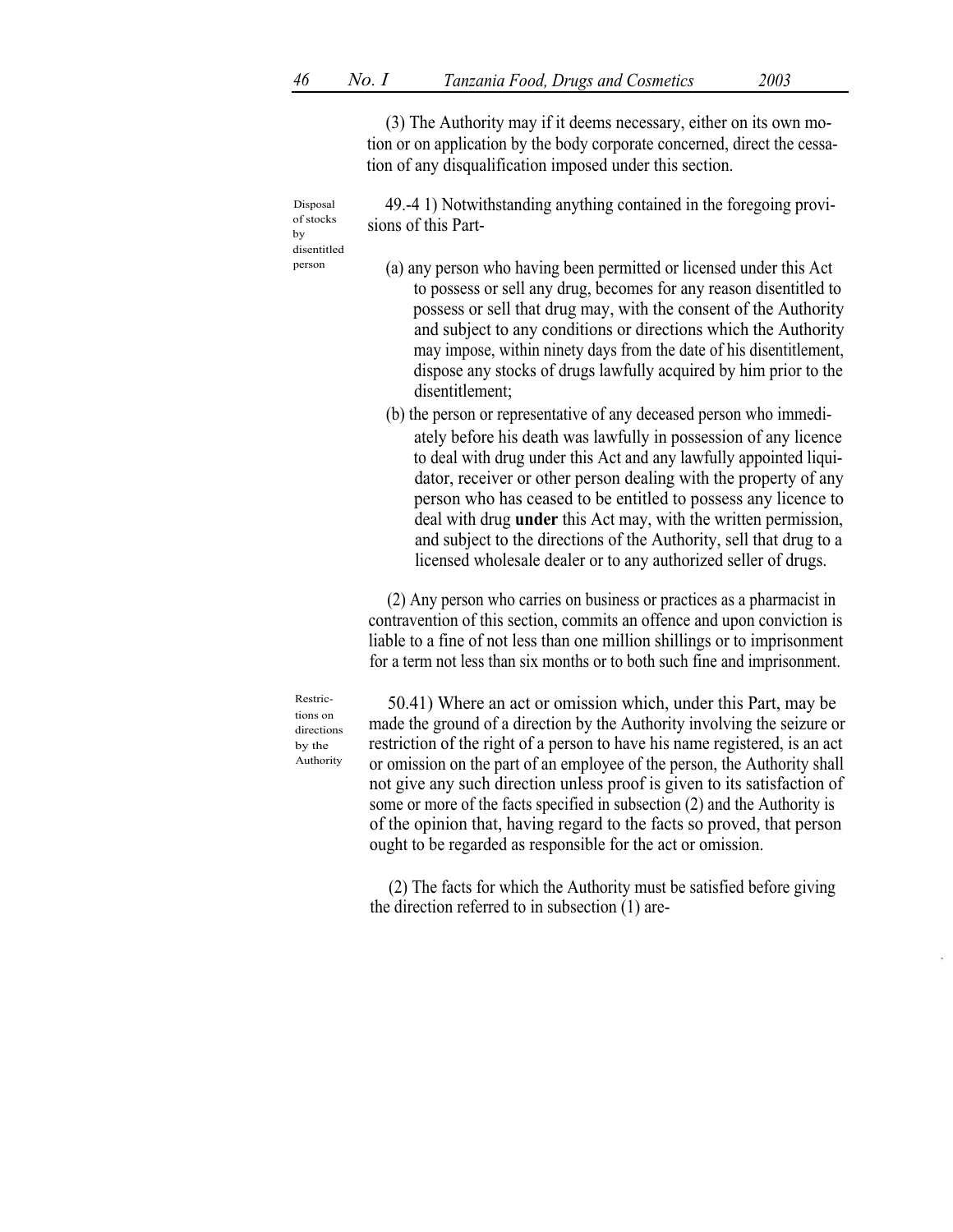(3) The Authority may if it deems necessary, either on its own motion or on application by the body corporate concerned, direct the cessation of any disqualification imposed under this section.

Disposal of stocks by disentitled person

49.-4 1) Notwithstanding anything contained in the foregoing provisions of this Part-

(a) any person who having been permitted or licensed under this Act to possess or sell any drug, becomes for any reason disentitled to possess or sell that drug may, with the consent of the Authority and subject to any conditions or directions which the Authority may impose, within ninety days from the date of his disentitlement, dispose any stocks of drugs lawfully acquired by him prior to the disentitlement;

(b) the person or representative of any deceased person who immediately before his death was lawfully in possession of any licence to deal with drug under this Act and any lawfully appointed liquidator, receiver or other person dealing with the property of any person who has ceased to be entitled to possess any licence to deal with drug **under** this Act may, with the written permission, and subject to the directions of the Authority, sell that drug to a licensed wholesale dealer or to any authorized seller of drugs.

(2) Any person who carries on business or practices as a pharmacist in contravention of this section, commits an offence and upon conviction is liable to a fine of not less than one million shillings or to imprisonment for a term not less than six months or to both such fine and imprisonment.

Restrictions on directions by the Authority

50.41) Where an act or omission which, under this Part, may be made the ground of a direction by the Authority involving the seizure or restriction of the right of a person to have his name registered, is an act or omission on the part of an employee of the person, the Authority shall not give any such direction unless proof is given to its satisfaction of some or more of the facts specified in subsection (2) and the Authority is of the opinion that, having regard to the facts so proved, that person ought to be regarded as responsible for the act or omission.

(2) The facts for which the Authority must be satisfied before giving the direction referred to in subsection (1) are-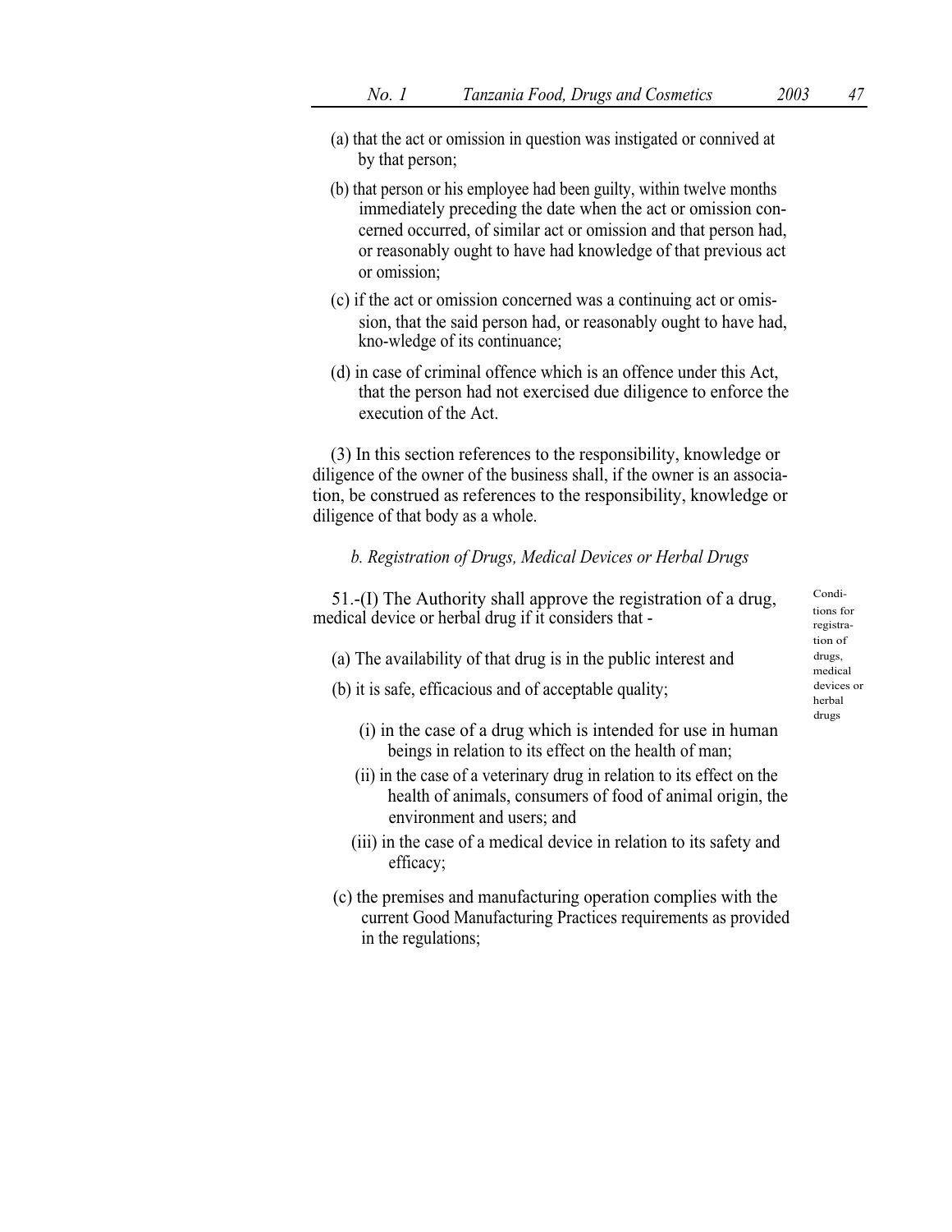(a) that the act or omission in question was instigated or connived at by that person;

(b) that person or his employee had been guilty, within twelve months immediately preceding the date when the act or omission concerned occurred, of similar act or omission and that person had, or reasonably ought to have had knowledge of that previous act or omission;

(c) if the act or omission concerned was a continuing act or omission, that the said person had, or reasonably ought to have had, kno-wledge of its continuance;

(d) in case of criminal offence which is an offence under this Act, that the person had not exercised due diligence to enforce the execution of the Act.

(3) In this section references to the responsibility, knowledge or diligence of the owner of the business shall, if the owner is an association, be construed as references to the responsibility, knowledge or diligence of that body as a whole.

*b. Registration of Drugs, Medical Devices or Herbal Drugs*

Conditions for registration of drugs, medical devices or herbal drugs

51.-(I) The Authority shall approve the registration of a drug, medical device or herbal drug if it considers that -

(a) The availability of that drug is in the public interest and

(b) it is safe, efficacious and of acceptable quality;

(i) in the case of a drug which is intended for use in human beings in relation to its effect on the health of man;

(ii) in the case of a veterinary drug in relation to its effect on the health of animals, consumers of food of animal origin, the environment and users; and

(iii) in the case of a medical device in relation to its safety and efficacy;

(c) the premises and manufacturing operation complies with the current Good Manufacturing Practices requirements as provided in the regulations;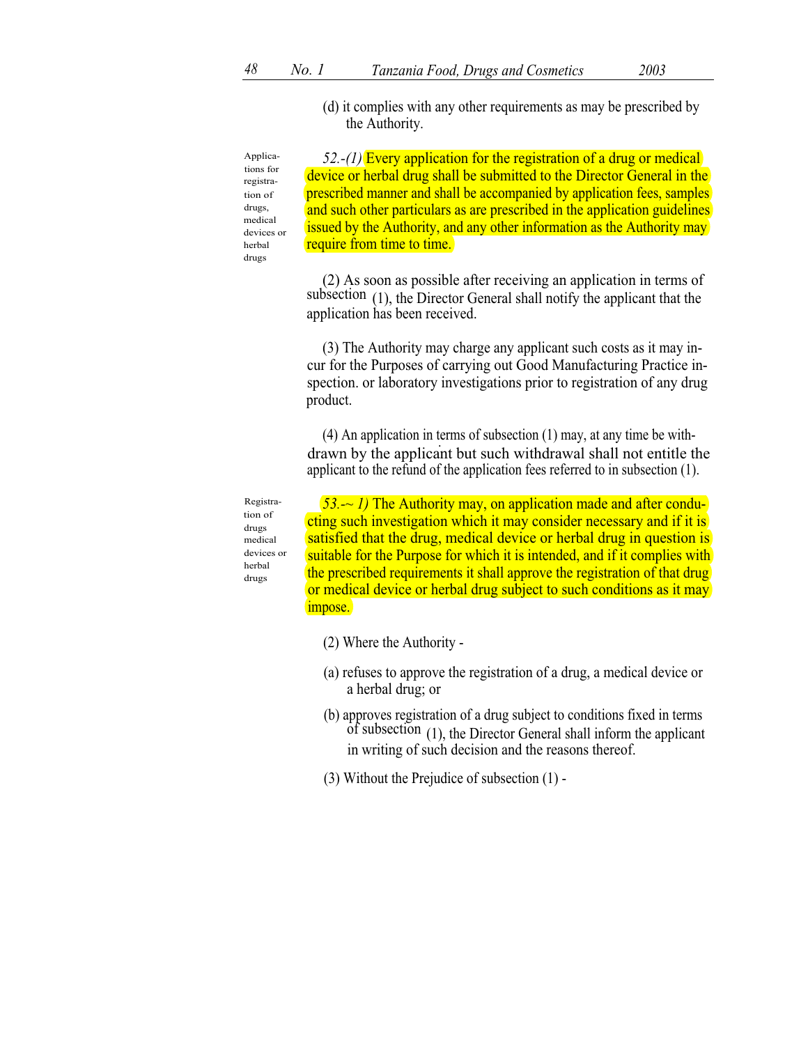(d) it complies with any other requirements as may be prescribed by the Authority.

Applications for registration of drugs, medical devices or herbal drugs

*52.-(1)* Every application for the registration of a drug or medical device or herbal drug shall be submitted to the Director General in the prescribed manner and shall be accompanied by application fees, samples and such other particulars as are prescribed in the application guidelines issued by the Authority, and any other information as the Authority may require from time to time.

(2) As soon as possible after receiving an application in terms of subsection (1), the Director General shall notify the applicant that the application has been received.

(3) The Authority may charge any applicant such costs as it may incur for the Purposes of carrying out Good Manufacturing Practice inspection. or laboratory investigations prior to registration of any drug product.

(4) An application in terms of subsection (1) may, at any time be withdrawn by the applicant but such withdrawal shall not entitle the applicant to the refund of the application fees referred to in subsection (1).

Registration of drugs medical devices or herbal drugs

*53.-~ 1)* The Authority may, on application made and after conducting such investigation which it may consider necessary and if it is satisfied that the drug, medical device or herbal drug in question is suitable for the Purpose for which it is intended, and if it complies with the prescribed requirements it shall approve the registration of that drug or medical device or herbal drug subject to such conditions as it may impose.

(2) Where the Authority -

(a) refuses to approve the registration of a drug, a medical device or a herbal drug; or

(b) approves registration of a drug subject to conditions fixed in terms of subsection (1), the Director General shall inform the applicant in writing of such decision and the reasons thereof.

(3) Without the Prejudice of subsection (1) -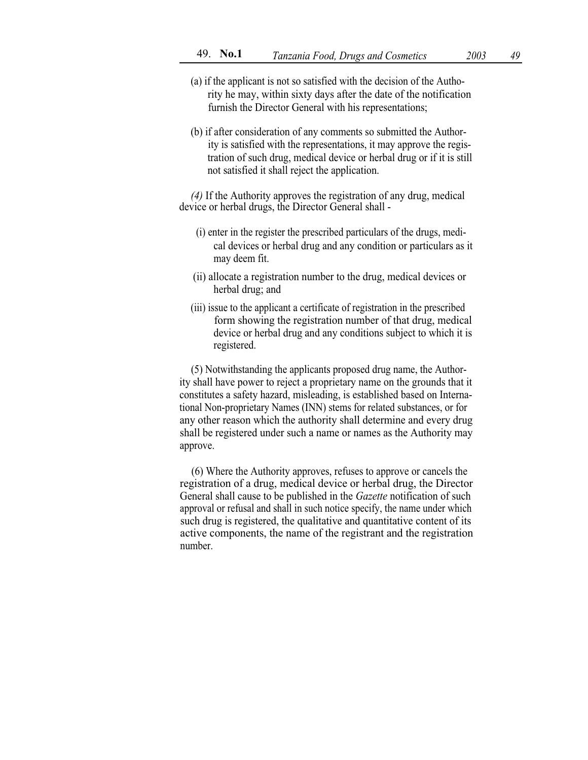(a) if the applicant is not so satisfied with the decision of the Authority he may, within sixty days after the date of the notification furnish the Director General with his representations;

(b) if after consideration of any comments so submitted the Authority is satisfied with the representations, it may approve the registration of such drug, medical device or herbal drug or if it is still not satisfied it shall reject the application.

*(4)* If the Authority approves the registration of any drug, medical device or herbal drugs, the Director General shall -

(i) enter in the register the prescribed particulars of the drugs, medical devices or herbal drug and any condition or particulars as it may deem fit.

(ii) allocate a registration number to the drug, medical devices or herbal drug; and

(iii) issue to the applicant a certificate of registration in the prescribed form showing the registration number of that drug, medical device or herbal drug and any conditions subject to which it is registered.

(5) Notwithstanding the applicants proposed drug name, the Authority shall have power to reject a proprietary name on the grounds that it constitutes a safety hazard, misleading, is established based on International Non-proprietary Names (INN) stems for related substances, or for any other reason which the authority shall determine and every drug shall be registered under such a name or names as the Authority may approve.

(6) Where the Authority approves, refuses to approve or cancels the registration of a drug, medical device or herbal drug, the Director General shall cause to be published in the *Gazette* notification of such approval or refusal and shall in such notice specify, the name under which such drug is registered, the qualitative and quantitative content of its active components, the name of the registrant and the registration number.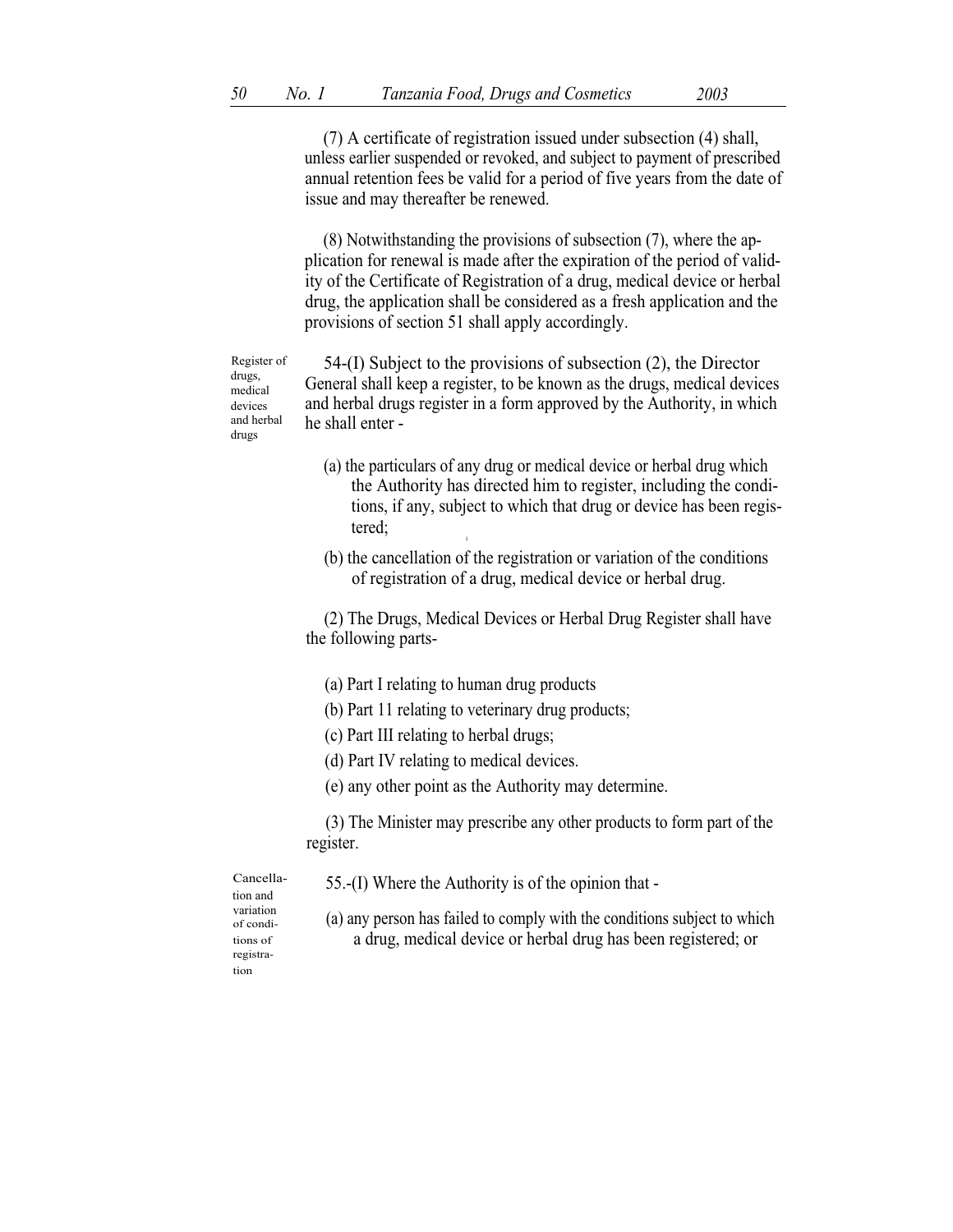(7) A certificate of registration issued under subsection (4) shall, unless earlier suspended or revoked, and subject to payment of prescribed annual retention fees be valid for a period of five years from the date of issue and may thereafter be renewed.

(8) Notwithstanding the provisions of subsection (7), where the application for renewal is made after the expiration of the period of validity of the Certificate of Registration of a drug, medical device or herbal drug, the application shall be considered as a fresh application and the provisions of section 51 shall apply accordingly.

Register of drugs, medical devices and herbal drugs

54-(I) Subject to the provisions of subsection (2), the Director General shall keep a register, to be known as the drugs, medical devices and herbal drugs register in a form approved by the Authority, in which he shall enter -

(a) the particulars of any drug or medical device or herbal drug which the Authority has directed him to register, including the conditions, if any, subject to which that drug or device has been registered;

(b) the cancellation of the registration or variation of the conditions of registration of a drug, medical device or herbal drug.

(2) The Drugs, Medical Devices or Herbal Drug Register shall have the following parts-

(a) Part I relating to human drug products

(b) Part 11 relating to veterinary drug products;

(c) Part III relating to herbal drugs;

(d) Part IV relating to medical devices.

(e) any other point as the Authority may determine.

(3) The Minister may prescribe any other products to form part of the register.

Cancellation and variation of conditions of registration

55.-(I) Where the Authority is of the opinion that -

(a) any person has failed to comply with the conditions subject to which a drug, medical device or herbal drug has been registered; or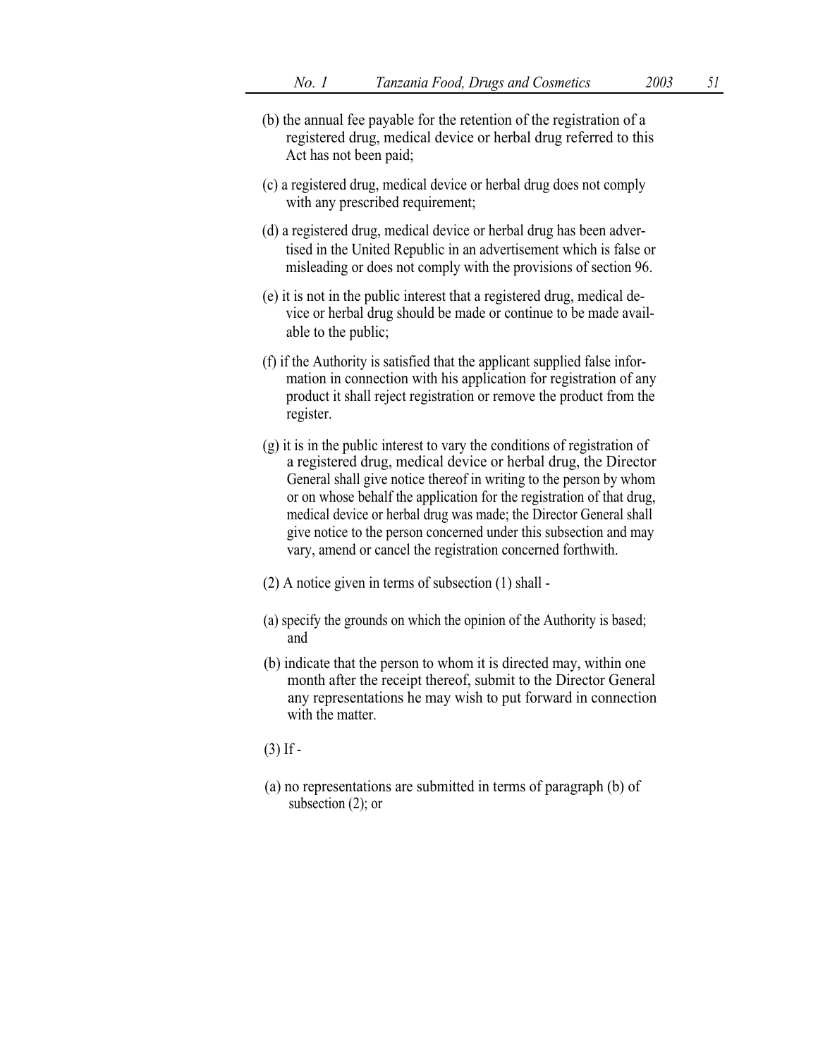(b) the annual fee payable for the retention of the registration of a registered drug, medical device or herbal drug referred to this Act has not been paid;

(c) a registered drug, medical device or herbal drug does not comply with any prescribed requirement;

(d) a registered drug, medical device or herbal drug has been advertised in the United Republic in an advertisement which is false or misleading or does not comply with the provisions of section 96.

(e) it is not in the public interest that a registered drug, medical device or herbal drug should be made or continue to be made available to the public;

(f) if the Authority is satisfied that the applicant supplied false information in connection with his application for registration of any product it shall reject registration or remove the product from the register.

(g) it is in the public interest to vary the conditions of registration of a registered drug, medical device or herbal drug, the Director General shall give notice thereof in writing to the person by whom or on whose behalf the application for the registration of that drug, medical device or herbal drug was made; the Director General shall give notice to the person concerned under this subsection and may vary, amend or cancel the registration concerned forthwith.

(2) A notice given in terms of subsection (1) shall -

(a) specify the grounds on which the opinion of the Authority is based; and

(b) indicate that the person to whom it is directed may, within one month after the receipt thereof, submit to the Director General any representations he may wish to put forward in connection with the matter.

(3) If -

(a) no representations are submitted in terms of paragraph (b) of subsection (2); or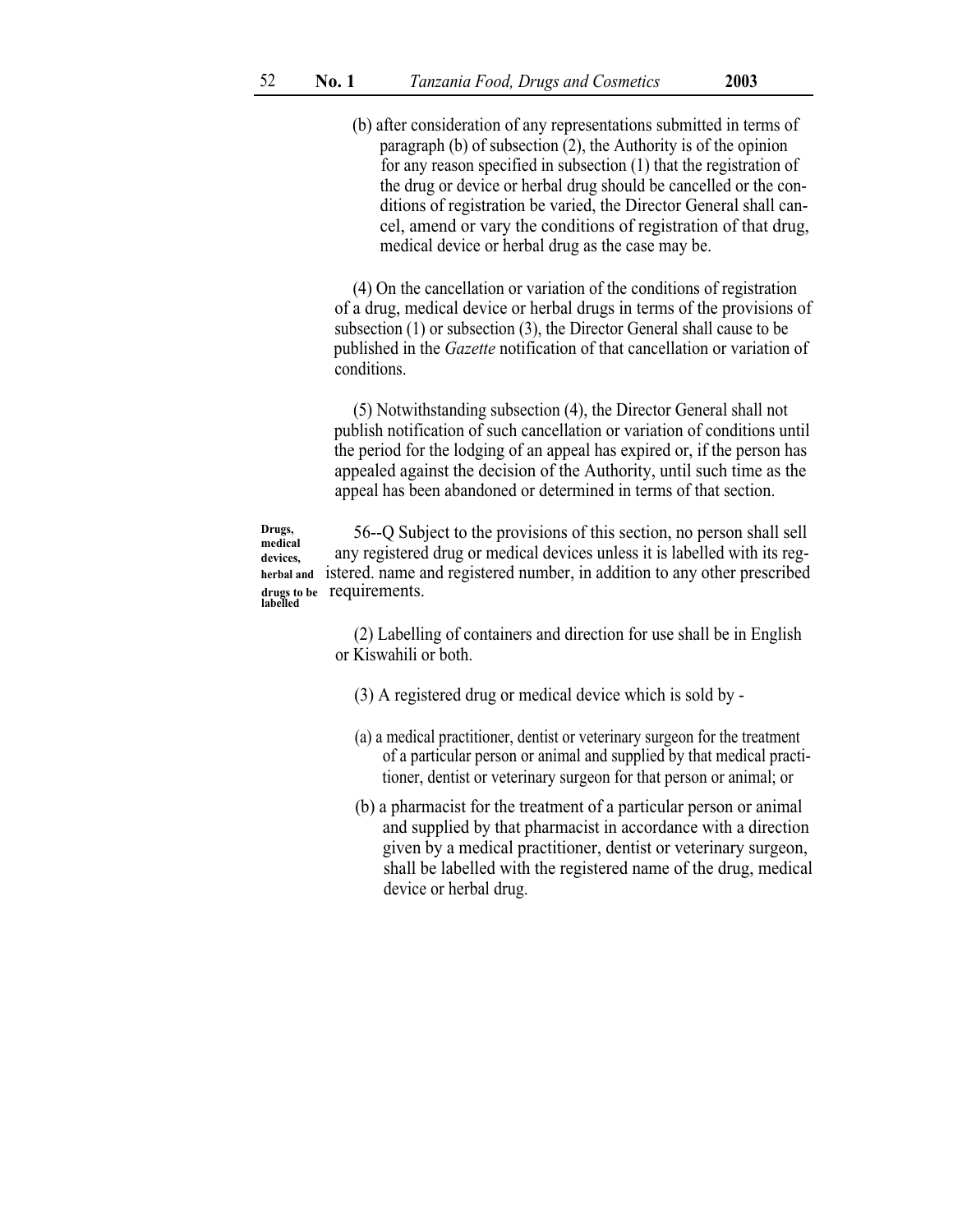(b) after consideration of any representations submitted in terms of paragraph (b) of subsection (2), the Authority is of the opinion for any reason specified in subsection (1) that the registration of the drug or device or herbal drug should be cancelled or the conditions of registration be varied, the Director General shall cancel, amend or vary the conditions of registration of that drug, medical device or herbal drug as the case may be.

(4) On the cancellation or variation of the conditions of registration of a drug, medical device or herbal drugs in terms of the provisions of subsection (1) or subsection (3), the Director General shall cause to be published in the *Gazette* notification of that cancellation or variation of conditions.

(5) Notwithstanding subsection (4), the Director General shall not publish notification of such cancellation or variation of conditions until the period for the lodging of an appeal has expired or, if the person has appealed against the decision of the Authority, until such time as the appeal has been abandoned or determined in terms of that section.

**Drugs, medical devices, herbal and drugs to be labelled**

56--Q Subject to the provisions of this section, no person shall sell any registered drug or medical devices unless it is labelled with its registered. name and registered number, in addition to any other prescribed requirements.

(2) Labelling of containers and direction for use shall be in English or Kiswahili or both.

(3) A registered drug or medical device which is sold by -

(a) a medical practitioner, dentist or veterinary surgeon for the treatment of a particular person or animal and supplied by that medical practitioner, dentist or veterinary surgeon for that person or animal; or

(b) a pharmacist for the treatment of a particular person or animal and supplied by that pharmacist in accordance with a direction given by a medical practitioner, dentist or veterinary surgeon, shall be labelled with the registered name of the drug, medical device or herbal drug.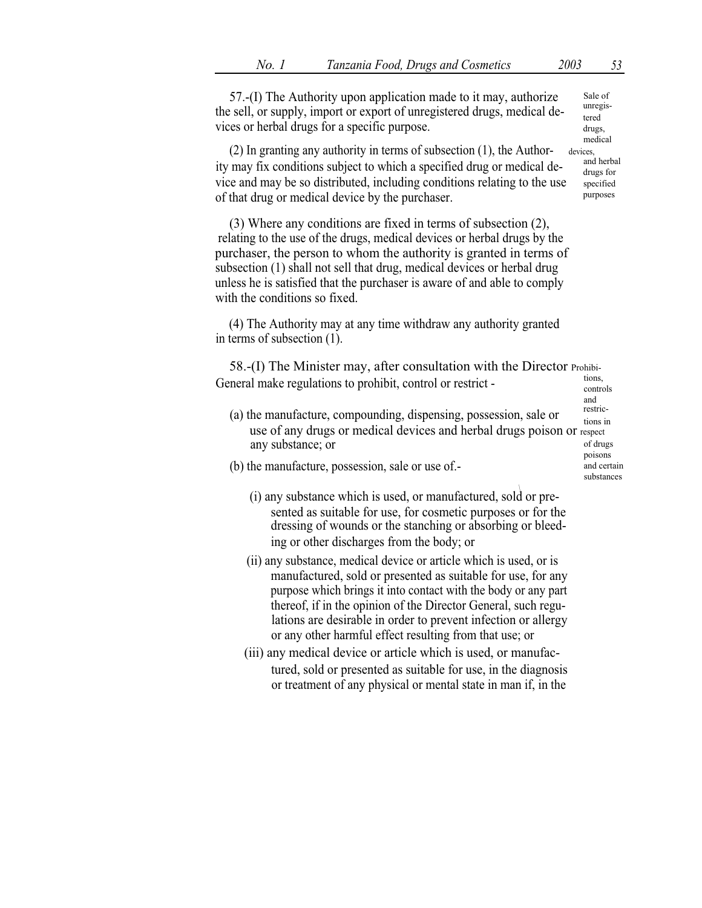57.-(I) The Authority upon application made to it may, authorize the sell, or supply, import or export of unregistered drugs, medical devices or herbal drugs for a specific purpose.

Sale of unregistered drugs, medical devices, and herbal drugs for specified purposes

(2) In granting any authority in terms of subsection (1), the Authority may fix conditions subject to which a specified drug or medical device and may be so distributed, including conditions relating to the use of that drug or medical device by the purchaser.

(3) Where any conditions are fixed in terms of subsection (2), relating to the use of the drugs, medical devices or herbal drugs by the purchaser, the person to whom the authority is granted in terms of subsection (1) shall not sell that drug, medical devices or herbal drug unless he is satisfied that the purchaser is aware of and able to comply with the conditions so fixed.

(4) The Authority may at any time withdraw any authority granted in terms of subsection (1).

58.-(I) The Minister may, after consultation with the Director General make regulations to prohibit, control or restrict -

Prohibitions, controls and restrictions in respect of drugs poisons and certain substances

(a) the manufacture, compounding, dispensing, possession, sale or use of any drugs or medical devices and herbal drugs poison or any substance; or

(b) the manufacture, possession, sale or use of.-

(i) any substance which is used, or manufactured, sold or presented as suitable for use, for cosmetic purposes or for the dressing of wounds or the stanching or absorbing or bleeding or other discharges from the body; or

(ii) any substance, medical device or article which is used, or is manufactured, sold or presented as suitable for use, for any purpose which brings it into contact with the body or any part thereof, if in the opinion of the Director General, such regulations are desirable in order to prevent infection or allergy or any other harmful effect resulting from that use; or

(iii) any medical device or article which is used, or manufactured, sold or presented as suitable for use, in the diagnosis or treatment of any physical or mental state in man if, in the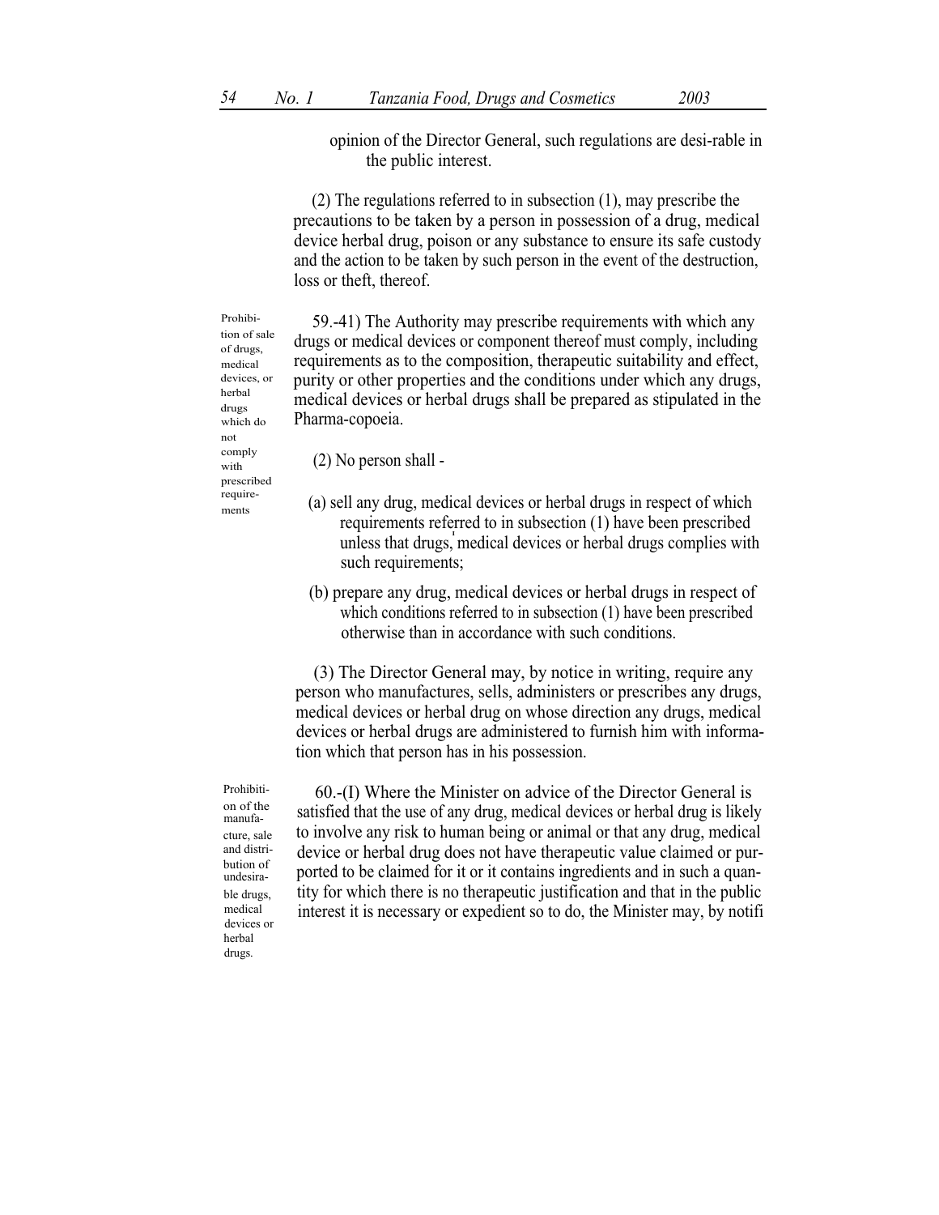opinion of the Director General, such regulations are desi-rable in the public interest.

(2) The regulations referred to in subsection (1), may prescribe the precautions to be taken by a person in possession of a drug, medical device herbal drug, poison or any substance to ensure its safe custody and the action to be taken by such person in the event of the destruction, loss or theft, thereof.

Prohibition of sale of drugs, medical devices, or herbal drugs which do not comply with prescribed requirements

59.-41) The Authority may prescribe requirements with which any drugs or medical devices or component thereof must comply, including requirements as to the composition, therapeutic suitability and effect, purity or other properties and the conditions under which any drugs, medical devices or herbal drugs shall be prepared as stipulated in the Pharma-copoeia.

(2) No person shall -

(a) sell any drug, medical devices or herbal drugs in respect of which requirements referred to in subsection (1) have been prescribed unless that drugs, medical devices or herbal drugs complies with such requirements;

(b) prepare any drug, medical devices or herbal drugs in respect of which conditions referred to in subsection (1) have been prescribed otherwise than in accordance with such conditions.

(3) The Director General may, by notice in writing, require any person who manufactures, sells, administers or prescribes any drugs, medical devices or herbal drug on whose direction any drugs, medical devices or herbal drugs are administered to furnish him with information which that person has in his possession.

Prohibition of the manufacture, sale and distribution of undesirable drugs, medical devices or herbal drugs.

60.-(I) Where the Minister on advice of the Director General is satisfied that the use of any drug, medical devices or herbal drug is likely to involve any risk to human being or animal or that any drug, medical device or herbal drug does not have therapeutic value claimed or purported to be claimed for it or it contains ingredients and in such a quantity for which there is no therapeutic justification and that in the public interest it is necessary or expedient so to do, the Minister may, by notifi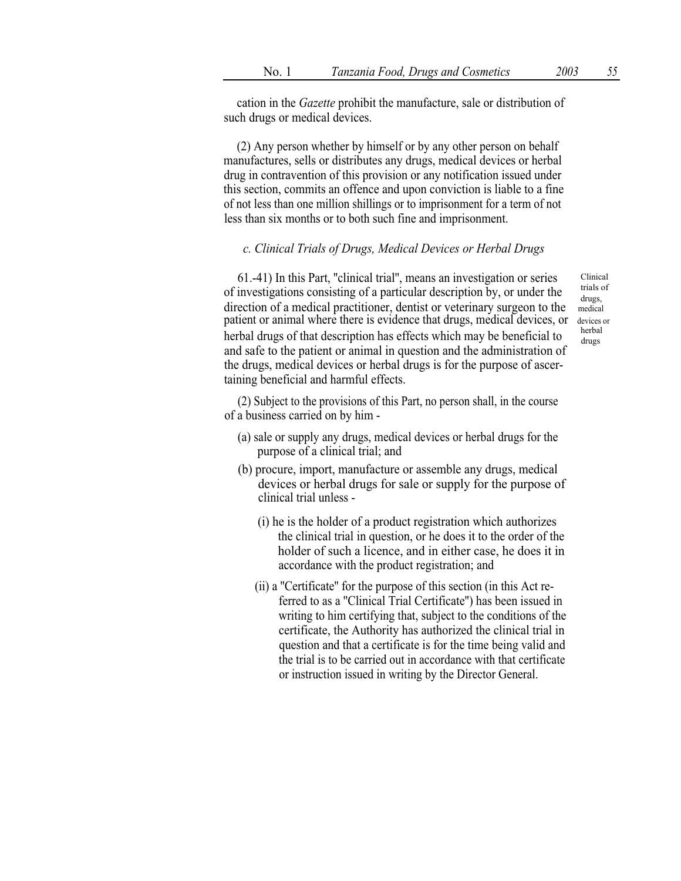cation in the *Gazette* prohibit the manufacture, sale or distribution of such drugs or medical devices.

(2) Any person whether by himself or by any other person on behalf manufactures, sells or distributes any drugs, medical devices or herbal drug in contravention of this provision or any notification issued under this section, commits an offence and upon conviction is liable to a fine of not less than one million shillings or to imprisonment for a term of not less than six months or to both such fine and imprisonment.

*c. Clinical Trials of Drugs, Medical Devices or Herbal Drugs*

Clinical trials of drugs, medical devices or herbal drugs

61.-41) In this Part, "clinical trial", means an investigation or series of investigations consisting of a particular description by, or under the direction of a medical practitioner, dentist or veterinary surgeon to the patient or animal where there is evidence that drugs, medical devices, or herbal drugs of that description has effects which may be beneficial to and safe to the patient or animal in question and the administration of the drugs, medical devices or herbal drugs is for the purpose of ascertaining beneficial and harmful effects.

(2) Subject to the provisions of this Part, no person shall, in the course of a business carried on by him -

(a) sale or supply any drugs, medical devices or herbal drugs for the purpose of a clinical trial; and

(b) procure, import, manufacture or assemble any drugs, medical devices or herbal drugs for sale or supply for the purpose of clinical trial unless -

(i) he is the holder of a product registration which authorizes the clinical trial in question, or he does it to the order of the holder of such a licence, and in either case, he does it in accordance with the product registration; and

(ii) a "Certificate" for the purpose of this section (in this Act referred to as a "Clinical Trial Certificate") has been issued in writing to him certifying that, subject to the conditions of the certificate, the Authority has authorized the clinical trial in question and that a certificate is for the time being valid and the trial is to be carried out in accordance with that certificate or instruction issued in writing by the Director General.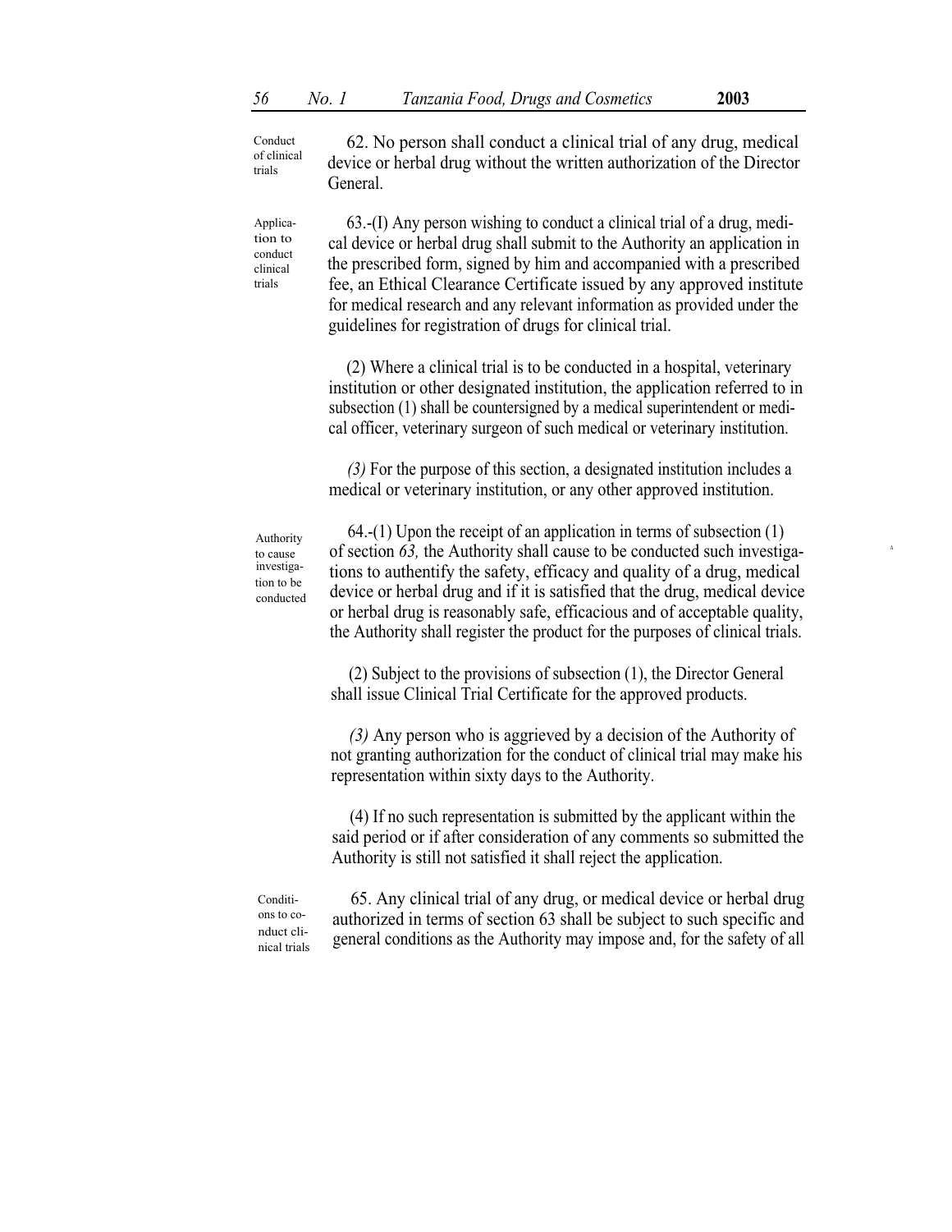Conduct of clinical trials

62. No person shall conduct a clinical trial of any drug, medical device or herbal drug without the written authorization of the Director General.

Application to conduct clinical trials

63.-(I) Any person wishing to conduct a clinical trial of a drug, medical device or herbal drug shall submit to the Authority an application in the prescribed form, signed by him and accompanied with a prescribed fee, an Ethical Clearance Certificate issued by any approved institute for medical research and any relevant information as provided under the guidelines for registration of drugs for clinical trial.

(2) Where a clinical trial is to be conducted in a hospital, veterinary institution or other designated institution, the application referred to in subsection (1) shall be countersigned by a medical superintendent or medical officer, veterinary surgeon of such medical or veterinary institution.

*(3)* For the purpose of this section, a designated institution includes a medical or veterinary institution, or any other approved institution.

Authority to cause investigation to be conducted

64.-(1) Upon the receipt of an application in terms of subsection (1) of section *63,* the Authority shall cause to be conducted such investigations to authentify the safety, efficacy and quality of a drug, medical device or herbal drug and if it is satisfied that the drug, medical device or herbal drug is reasonably safe, efficacious and of acceptable quality, the Authority shall register the product for the purposes of clinical trials.

(2) Subject to the provisions of subsection (1), the Director General shall issue Clinical Trial Certificate for the approved products.

*(3)* Any person who is aggrieved by a decision of the Authority of not granting authorization for the conduct of clinical trial may make his representation within sixty days to the Authority.

(4) If no such representation is submitted by the applicant within the said period or if after consideration of any comments so submitted the Authority is still not satisfied it shall reject the application.

Conditions to conduct clinical trials

65. Any clinical trial of any drug, or medical device or herbal drug authorized in terms of section 63 shall be subject to such specific and general conditions as the Authority may impose and, for the safety of all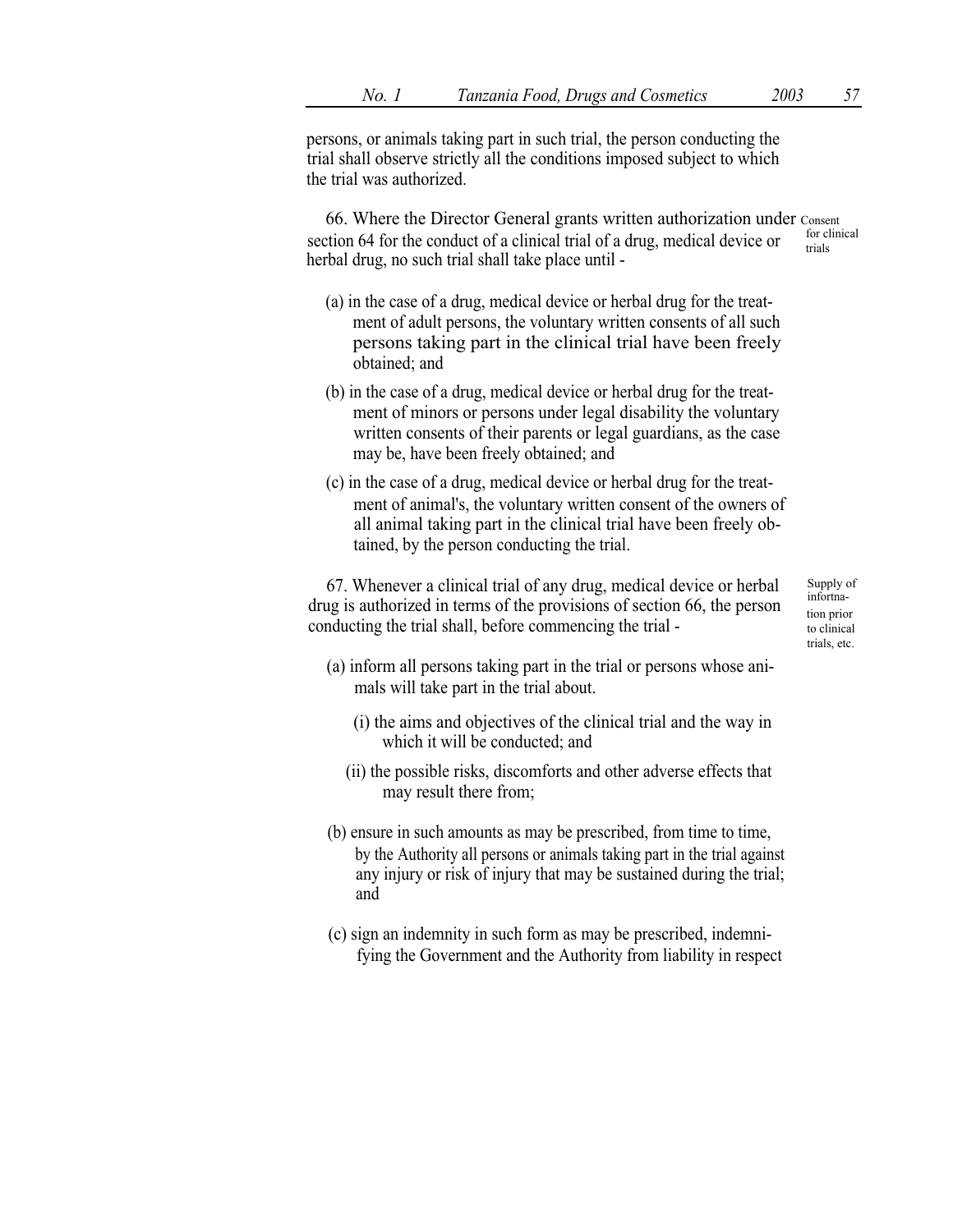persons, or animals taking part in such trial, the person conducting the trial shall observe strictly all the conditions imposed subject to which the trial was authorized.

Consent for clinical trials

66. Where the Director General grants written authorization under section 64 for the conduct of a clinical trial of a drug, medical device or herbal drug, no such trial shall take place until -

(a) in the case of a drug, medical device or herbal drug for the treatment of adult persons, the voluntary written consents of all such persons taking part in the clinical trial have been freely obtained; and

(b) in the case of a drug, medical device or herbal drug for the treatment of minors or persons under legal disability the voluntary written consents of their parents or legal guardians, as the case may be, have been freely obtained; and

(c) in the case of a drug, medical device or herbal drug for the treatment of animal's, the voluntary written consent of the owners of all animal taking part in the clinical trial have been freely obtained, by the person conducting the trial.

Supply of infortnation prior to clinical trials, etc.

67. Whenever a clinical trial of any drug, medical device or herbal drug is authorized in terms of the provisions of section 66, the person conducting the trial shall, before commencing the trial -

(a) inform all persons taking part in the trial or persons whose animals will take part in the trial about.

(i) the aims and objectives of the clinical trial and the way in which it will be conducted; and

(ii) the possible risks, discomforts and other adverse effects that may result there from;

(b) ensure in such amounts as may be prescribed, from time to time, by the Authority all persons or animals taking part in the trial against any injury or risk of injury that may be sustained during the trial; and

(c) sign an indemnity in such form as may be prescribed, indemnifying the Government and the Authority from liability in respect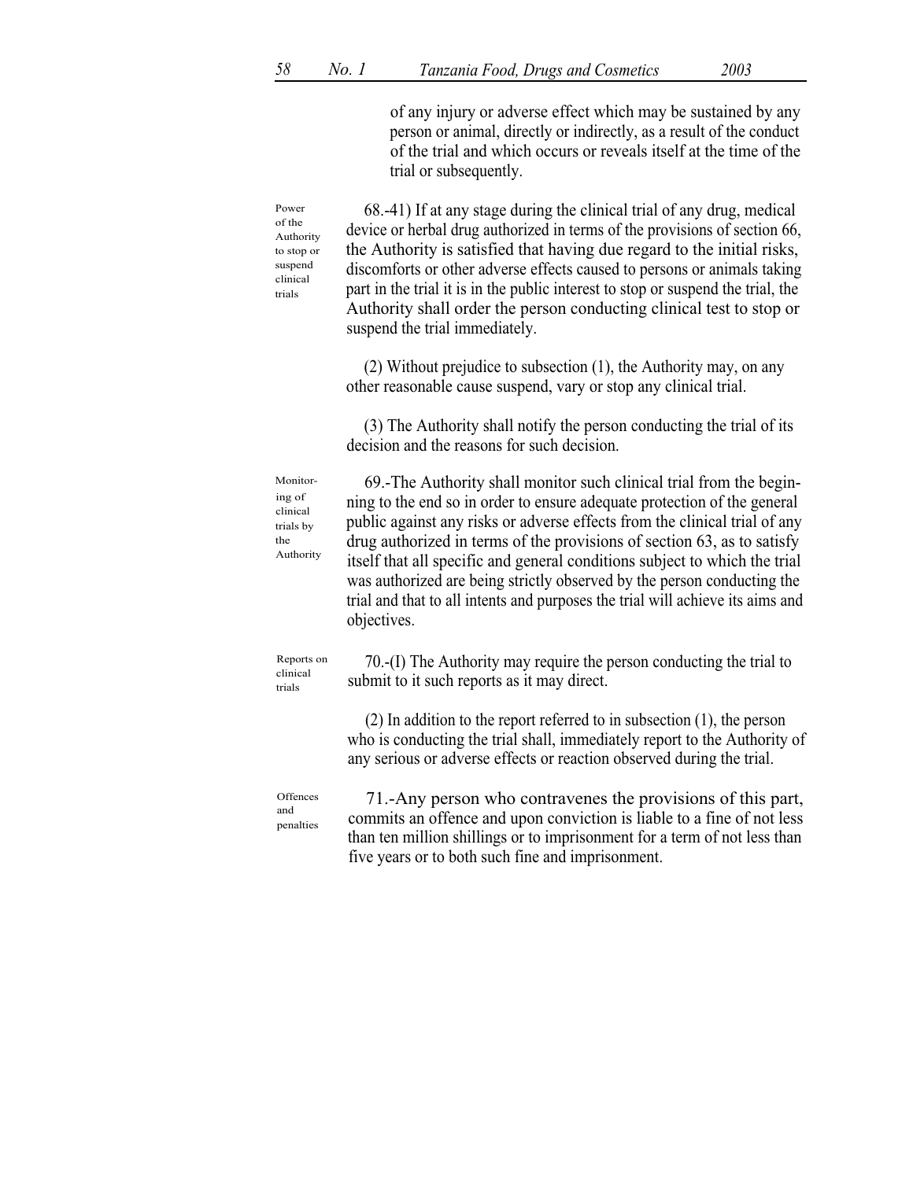of any injury or adverse effect which may be sustained by any person or animal, directly or indirectly, as a result of the conduct of the trial and which occurs or reveals itself at the time of the trial or subsequently.

Power of the Authority to stop or suspend clinical trials

68.-41) If at any stage during the clinical trial of any drug, medical device or herbal drug authorized in terms of the provisions of section 66, the Authority is satisfied that having due regard to the initial risks, discomforts or other adverse effects caused to persons or animals taking part in the trial it is in the public interest to stop or suspend the trial, the Authority shall order the person conducting clinical test to stop or suspend the trial immediately.

(2) Without prejudice to subsection (1), the Authority may, on any other reasonable cause suspend, vary or stop any clinical trial.

(3) The Authority shall notify the person conducting the trial of its decision and the reasons for such decision.

Monitoring of clinical trials by the Authority

69.-The Authority shall monitor such clinical trial from the beginning to the end so in order to ensure adequate protection of the general public against any risks or adverse effects from the clinical trial of any drug authorized in terms of the provisions of section 63, as to satisfy itself that all specific and general conditions subject to which the trial was authorized are being strictly observed by the person conducting the trial and that to all intents and purposes the trial will achieve its aims and objectives.

Reports on clinical trials

70.-(I) The Authority may require the person conducting the trial to submit to it such reports as it may direct.

(2) In addition to the report referred to in subsection (1), the person who is conducting the trial shall, immediately report to the Authority of any serious or adverse effects or reaction observed during the trial.

Offences and penalties

71.-Any person who contravenes the provisions of this part, commits an offence and upon conviction is liable to a fine of not less than ten million shillings or to imprisonment for a term of not less than five years or to both such fine and imprisonment.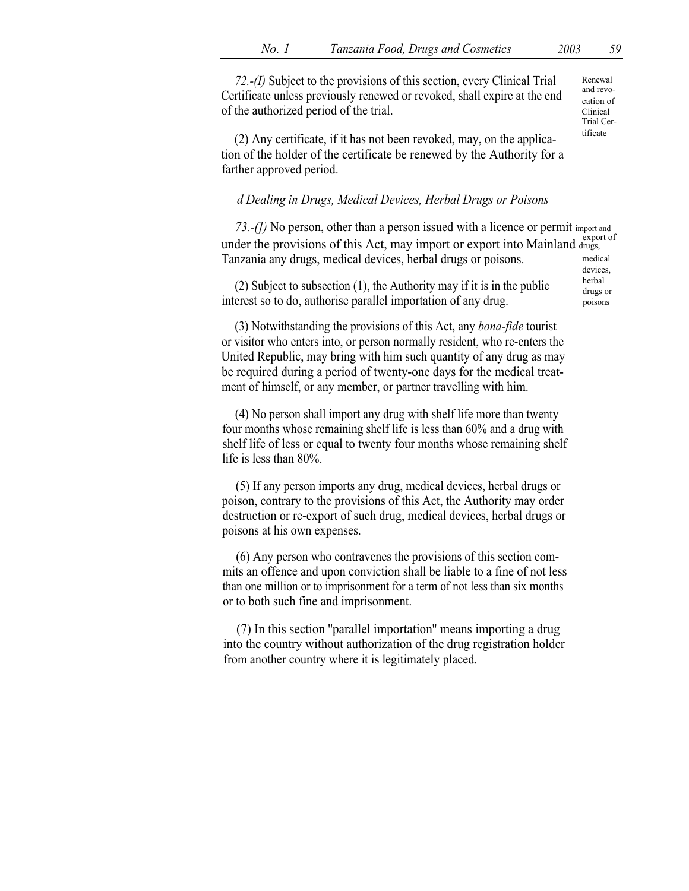*72.-(I)* Subject to the provisions of this section, every Clinical Trial Certificate unless previously renewed or revoked, shall expire at the end of the authorized period of the trial.

Renewal and revocation of Clinical Trial Certificate

(2) Any certificate, if it has not been revoked, may, on the application of the holder of the certificate be renewed by the Authority for a farther approved period.

*d Dealing in Drugs, Medical Devices, Herbal Drugs or Poisons*

*73.-(])* No person, other than a person issued with a licence or permit under the provisions of this Act, may import or export into Mainland Tanzania any drugs, medical devices, herbal drugs or poisons.

import and export of drugs, medical devices, herbal drugs or poisons

(2) Subject to subsection (1), the Authority may if it is in the public interest so to do, authorise parallel importation of any drug.

(3) Notwithstanding the provisions of this Act, any *bona-fide* tourist or visitor who enters into, or person normally resident, who re-enters the United Republic, may bring with him such quantity of any drug as may be required during a period of twenty-one days for the medical treatment of himself, or any member, or partner travelling with him.

(4) No person shall import any drug with shelf life more than twenty four months whose remaining shelf life is less than 60% and a drug with shelf life of less or equal to twenty four months whose remaining shelf life is less than 80%.

(5) If any person imports any drug, medical devices, herbal drugs or poison, contrary to the provisions of this Act, the Authority may order destruction or re-export of such drug, medical devices, herbal drugs or poisons at his own expenses.

(6) Any person who contravenes the provisions of this section commits an offence and upon conviction shall be liable to a fine of not less than one million or to imprisonment for a term of not less than six months or to both such fine and imprisonment.

(7) In this section "parallel importation" means importing a drug into the country without authorization of the drug registration holder from another country where it is legitimately placed.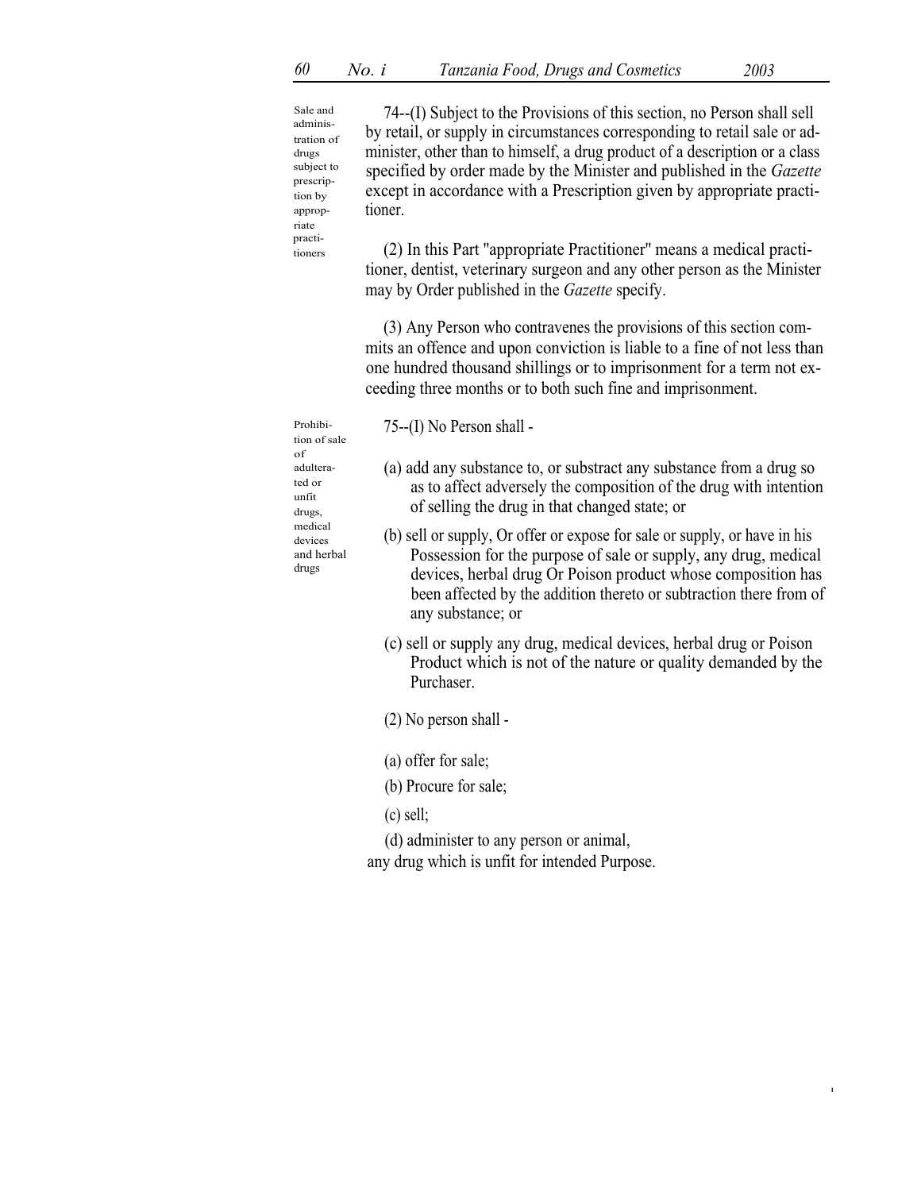Sale and administration of drugs subject to prescription by appropriate practitioners

74--(I) Subject to the Provisions of this section, no Person shall sell by retail, or supply in circumstances corresponding to retail sale or administer, other than to himself, a drug product of a description or a class specified by order made by the Minister and published in the *Gazette* except in accordance with a Prescription given by appropriate practitioner.

(2) In this Part "appropriate Practitioner" means a medical practitioner, dentist, veterinary surgeon and any other person as the Minister may by Order published in the *Gazette* specify.

(3) Any Person who contravenes the provisions of this section commits an offence and upon conviction is liable to a fine of not less than one hundred thousand shillings or to imprisonment for a term not exceeding three months or to both such fine and imprisonment.

Prohibition of sale of adulterated or unfit drugs, medical devices and herbal drugs

75--(I) No Person shall -

(a) add any substance to, or substract any substance from a drug so as to affect adversely the composition of the drug with intention of selling the drug in that changed state; or

(b) sell or supply, Or offer or expose for sale or supply, or have in his Possession for the purpose of sale or supply, any drug, medical devices, herbal drug Or Poison product whose composition has been affected by the addition thereto or subtraction there from of any substance; or

(c) sell or supply any drug, medical devices, herbal drug or Poison Product which is not of the nature or quality demanded by the Purchaser.

(2) No person shall -

(a) offer for sale;

(b) Procure for sale;

(c) sell;

(d) administer to any person or animal,

any drug which is unfit for intended Purpose.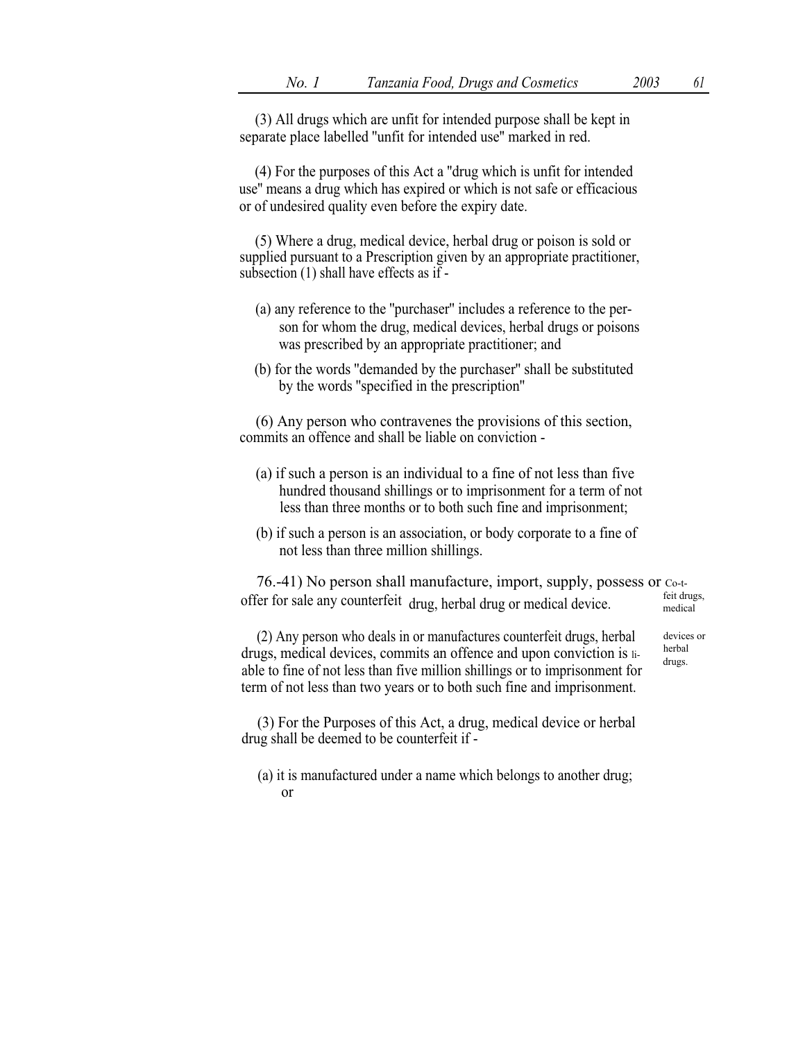(3) All drugs which are unfit for intended purpose shall be kept in separate place labelled "unfit for intended use" marked in red.

(4) For the purposes of this Act a "drug which is unfit for intended use" means a drug which has expired or which is not safe or efficacious or of undesired quality even before the expiry date.

(5) Where a drug, medical device, herbal drug or poison is sold or supplied pursuant to a Prescription given by an appropriate practitioner, subsection (1) shall have effects as if -

(a) any reference to the "purchaser" includes a reference to the person for whom the drug, medical devices, herbal drugs or poisons was prescribed by an appropriate practitioner; and

(b) for the words "demanded by the purchaser" shall be substituted by the words "specified in the prescription"

(6) Any person who contravenes the provisions of this section, commits an offence and shall be liable on conviction -

(a) if such a person is an individual to a fine of not less than five hundred thousand shillings or to imprisonment for a term of not less than three months or to both such fine and imprisonment;

(b) if such a person is an association, or body corporate to a fine of not less than three million shillings.

Co-t-feit drugs, medical devices or herbal drugs.

76.-41) No person shall manufacture, import, supply, possess or offer for sale any counterfeit drug, herbal drug or medical device.

(2) Any person who deals in or manufactures counterfeit drugs, herbal drugs, medical devices, commits an offence and upon conviction is liable to fine of not less than five million shillings or to imprisonment for term of not less than two years or to both such fine and imprisonment.

(3) For the Purposes of this Act, a drug, medical device or herbal drug shall be deemed to be counterfeit if -

(a) it is manufactured under a name which belongs to another drug; or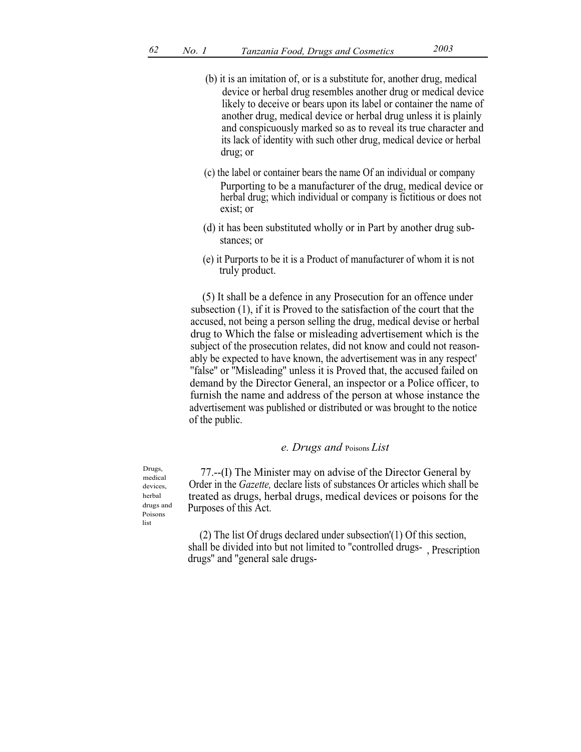(b) it is an imitation of, or is a substitute for, another drug, medical device or herbal drug resembles another drug or medical device likely to deceive or bears upon its label or container the name of another drug, medical device or herbal drug unless it is plainly and conspicuously marked so as to reveal its true character and its lack of identity with such other drug, medical device or herbal drug; or

(c) the label or container bears the name Of an individual or company Purporting to be a manufacturer of the drug, medical device or herbal drug; which individual or company is fictitious or does not exist; or

(d) it has been substituted wholly or in Part by another drug substances; or

(e) it Purports to be it is a Product of manufacturer of whom it is not truly product.

(5) It shall be a defence in any Prosecution for an offence under subsection (1), if it is Proved to the satisfaction of the court that the accused, not being a person selling the drug, medical devise or herbal drug to Which the false or misleading advertisement which is the subject of the prosecution relates, did not know and could not reasonably be expected to have known, the advertisement was in any respect' "false" or "Misleading" unless it is Proved that, the accused failed on demand by the Director General, an inspector or a Police officer, to furnish the name and address of the person at whose instance the advertisement was published or distributed or was brought to the notice of the public.

### *e. Drugs and Poisons List*

Drugs, medical devices, herbal drugs and Poisons list

77.--(I) The Minister may on advise of the Director General by Order in the *Gazette,* declare lists of substances Or articles which shall be treated as drugs, herbal drugs, medical devices or poisons for the Purposes of this Act.

(2) The list Of drugs declared under subsection'(1) Of this section, shall be divided into but not limited to "controlled drugs- , Prescription drugs" and "general sale drugs-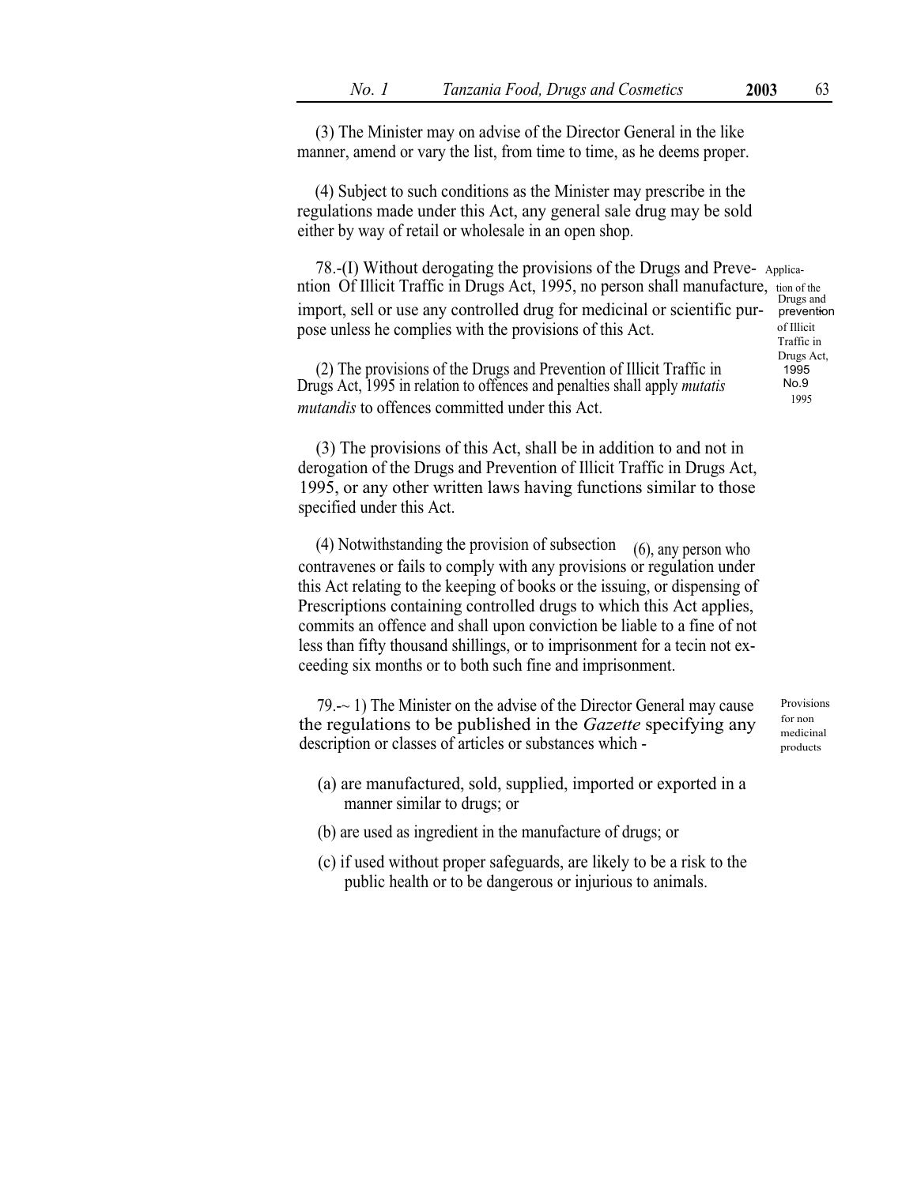(3) The Minister may on advise of the Director General in the like manner, amend or vary the list, from time to time, as he deems proper.

(4) Subject to such conditions as the Minister may prescribe in the regulations made under this Act, any general sale drug may be sold either by way of retail or wholesale in an open shop.

Application of the Drugs and prevention of Illicit Traffic in Drugs Act, 1995 No.9 1995

78.-(I) Without derogating the provisions of the Drugs and Prevention Of Illicit Traffic in Drugs Act, 1995, no person shall manufacture, import, sell or use any controlled drug for medicinal or scientific purpose unless he complies with the provisions of this Act.

(2) The provisions of the Drugs and Prevention of Illicit Traffic in Drugs Act, 1995 in relation to offences and penalties shall apply *mutatis mutandis* to offences committed under this Act.

(3) The provisions of this Act, shall be in addition to and not in derogation of the Drugs and Prevention of Illicit Traffic in Drugs Act, 1995, or any other written laws having functions similar to those specified under this Act.

(4) Notwithstanding the provision of subsection (6), any person who contravenes or fails to comply with any provisions or regulation under this Act relating to the keeping of books or the issuing, or dispensing of Prescriptions containing controlled drugs to which this Act applies, commits an offence and shall upon conviction be liable to a fine of not less than fifty thousand shillings, or to imprisonment for a tecin not exceeding six months or to both such fine and imprisonment.

Provisions for non medicinal products

79.-~ 1) The Minister on the advise of the Director General may cause the regulations to be published in the *Gazette* specifying any description or classes of articles or substances which -

(a) are manufactured, sold, supplied, imported or exported in a manner similar to drugs; or

(b) are used as ingredient in the manufacture of drugs; or

(c) if used without proper safeguards, are likely to be a risk to the public health or to be dangerous or injurious to animals.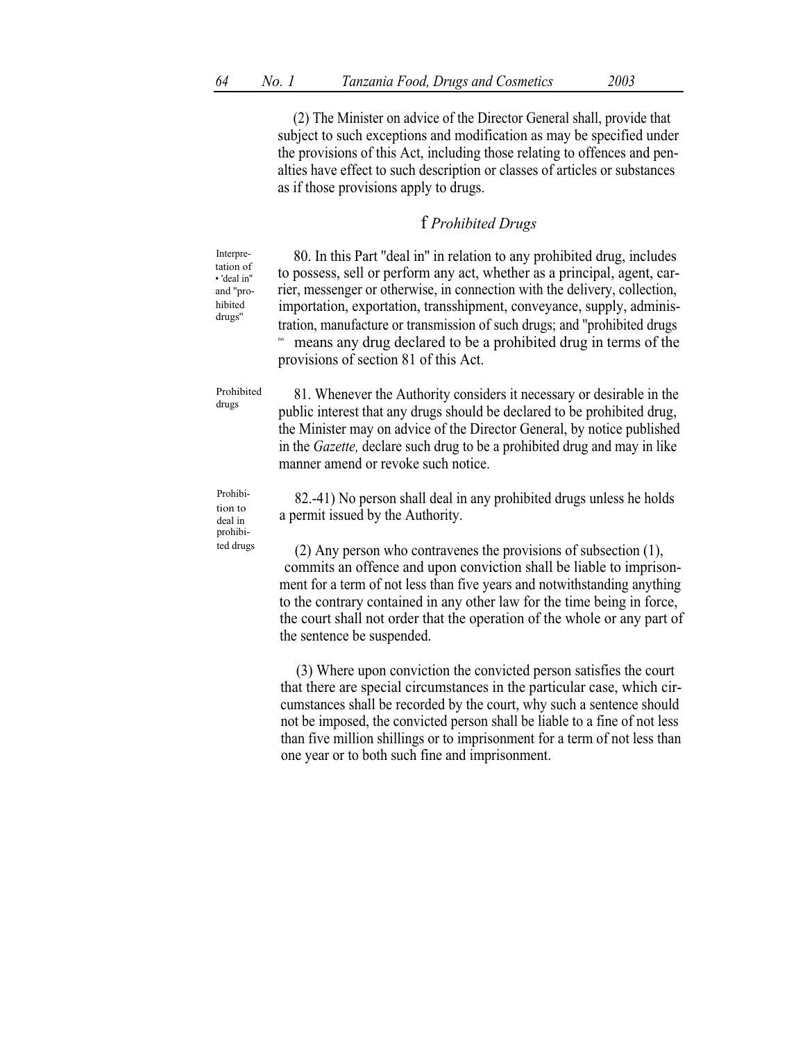(2) The Minister on advice of the Director General shall, provide that subject to such exceptions and modification as may be specified under the provisions of this Act, including those relating to offences and penalties have effect to such description or classes of articles or substances as if those provisions apply to drugs.

## f *Prohibited Drugs*

Interpretation of 'deal in' and "prohibited drugs"

80. In this Part "deal in" in relation to any prohibited drug, includes to possess, sell or perform any act, whether as a principal, agent, carrier, messenger or otherwise, in connection with the delivery, collection, importation, exportation, transshipment, conveyance, supply, administration, manufacture or transmission of such drugs; and "prohibited drugs " means any drug declared to be a prohibited drug in terms of the provisions of section 81 of this Act.

Prohibited drugs

81. Whenever the Authority considers it necessary or desirable in the public interest that any drugs should be declared to be prohibited drug, the Minister may on advice of the Director General, by notice published in the *Gazette,* declare such drug to be a prohibited drug and may in like manner amend or revoke such notice.

Prohibition to deal in prohibited drugs

82.-41) No person shall deal in any prohibited drugs unless he holds a permit issued by the Authority.

(2) Any person who contravenes the provisions of subsection (1), commits an offence and upon conviction shall be liable to imprisonment for a term of not less than five years and notwithstanding anything to the contrary contained in any other law for the time being in force, the court shall not order that the operation of the whole or any part of the sentence be suspended.

(3) Where upon conviction the convicted person satisfies the court that there are special circumstances in the particular case, which circumstances shall be recorded by the court, why such a sentence should not be imposed, the convicted person shall be liable to a fine of not less than five million shillings or to imprisonment for a term of not less than one year or to both such fine and imprisonment.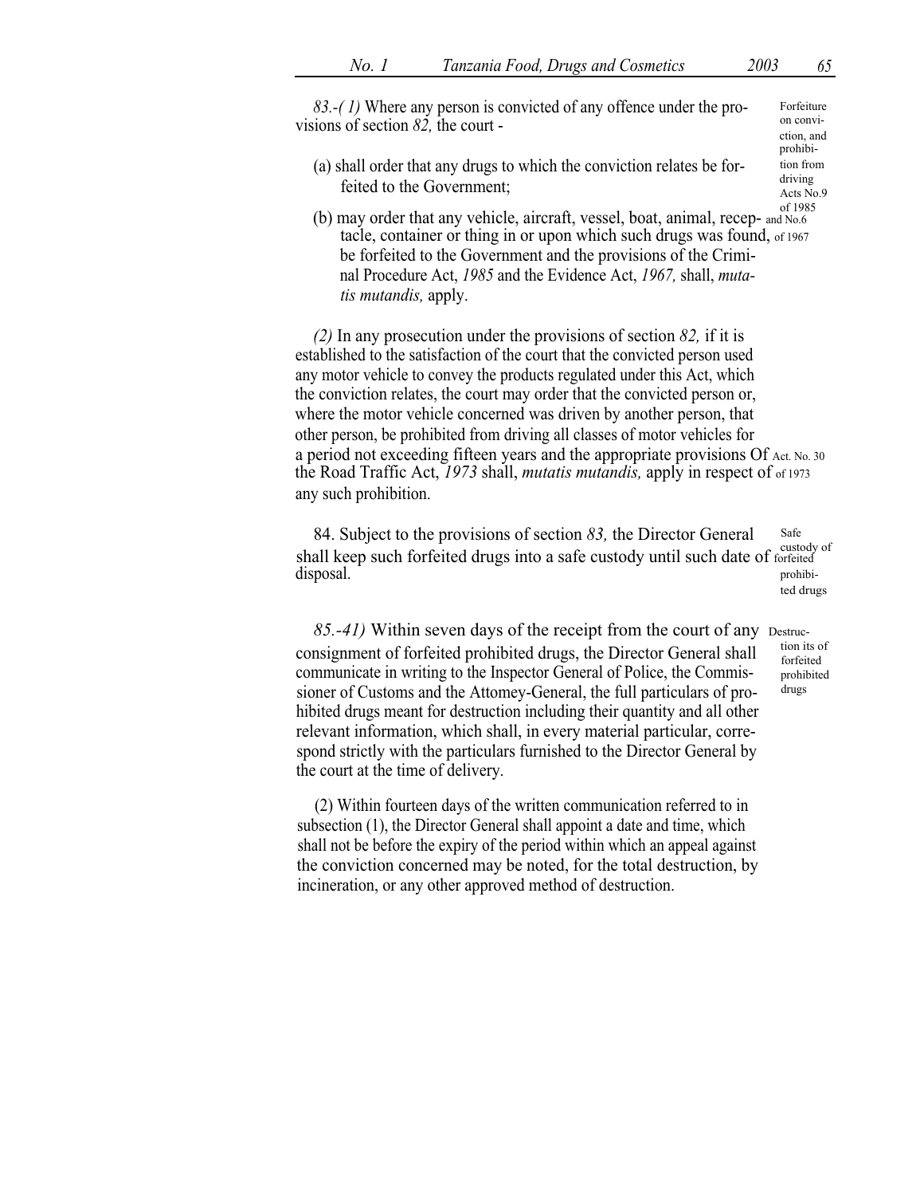*83.-( 1)* Where any person is convicted of any offence under the provisions of section *82,* the court -

Forfeiture on conviction, and prohibition from driving Acts No.9 of 1985 and No.6 of 1967

(a) shall order that any drugs to which the conviction relates be forfeited to the Government;

(b) may order that any vehicle, aircraft, vessel, boat, animal, receptacle, container or thing in or upon which such drugs was found, be forfeited to the Government and the provisions of the Criminal Procedure Act, *1985* and the Evidence Act, *1967,* shall, *mutatis mutandis,* apply.

*(2)* In any prosecution under the provisions of section *82,* if it is established to the satisfaction of the court that the convicted person used any motor vehicle to convey the products regulated under this Act, which the conviction relates, the court may order that the convicted person or, where the motor vehicle concerned was driven by another person, that other person, be prohibited from driving all classes of motor vehicles for a period not exceeding fifteen years and the appropriate provisions Of the Road Traffic Act, *1973* shall, *mutatis mutandis,* apply in respect of any such prohibition.

Act. No. 30 of 1973

84. Subject to the provisions of section *83,* the Director General shall keep such forfeited drugs into a safe custody until such date of disposal.

Safe custody of forfeited prohibited drugs

*85.-41)* Within seven days of the receipt from the court of any consignment of forfeited prohibited drugs, the Director General shall communicate in writing to the Inspector General of Police, the Commissioner of Customs and the Attomey-General, the full particulars of prohibited drugs meant for destruction including their quantity and all other relevant information, which shall, in every material particular, correspond strictly with the particulars furnished to the Director General by the court at the time of delivery.

Destruction its of forfeited prohibited drugs

(2) Within fourteen days of the written communication referred to in subsection (1), the Director General shall appoint a date and time, which shall not be before the expiry of the period within which an appeal against the conviction concerned may be noted, for the total destruction, by incineration, or any other approved method of destruction.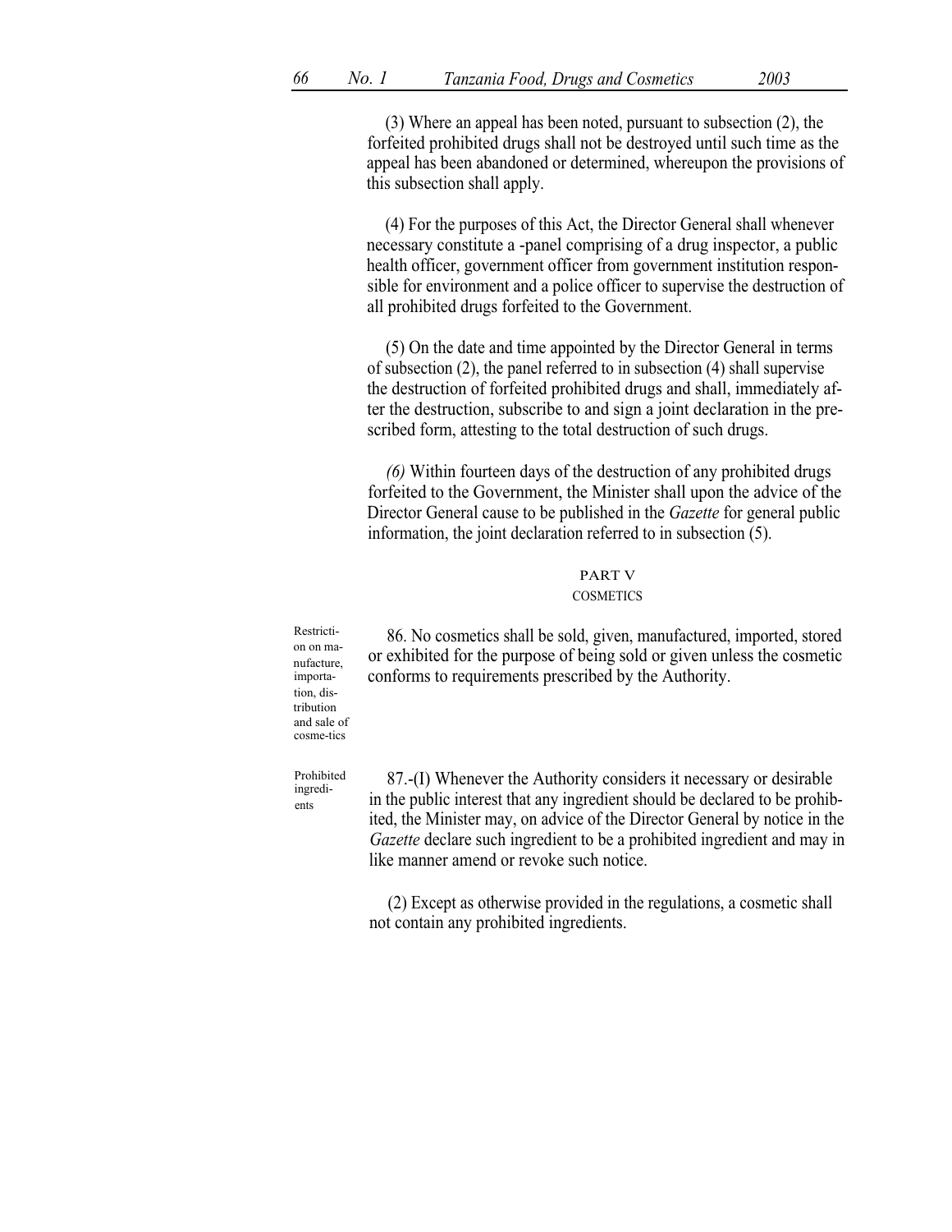(3) Where an appeal has been noted, pursuant to subsection (2), the forfeited prohibited drugs shall not be destroyed until such time as the appeal has been abandoned or determined, whereupon the provisions of this subsection shall apply.

(4) For the purposes of this Act, the Director General shall whenever necessary constitute a -panel comprising of a drug inspector, a public health officer, government officer from government institution responsible for environment and a police officer to supervise the destruction of all prohibited drugs forfeited to the Government.

(5) On the date and time appointed by the Director General in terms of subsection (2), the panel referred to in subsection (4) shall supervise the destruction of forfeited prohibited drugs and shall, immediately after the destruction, subscribe to and sign a joint declaration in the prescribed form, attesting to the total destruction of such drugs.

*(6)* Within fourteen days of the destruction of any prohibited drugs forfeited to the Government, the Minister shall upon the advice of the Director General cause to be published in the *Gazette* for general public information, the joint declaration referred to in subsection (5).

## PART V
### COSMETICS

Restriction on manufacture, importation, distribution and sale of cosmetics

86. No cosmetics shall be sold, given, manufactured, imported, stored or exhibited for the purpose of being sold or given unless the cosmetic conforms to requirements prescribed by the Authority.

Prohibited ingredients

87.-(I) Whenever the Authority considers it necessary or desirable in the public interest that any ingredient should be declared to be prohibited, the Minister may, on advice of the Director General by notice in the *Gazette* declare such ingredient to be a prohibited ingredient and may in like manner amend or revoke such notice.

(2) Except as otherwise provided in the regulations, a cosmetic shall not contain any prohibited ingredients.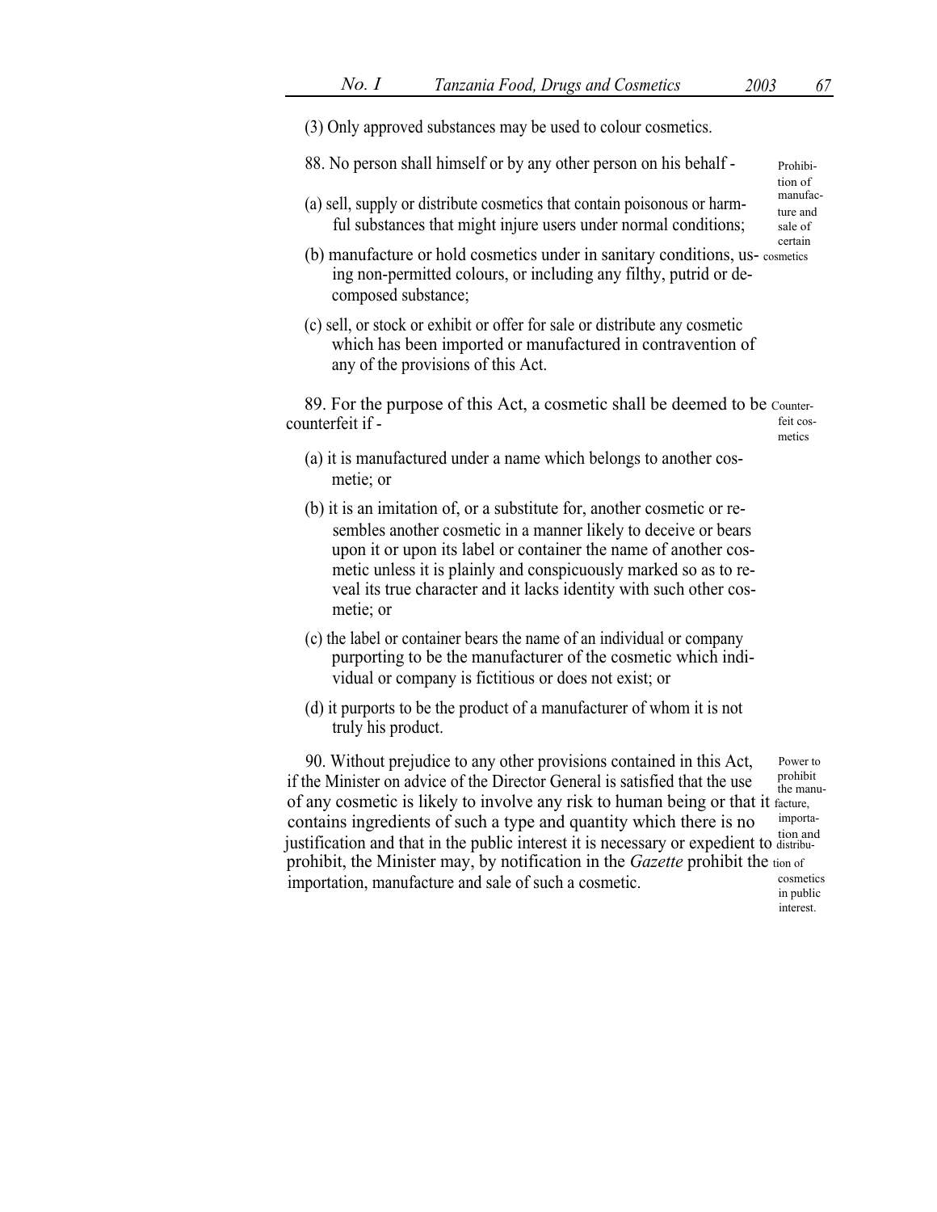(3) Only approved substances may be used to colour cosmetics.

88. No person shall himself or by any other person on his behalf -

*Prohibition of manufacture and sale of certain cosmetics*

(a) sell, supply or distribute cosmetics that contain poisonous or harmful substances that might injure users under normal conditions;

(b) manufacture or hold cosmetics under in sanitary conditions, using non-permitted colours, or including any filthy, putrid or decomposed substance;

(c) sell, or stock or exhibit or offer for sale or distribute any cosmetic which has been imported or manufactured in contravention of any of the provisions of this Act.

89. For the purpose of this Act, a cosmetic shall be deemed to be counterfeit if -

*Counterfeit cosmetics*

(a) it is manufactured under a name which belongs to another cosmetie; or

(b) it is an imitation of, or a substitute for, another cosmetic or resembles another cosmetic in a manner likely to deceive or bears upon it or upon its label or container the name of another cosmetic unless it is plainly and conspicuously marked so as to reveal its true character and it lacks identity with such other cosmetie; or

(c) the label or container bears the name of an individual or company purporting to be the manufacturer of the cosmetic which individual or company is fictitious or does not exist; or

(d) it purports to be the product of a manufacturer of whom it is not truly his product.

90. Without prejudice to any other provisions contained in this Act, if the Minister on advice of the Director General is satisfied that the use of any cosmetic is likely to involve any risk to human being or that it contains ingredients of such a type and quantity which there is no justification and that in the public interest it is necessary or expedient to prohibit, the Minister may, by notification in the *Gazette* prohibit the importation, manufacture and sale of such a cosmetic.

*Power to prohibit the manufacture, importation and distribution of cosmetics in public interest.*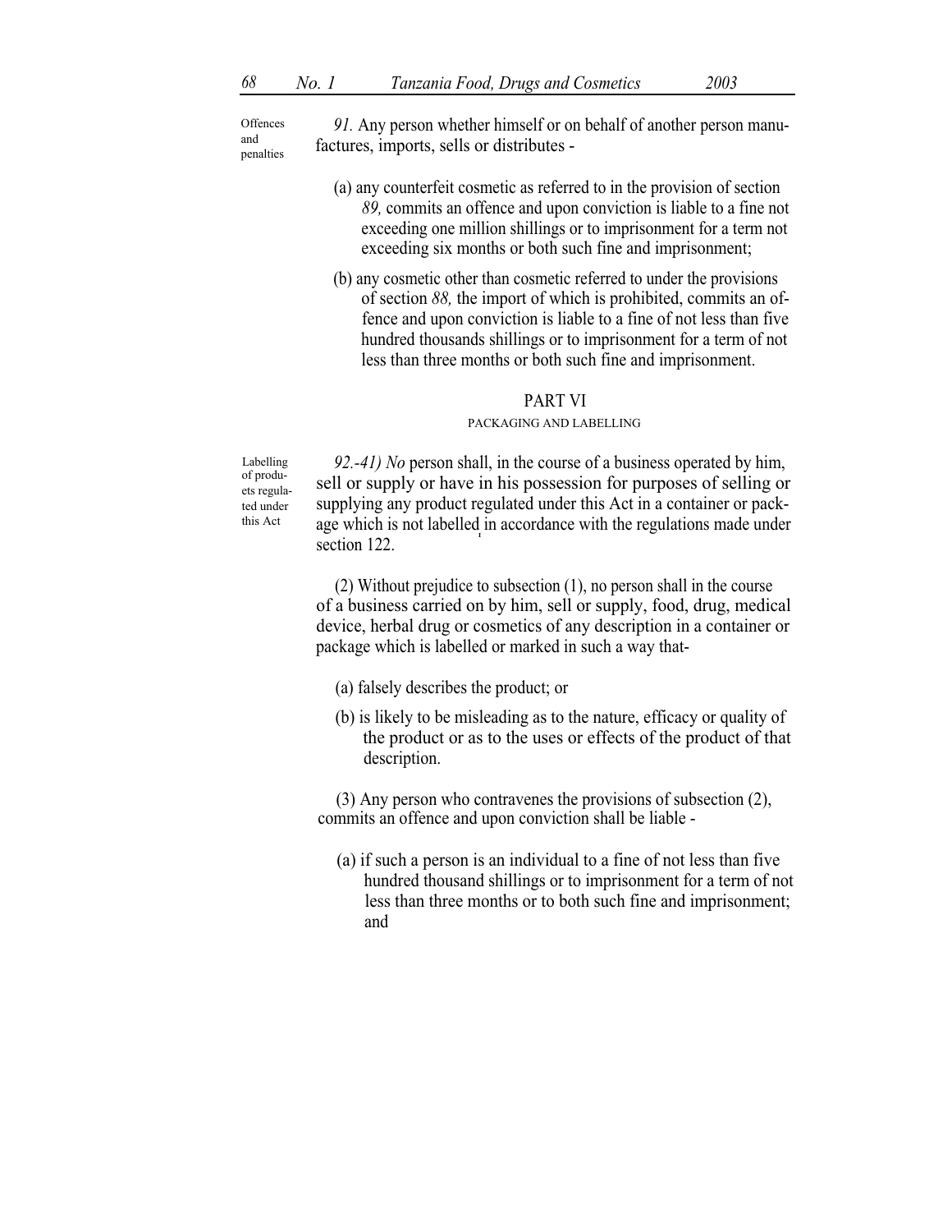Offences and penalties

*91.* Any person whether himself or on behalf of another person manufactures, imports, sells or distributes -

(a) any counterfeit cosmetic as referred to in the provision of section *89,* commits an offence and upon conviction is liable to a fine not exceeding one million shillings or to imprisonment for a term not exceeding six months or both such fine and imprisonment;

(b) any cosmetic other than cosmetic referred to under the provisions of section *88,* the import of which is prohibited, commits an offence and upon conviction is liable to a fine of not less than five hundred thousands shillings or to imprisonment for a term of not less than three months or both such fine and imprisonment.

## PART VI

### PACKAGING AND LABELLING

Labelling of products regulated under this Act

*92.-41) No* person shall, in the course of a business operated by him, sell or supply or have in his possession for purposes of selling or supplying any product regulated under this Act in a container or package which is not labelled in accordance with the regulations made under section 122.

(2) Without prejudice to subsection (1), no person shall in the course of a business carried on by him, sell or supply, food, drug, medical device, herbal drug or cosmetics of any description in a container or package which is labelled or marked in such a way that-

(a) falsely describes the product; or

(b) is likely to be misleading as to the nature, efficacy or quality of the product or as to the uses or effects of the product of that description.

(3) Any person who contravenes the provisions of subsection (2), commits an offence and upon conviction shall be liable -

(a) if such a person is an individual to a fine of not less than five hundred thousand shillings or to imprisonment for a term of not less than three months or to both such fine and imprisonment; and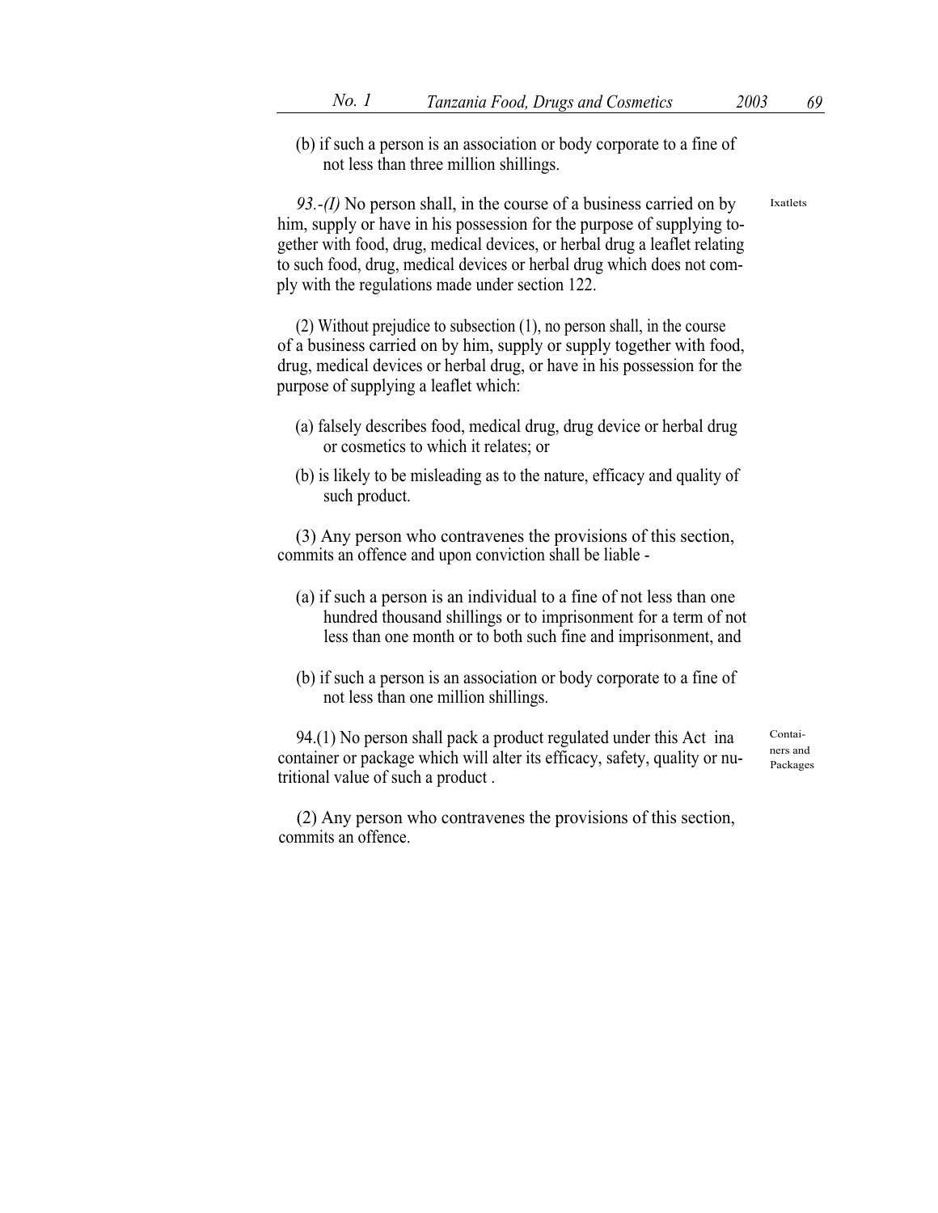(b) if such a person is an association or body corporate to a fine of not less than three million shillings.

*93.-(I)* No person shall, in the course of a business carried on by him, supply or have in his possession for the purpose of supplying together with food, drug, medical devices, or herbal drug a leaflet relating to such food, drug, medical devices or herbal drug which does not comply with the regulations made under section 122.

Ixatlets

(2) Without prejudice to subsection (1), no person shall, in the course of a business carried on by him, supply or supply together with food, drug, medical devices or herbal drug, or have in his possession for the purpose of supplying a leaflet which:

(a) falsely describes food, medical drug, drug device or herbal drug or cosmetics to which it relates; or

(b) is likely to be misleading as to the nature, efficacy and quality of such product.

(3) Any person who contravenes the provisions of this section, commits an offence and upon conviction shall be liable -

(a) if such a person is an individual to a fine of not less than one hundred thousand shillings or to imprisonment for a term of not less than one month or to both such fine and imprisonment, and

(b) if such a person is an association or body corporate to a fine of not less than one million shillings.

94.(1) No person shall pack a product regulated under this Act ina container or package which will alter its efficacy, safety, quality or nutritional value of such a product .

Containers and Packages

(2) Any person who contravenes the provisions of this section, commits an offence.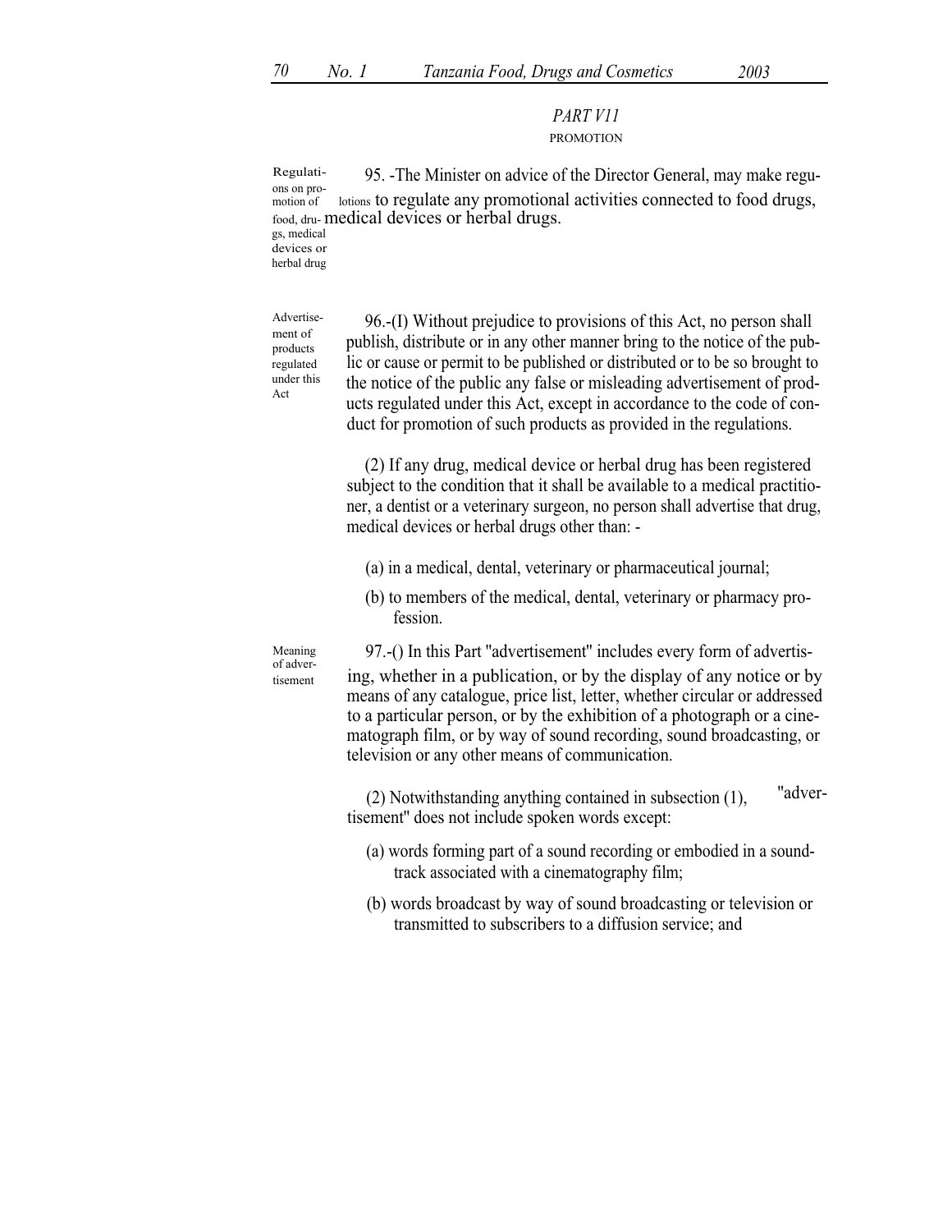## PART V11

### PROMOTION

Regulations on promotion of food, drugs, medical devices or herbal drug

95. -The Minister on advice of the Director General, may make regulotions to regulate any promotional activities connected to food drugs, medical devices or herbal drugs.

Advertisement of products regulated under this Act

96.-(I) Without prejudice to provisions of this Act, no person shall publish, distribute or in any other manner bring to the notice of the public or cause or permit to be published or distributed or to be so brought to the notice of the public any false or misleading advertisement of products regulated under this Act, except in accordance to the code of conduct for promotion of such products as provided in the regulations.

(2) If any drug, medical device or herbal drug has been registered subject to the condition that it shall be available to a medical practitioner, a dentist or a veterinary surgeon, no person shall advertise that drug, medical devices or herbal drugs other than: -

(a) in a medical, dental, veterinary or pharmaceutical journal;

(b) to members of the medical, dental, veterinary or pharmacy profession.

Meaning of advertisement

97.-() In this Part "advertisement" includes every form of advertising, whether in a publication, or by the display of any notice or by means of any catalogue, price list, letter, whether circular or addressed to a particular person, or by the exhibition of a photograph or a cinematograph film, or by way of sound recording, sound broadcasting, or television or any other means of communication.

(2) Notwithstanding anything contained in subsection (1), "advertisement" does not include spoken words except:

(a) words forming part of a sound recording or embodied in a soundtrack associated with a cinematography film;

(b) words broadcast by way of sound broadcasting or television or transmitted to subscribers to a diffusion service; and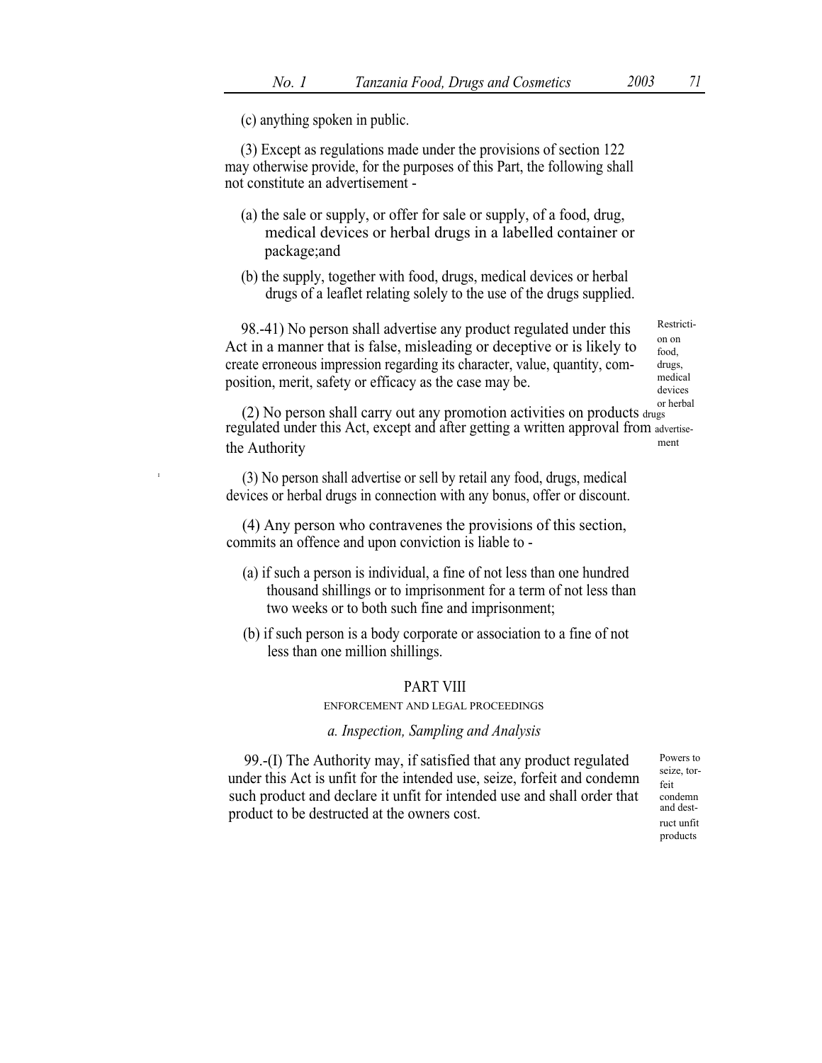(c) anything spoken in public.

(3) Except as regulations made under the provisions of section 122 may otherwise provide, for the purposes of this Part, the following shall not constitute an advertisement -

(a) the sale or supply, or offer for sale or supply, of a food, drug, medical devices or herbal drugs in a labelled container or package;and

(b) the supply, together with food, drugs, medical devices or herbal drugs of a leaflet relating solely to the use of the drugs supplied.

Restriction on food, drugs, medical devices or herbal drugs advertisement

98.-41) No person shall advertise any product regulated under this Act in a manner that is false, misleading or deceptive or is likely to create erroneous impression regarding its character, value, quantity, composition, merit, safety or efficacy as the case may be.

(2) No person shall carry out any promotion activities on products regulated under this Act, except and after getting a written approval from the Authority

(3) No person shall advertise or sell by retail any food, drugs, medical devices or herbal drugs in connection with any bonus, offer or discount.

(4) Any person who contravenes the provisions of this section, commits an offence and upon conviction is liable to -

(a) if such a person is individual, a fine of not less than one hundred thousand shillings or to imprisonment for a term of not less than two weeks or to both such fine and imprisonment;

(b) if such person is a body corporate or association to a fine of not less than one million shillings.

## PART VIII

### ENFORCEMENT AND LEGAL PROCEEDINGS

*a. Inspection, Sampling and Analysis*

Powers to seize, forfeit condemn and destruct unfit products

99.-(I) The Authority may, if satisfied that any product regulated under this Act is unfit for the intended use, seize, forfeit and condemn such product and declare it unfit for intended use and shall order that product to be destructed at the owners cost.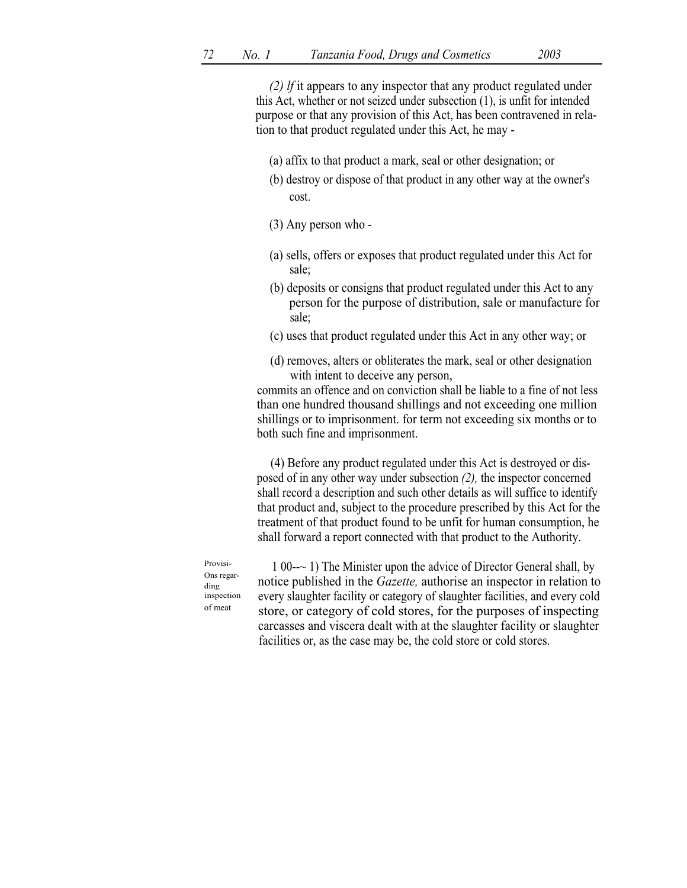*(2) lf* it appears to any inspector that any product regulated under this Act, whether or not seized under subsection (1), is unfit for intended purpose or that any provision of this Act, has been contravened in relation to that product regulated under this Act, he may -

(a) affix to that product a mark, seal or other designation; or

(b) destroy or dispose of that product in any other way at the owner's cost.

(3) Any person who -

(a) sells, offers or exposes that product regulated under this Act for sale;

(b) deposits or consigns that product regulated under this Act to any person for the purpose of distribution, sale or manufacture for sale;

(c) uses that product regulated under this Act in any other way; or

(d) removes, alters or obliterates the mark, seal or other designation with intent to deceive any person,

commits an offence and on conviction shall be liable to a fine of not less than one hundred thousand shillings and not exceeding one million shillings or to imprisonment. for term not exceeding six months or to both such fine and imprisonment.

(4) Before any product regulated under this Act is destroyed or disposed of in any other way under subsection *(2),* the inspector concerned shall record a description and such other details as will suffice to identify that product and, subject to the procedure prescribed by this Act for the treatment of that product found to be unfit for human consumption, he shall forward a report connected with that product to the Authority.

Provisions regarding inspection of meat

1 00--~ 1) The Minister upon the advice of Director General shall, by notice published in the *Gazette,* authorise an inspector in relation to every slaughter facility or category of slaughter facilities, and every cold store, or category of cold stores, for the purposes of inspecting carcasses and viscera dealt with at the slaughter facility or slaughter facilities or, as the case may be, the cold store or cold stores.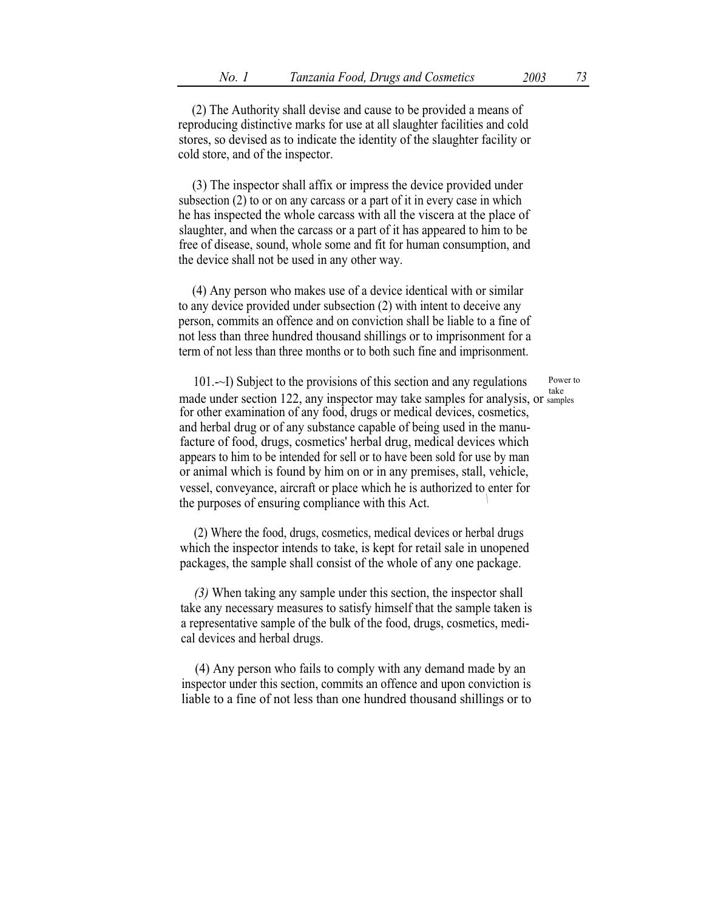(2) The Authority shall devise and cause to be provided a means of reproducing distinctive marks for use at all slaughter facilities and cold stores, so devised as to indicate the identity of the slaughter facility or cold store, and of the inspector.

(3) The inspector shall affix or impress the device provided under subsection (2) to or on any carcass or a part of it in every case in which he has inspected the whole carcass with all the viscera at the place of slaughter, and when the carcass or a part of it has appeared to him to be free of disease, sound, whole some and fit for human consumption, and the device shall not be used in any other way.

(4) Any person who makes use of a device identical with or similar to any device provided under subsection (2) with intent to deceive any person, commits an offence and on conviction shall be liable to a fine of not less than three hundred thousand shillings or to imprisonment for a term of not less than three months or to both such fine and imprisonment.

Power to take samples

101.-~I) Subject to the provisions of this section and any regulations made under section 122, any inspector may take samples for analysis, or for other examination of any food, drugs or medical devices, cosmetics, and herbal drug or of any substance capable of being used in the manufacture of food, drugs, cosmetics' herbal drug, medical devices which appears to him to be intended for sell or to have been sold for use by man or animal which is found by him on or in any premises, stall, vehicle, vessel, conveyance, aircraft or place which he is authorized to enter for the purposes of ensuring compliance with this Act.

(2) Where the food, drugs, cosmetics, medical devices or herbal drugs which the inspector intends to take, is kept for retail sale in unopened packages, the sample shall consist of the whole of any one package.

*(3)* When taking any sample under this section, the inspector shall take any necessary measures to satisfy himself that the sample taken is a representative sample of the bulk of the food, drugs, cosmetics, medical devices and herbal drugs.

(4) Any person who fails to comply with any demand made by an inspector under this section, commits an offence and upon conviction is liable to a fine of not less than one hundred thousand shillings or to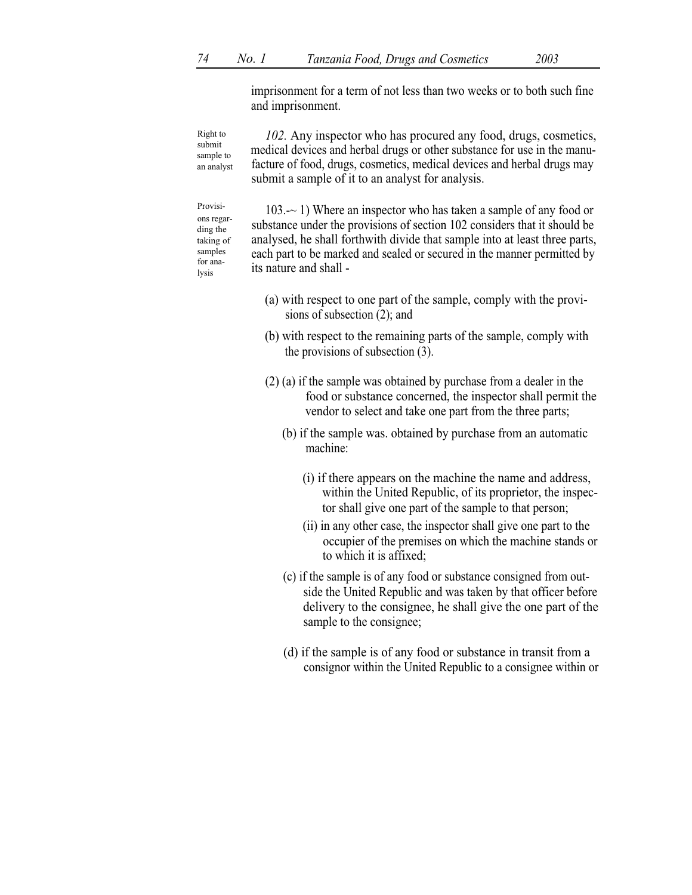imprisonment for a term of not less than two weeks or to both such fine and imprisonment.

Right to submit sample to an analyst

*102.* Any inspector who has procured any food, drugs, cosmetics, medical devices and herbal drugs or other substance for use in the manufacture of food, drugs, cosmetics, medical devices and herbal drugs may submit a sample of it to an analyst for analysis.

Provisions regarding the taking of samples for analysis

103.-~ 1) Where an inspector who has taken a sample of any food or substance under the provisions of section 102 considers that it should be analysed, he shall forthwith divide that sample into at least three parts, each part to be marked and sealed or secured in the manner permitted by its nature and shall -

(a) with respect to one part of the sample, comply with the provisions of subsection (2); and

(b) with respect to the remaining parts of the sample, comply with the provisions of subsection (3).

(2) (a) if the sample was obtained by purchase from a dealer in the food or substance concerned, the inspector shall permit the vendor to select and take one part from the three parts;

(b) if the sample was. obtained by purchase from an automatic machine:

(i) if there appears on the machine the name and address, within the United Republic, of its proprietor, the inspector shall give one part of the sample to that person;

(ii) in any other case, the inspector shall give one part to the occupier of the premises on which the machine stands or to which it is affixed;

(c) if the sample is of any food or substance consigned from outside the United Republic and was taken by that officer before delivery to the consignee, he shall give the one part of the sample to the consignee;

(d) if the sample is of any food or substance in transit from a consignor within the United Republic to a consignee within or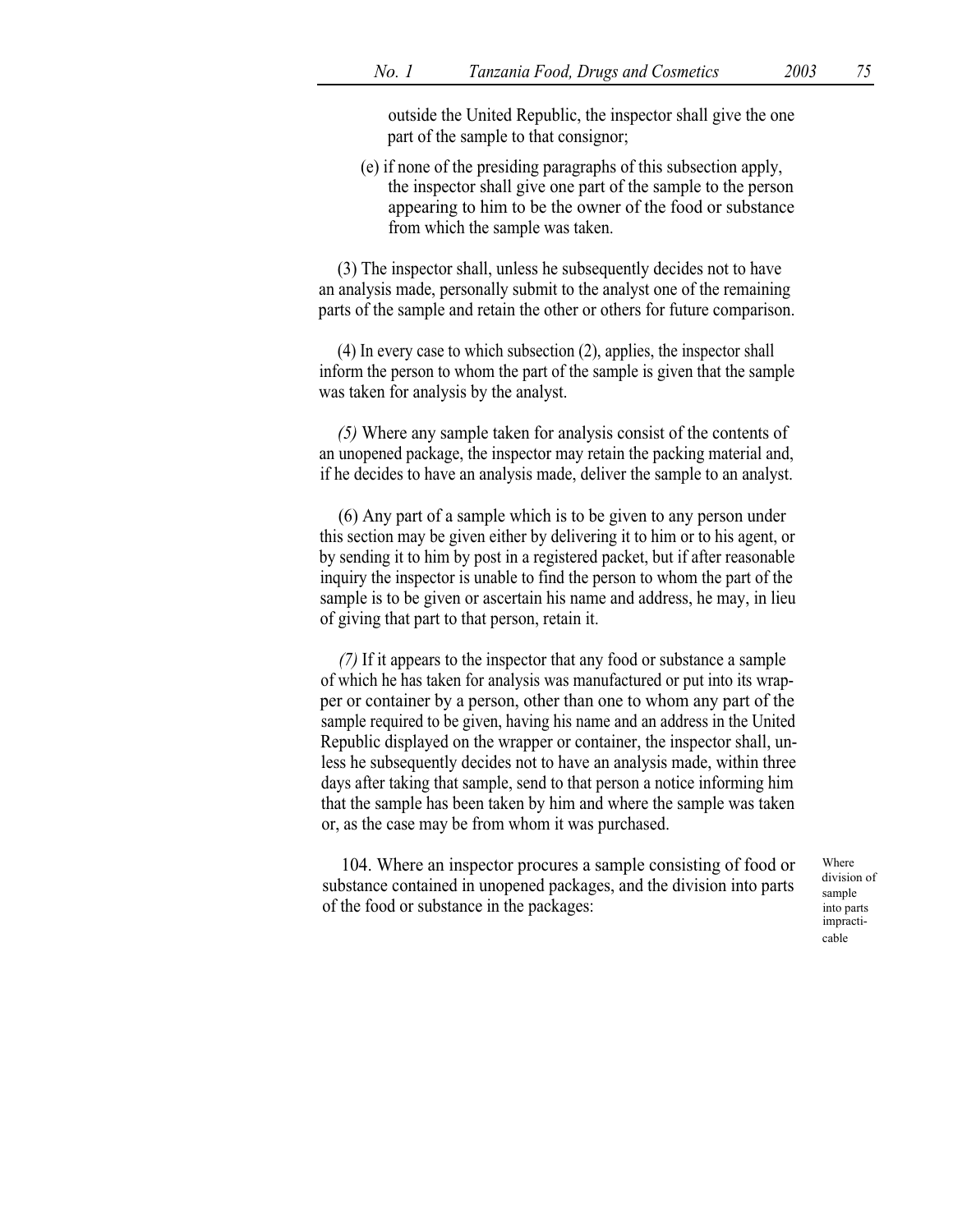outside the United Republic, the inspector shall give the one part of the sample to that consignor;

(e) if none of the presiding paragraphs of this subsection apply, the inspector shall give one part of the sample to the person appearing to him to be the owner of the food or substance from which the sample was taken.

(3) The inspector shall, unless he subsequently decides not to have an analysis made, personally submit to the analyst one of the remaining parts of the sample and retain the other or others for future comparison.

(4) In every case to which subsection (2), applies, the inspector shall inform the person to whom the part of the sample is given that the sample was taken for analysis by the analyst.

*(5)* Where any sample taken for analysis consist of the contents of an unopened package, the inspector may retain the packing material and, if he decides to have an analysis made, deliver the sample to an analyst.

(6) Any part of a sample which is to be given to any person under this section may be given either by delivering it to him or to his agent, or by sending it to him by post in a registered packet, but if after reasonable inquiry the inspector is unable to find the person to whom the part of the sample is to be given or ascertain his name and address, he may, in lieu of giving that part to that person, retain it.

*(7)* If it appears to the inspector that any food or substance a sample of which he has taken for analysis was manufactured or put into its wrapper or container by a person, other than one to whom any part of the sample required to be given, having his name and an address in the United Republic displayed on the wrapper or container, the inspector shall, unless he subsequently decides not to have an analysis made, within three days after taking that sample, send to that person a notice informing him that the sample has been taken by him and where the sample was taken or, as the case may be from whom it was purchased.

Where division of sample into parts impracticable

104. Where an inspector procures a sample consisting of food or substance contained in unopened packages, and the division into parts of the food or substance in the packages: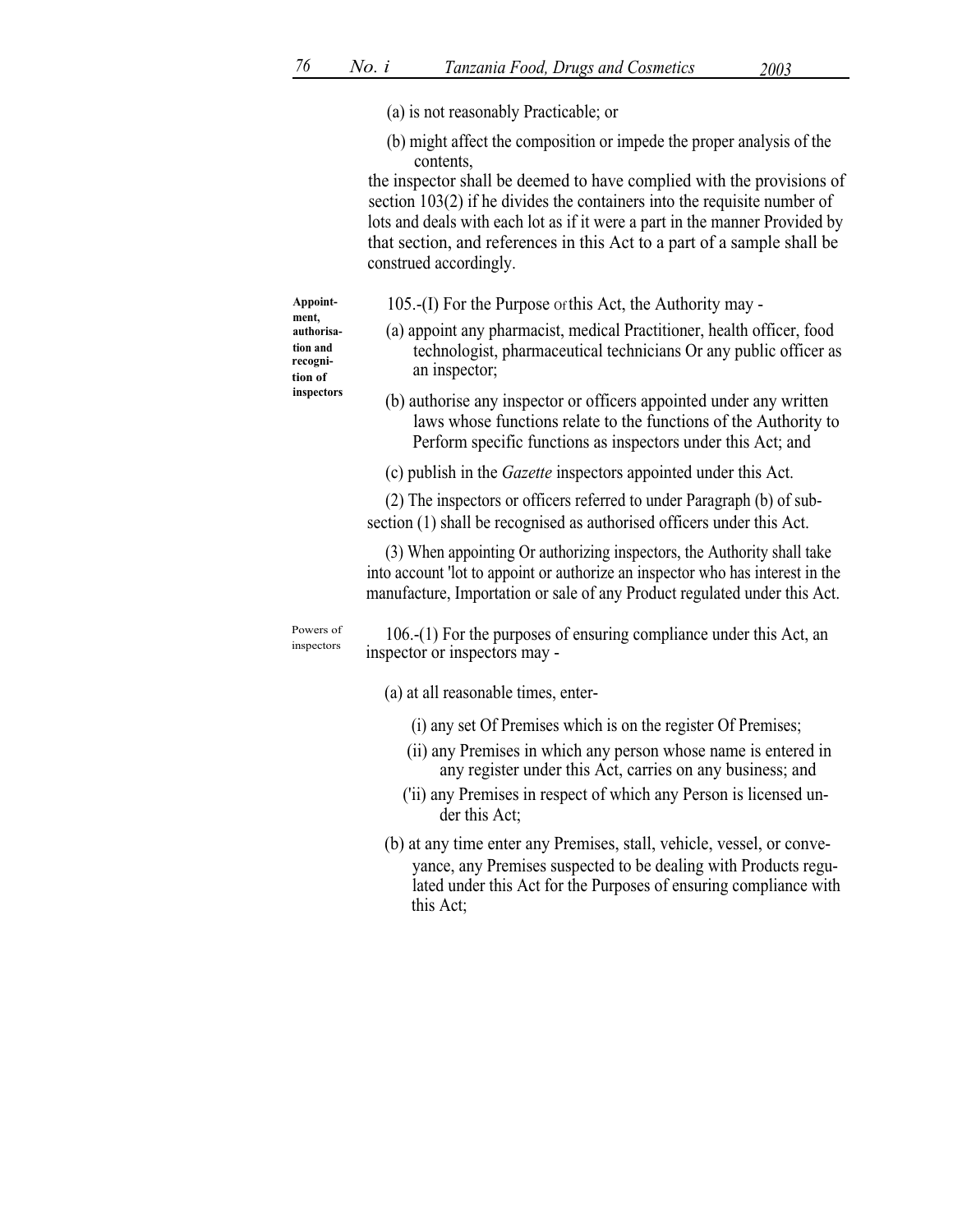(a) is not reasonably Practicable; or

(b) might affect the composition or impede the proper analysis of the contents,

the inspector shall be deemed to have complied with the provisions of section 103(2) if he divides the containers into the requisite number of lots and deals with each lot as if it were a part in the manner Provided by that section, and references in this Act to a part of a sample shall be construed accordingly.

**Appointment, authorisation and recognition of inspectors**

105.-(I) For the Purpose or this Act, the Authority may -

(a) appoint any pharmacist, medical Practitioner, health officer, food technologist, pharmaceutical technicians Or any public officer as an inspector;

(b) authorise any inspector or officers appointed under any written laws whose functions relate to the functions of the Authority to Perform specific functions as inspectors under this Act; and

(c) publish in the *Gazette* inspectors appointed under this Act.

(2) The inspectors or officers referred to under Paragraph (b) of sub-section (1) shall be recognised as authorised officers under this Act.

(3) When appointing Or authorizing inspectors, the Authority shall take into account 'lot to appoint or authorize an inspector who has interest in the manufacture, Importation or sale of any Product regulated under this Act.

Powers of inspectors

106.-(1) For the purposes of ensuring compliance under this Act, an inspector or inspectors may -

(a) at all reasonable times, enter-

(i) any set Of Premises which is on the register Of Premises;

(ii) any Premises in which any person whose name is entered in any register under this Act, carries on any business; and

('ii) any Premises in respect of which any Person is licensed under this Act;

(b) at any time enter any Premises, stall, vehicle, vessel, or conveyance, any Premises suspected to be dealing with Products regulated under this Act for the Purposes of ensuring compliance with this Act;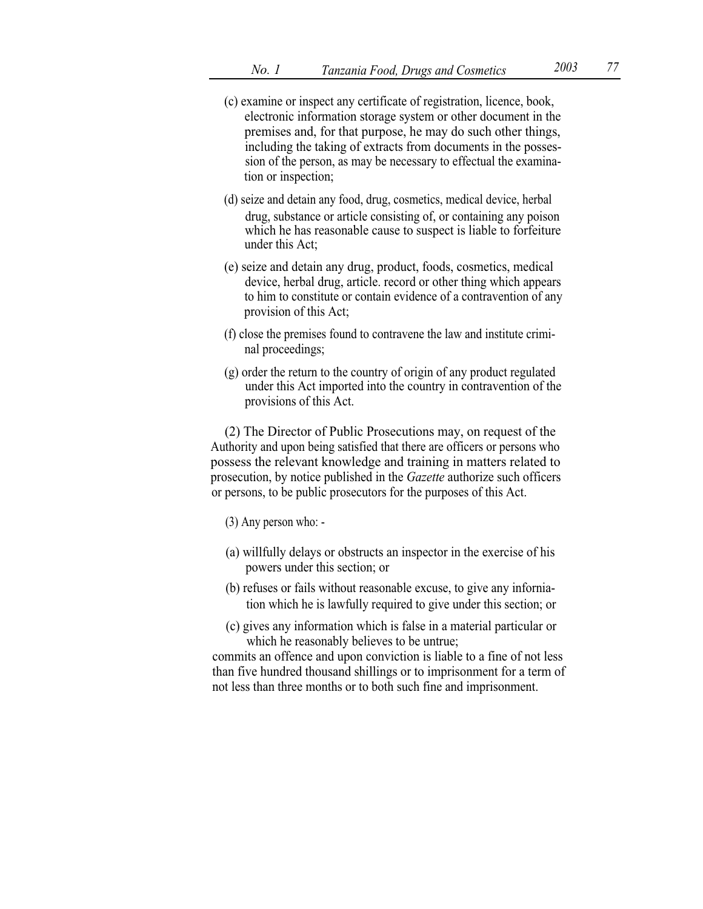(c) examine or inspect any certificate of registration, licence, book, electronic information storage system or other document in the premises and, for that purpose, he may do such other things, including the taking of extracts from documents in the possession of the person, as may be necessary to effectual the examination or inspection;

(d) seize and detain any food, drug, cosmetics, medical device, herbal drug, substance or article consisting of, or containing any poison which he has reasonable cause to suspect is liable to forfeiture under this Act;

(e) seize and detain any drug, product, foods, cosmetics, medical device, herbal drug, article. record or other thing which appears to him to constitute or contain evidence of a contravention of any provision of this Act;

(f) close the premises found to contravene the law and institute criminal proceedings;

(g) order the return to the country of origin of any product regulated under this Act imported into the country in contravention of the provisions of this Act.

(2) The Director of Public Prosecutions may, on request of the Authority and upon being satisfied that there are officers or persons who possess the relevant knowledge and training in matters related to prosecution, by notice published in the *Gazette* authorize such officers or persons, to be public prosecutors for the purposes of this Act.

(3) Any person who: -

(a) willfully delays or obstructs an inspector in the exercise of his powers under this section; or

(b) refuses or fails without reasonable excuse, to give any infornia­tion which he is lawfully required to give under this section; or

(c) gives any information which is false in a material particular or which he reasonably believes to be untrue;

commits an offence and upon conviction is liable to a fine of not less than five hundred thousand shillings or to imprisonment for a term of not less than three months or to both such fine and imprisonment.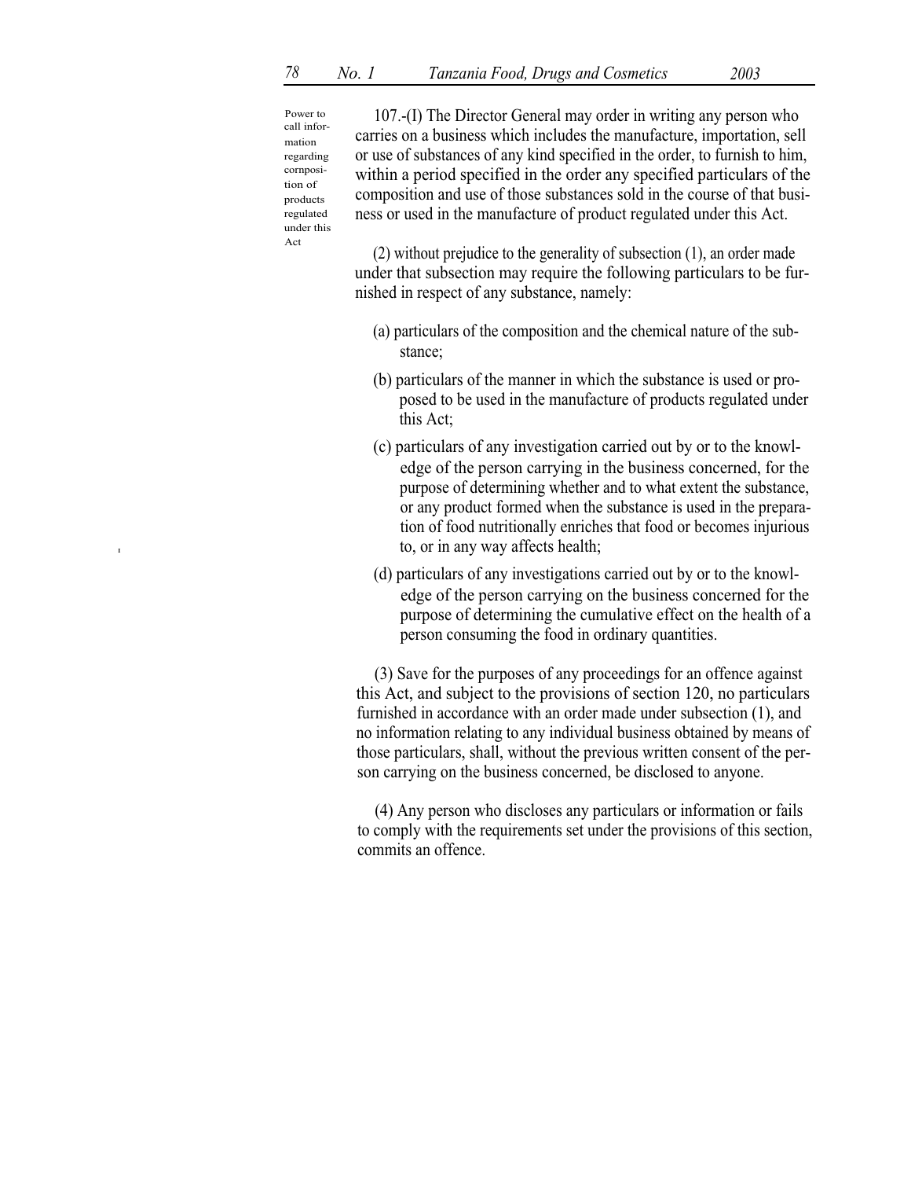**Power to call information regarding composition of products regulated under this Act**

107.-(I) The Director General may order in writing any person who carries on a business which includes the manufacture, importation, sell or use of substances of any kind specified in the order, to furnish to him, within a period specified in the order any specified particulars of the composition and use of those substances sold in the course of that business or used in the manufacture of product regulated under this Act.

(2) without prejudice to the generality of subsection (1), an order made under that subsection may require the following particulars to be furnished in respect of any substance, namely:

(a) particulars of the composition and the chemical nature of the substance;

(b) particulars of the manner in which the substance is used or proposed to be used in the manufacture of products regulated under this Act;

(c) particulars of any investigation carried out by or to the knowledge of the person carrying in the business concerned, for the purpose of determining whether and to what extent the substance, or any product formed when the substance is used in the preparation of food nutritionally enriches that food or becomes injurious to, or in any way affects health;

(d) particulars of any investigations carried out by or to the knowledge of the person carrying on the business concerned for the purpose of determining the cumulative effect on the health of a person consuming the food in ordinary quantities.

(3) Save for the purposes of any proceedings for an offence against this Act, and subject to the provisions of section 120, no particulars furnished in accordance with an order made under subsection (1), and no information relating to any individual business obtained by means of those particulars, shall, without the previous written consent of the person carrying on the business concerned, be disclosed to anyone.

(4) Any person who discloses any particulars or information or fails to comply with the requirements set under the provisions of this section, commits an offence.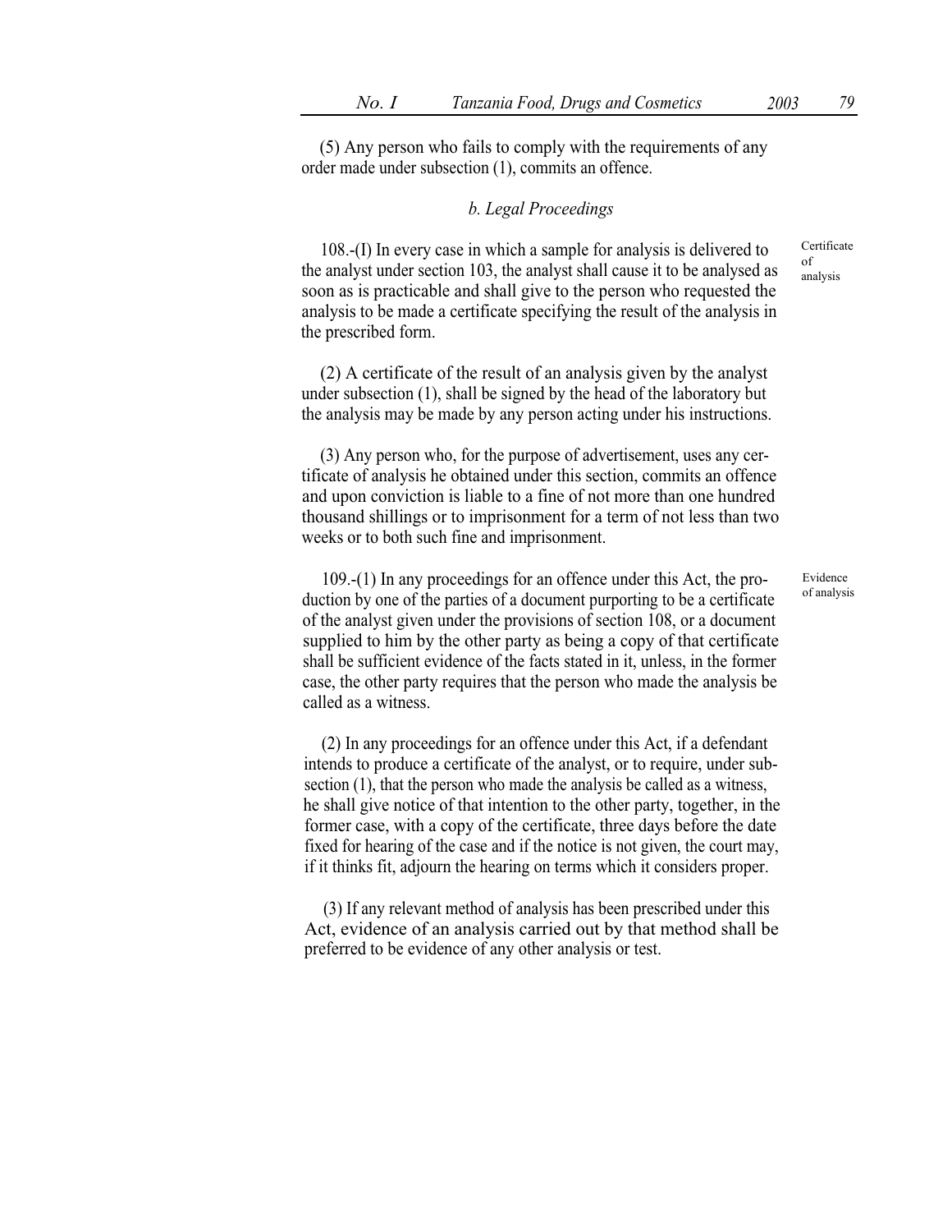(5) Any person who fails to comply with the requirements of any order made under subsection (1), commits an offence.

### *b. Legal Proceedings*

Certificate of analysis

108.-(I) In every case in which a sample for analysis is delivered to the analyst under section 103, the analyst shall cause it to be analysed as soon as is practicable and shall give to the person who requested the analysis to be made a certificate specifying the result of the analysis in the prescribed form.

(2) A certificate of the result of an analysis given by the analyst under subsection (1), shall be signed by the head of the laboratory but the analysis may be made by any person acting under his instructions.

(3) Any person who, for the purpose of advertisement, uses any certificate of analysis he obtained under this section, commits an offence and upon conviction is liable to a fine of not more than one hundred thousand shillings or to imprisonment for a term of not less than two weeks or to both such fine and imprisonment.

Evidence of analysis

109.-(1) In any proceedings for an offence under this Act, the production by one of the parties of a document purporting to be a certificate of the analyst given under the provisions of section 108, or a document supplied to him by the other party as being a copy of that certificate shall be sufficient evidence of the facts stated in it, unless, in the former case, the other party requires that the person who made the analysis be called as a witness.

(2) In any proceedings for an offence under this Act, if a defendant intends to produce a certificate of the analyst, or to require, under subsection (1), that the person who made the analysis be called as a witness, he shall give notice of that intention to the other party, together, in the former case, with a copy of the certificate, three days before the date fixed for hearing of the case and if the notice is not given, the court may, if it thinks fit, adjourn the hearing on terms which it considers proper.

(3) If any relevant method of analysis has been prescribed under this Act, evidence of an analysis carried out by that method shall be preferred to be evidence of any other analysis or test.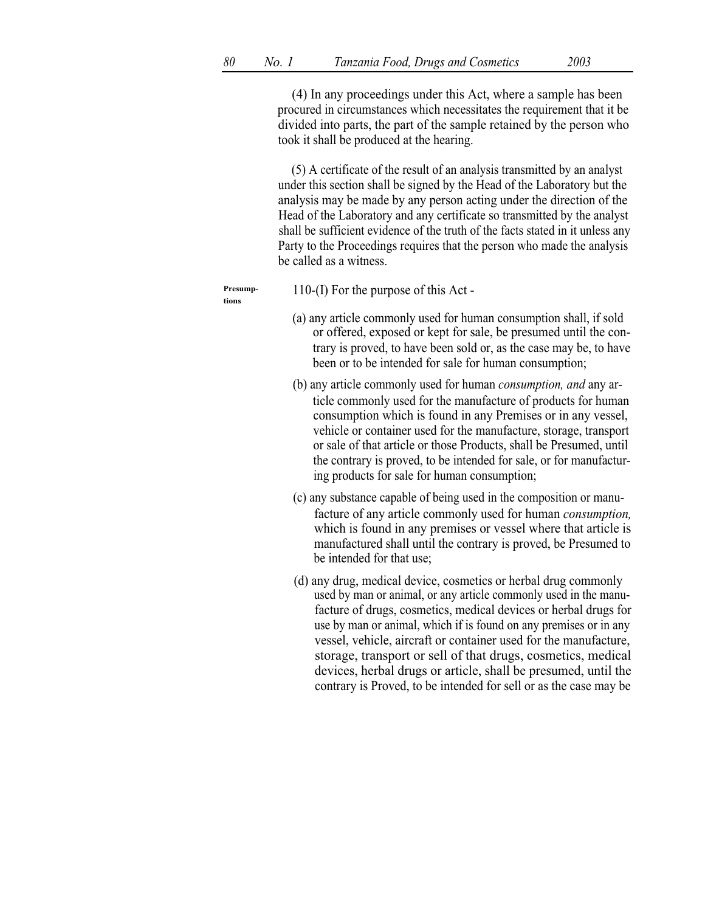(4) In any proceedings under this Act, where a sample has been procured in circumstances which necessitates the requirement that it be divided into parts, the part of the sample retained by the person who took it shall be produced at the hearing.

(5) A certificate of the result of an analysis transmitted by an analyst under this section shall be signed by the Head of the Laboratory but the analysis may be made by any person acting under the direction of the Head of the Laboratory and any certificate so transmitted by the analyst shall be sufficient evidence of the truth of the facts stated in it unless any Party to the Proceedings requires that the person who made the analysis be called as a witness.

**Presumptions**

110-(I) For the purpose of this Act -

(a) any article commonly used for human consumption shall, if sold or offered, exposed or kept for sale, be presumed until the contrary is proved, to have been sold or, as the case may be, to have been or to be intended for sale for human consumption;

(b) any article commonly used for human *consumption, and* any article commonly used for the manufacture of products for human consumption which is found in any Premises or in any vessel, vehicle or container used for the manufacture, storage, transport or sale of that article or those Products, shall be Presumed, until the contrary is proved, to be intended for sale, or for manufacturing products for sale for human consumption;

(c) any substance capable of being used in the composition or manufacture of any article commonly used for human *consumption,* which is found in any premises or vessel where that article is manufactured shall until the contrary is proved, be Presumed to be intended for that use;

(d) any drug, medical device, cosmetics or herbal drug commonly used by man or animal, or any article commonly used in the manufacture of drugs, cosmetics, medical devices or herbal drugs for use by man or animal, which if is found on any premises or in any vessel, vehicle, aircraft or container used for the manufacture, storage, transport or sell of that drugs, cosmetics, medical devices, herbal drugs or article, shall be presumed, until the contrary is Proved, to be intended for sell or as the case may be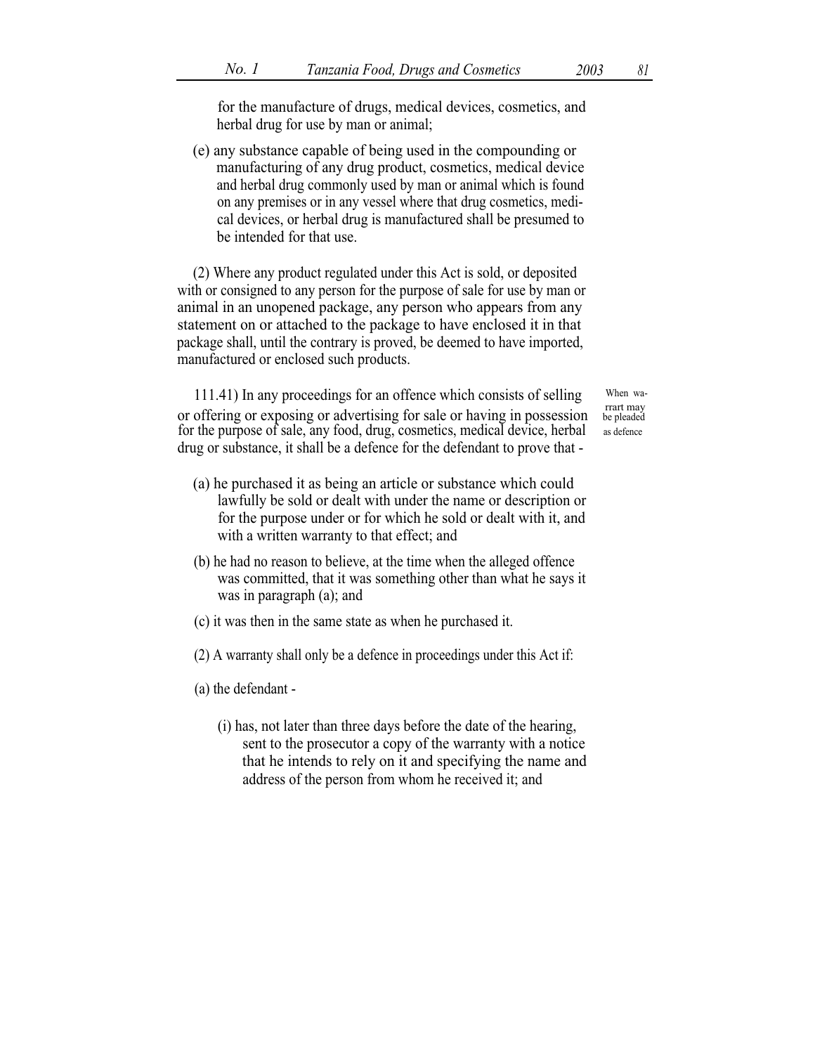for the manufacture of drugs, medical devices, cosmetics, and herbal drug for use by man or animal;

(e) any substance capable of being used in the compounding or manufacturing of any drug product, cosmetics, medical device and herbal drug commonly used by man or animal which is found on any premises or in any vessel where that drug cosmetics, medical devices, or herbal drug is manufactured shall be presumed to be intended for that use.

(2) Where any product regulated under this Act is sold, or deposited with or consigned to any person for the purpose of sale for use by man or animal in an unopened package, any person who appears from any statement on or attached to the package to have enclosed it in that package shall, until the contrary is proved, be deemed to have imported, manufactured or enclosed such products.

When warrart may be pleaded as defence

111.41) In any proceedings for an offence which consists of selling or offering or exposing or advertising for sale or having in possession for the purpose of sale, any food, drug, cosmetics, medical device, herbal drug or substance, it shall be a defence for the defendant to prove that -

(a) he purchased it as being an article or substance which could lawfully be sold or dealt with under the name or description or for the purpose under or for which he sold or dealt with it, and with a written warranty to that effect; and

(b) he had no reason to believe, at the time when the alleged offence was committed, that it was something other than what he says it was in paragraph (a); and

(c) it was then in the same state as when he purchased it.

(2) A warranty shall only be a defence in proceedings under this Act if:

(a) the defendant -

(i) has, not later than three days before the date of the hearing, sent to the prosecutor a copy of the warranty with a notice that he intends to rely on it and specifying the name and address of the person from whom he received it; and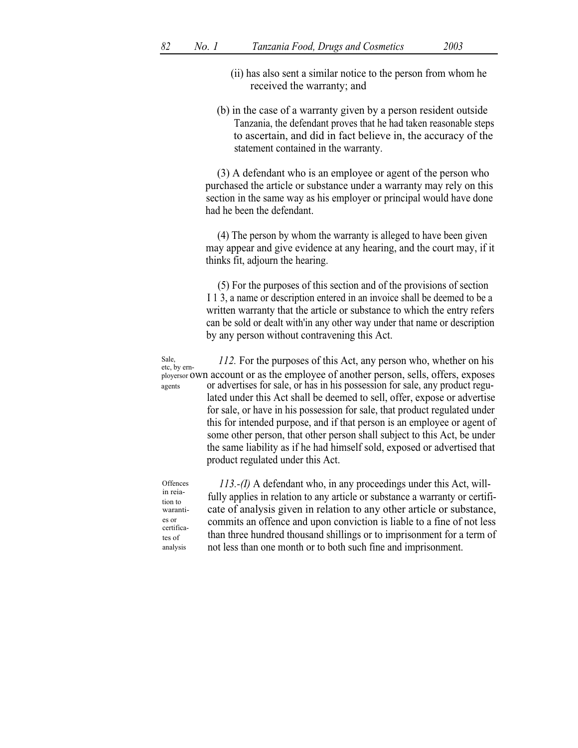(ii) has also sent a similar notice to the person from whom he received the warranty; and

(b) in the case of a warranty given by a person resident outside Tanzania, the defendant proves that he had taken reasonable steps to ascertain, and did in fact believe in, the accuracy of the statement contained in the warranty.

(3) A defendant who is an employee or agent of the person who purchased the article or substance under a warranty may rely on this section in the same way as his employer or principal would have done had he been the defendant.

(4) The person by whom the warranty is alleged to have been given may appear and give evidence at any hearing, and the court may, if it thinks fit, adjourn the hearing.

(5) For the purposes of this section and of the provisions of section I 1 3, a name or description entered in an invoice shall be deemed to be a written warranty that the article or substance to which the entry refers can be sold or dealt with'in any other way under that name or description by any person without contravening this Act.

Sale, etc, by ern-ployersor agents

*112.* For the purposes of this Act, any person who, whether on his own account or as the employee of another person, sells, offers, exposes or advertises for sale, or has in his possession for sale, any product regulated under this Act shall be deemed to sell, offer, expose or advertise for sale, or have in his possession for sale, that product regulated under this for intended purpose, and if that person is an employee or agent of some other person, that other person shall subject to this Act, be under the same liability as if he had himself sold, exposed or advertised that product regulated under this Act.

Offences in reia-tion to waranti-es or certifica-tes of analysis

*113.-(I)* A defendant who, in any proceedings under this Act, willfully applies in relation to any article or substance a warranty or certificate of analysis given in relation to any other article or substance, commits an offence and upon conviction is liable to a fine of not less than three hundred thousand shillings or to imprisonment for a term of not less than one month or to both such fine and imprisonment.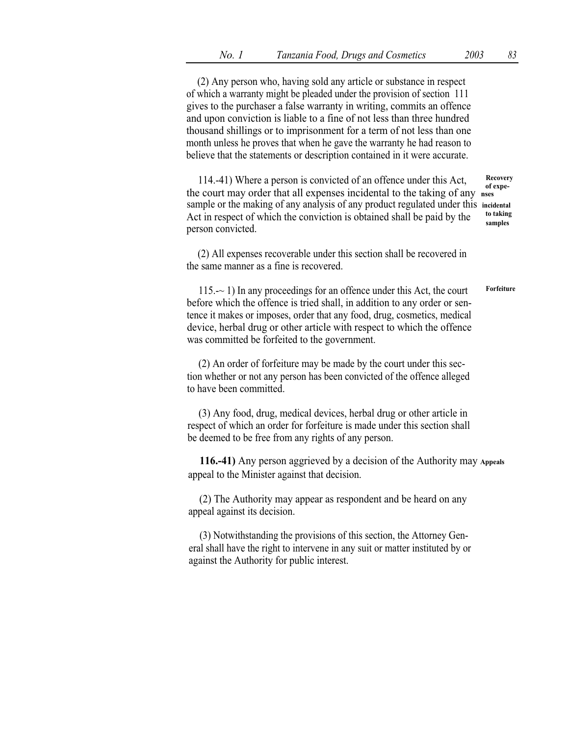(2) Any person who, having sold any article or substance in respect of which a warranty might be pleaded under the provision of section 111 gives to the purchaser a false warranty in writing, commits an offence and upon conviction is liable to a fine of not less than three hundred thousand shillings or to imprisonment for a term of not less than one month unless he proves that when he gave the warranty he had reason to believe that the statements or description contained in it were accurate.

**Recovery of expenses incidental to taking samples**

114.-41) Where a person is convicted of an offence under this Act, the court may order that all expenses incidental to the taking of any sample or the making of any analysis of any product regulated under this Act in respect of which the conviction is obtained shall be paid by the person convicted.

(2) All expenses recoverable under this section shall be recovered in the same manner as a fine is recovered.

**Forfeiture**

115.-~ 1) In any proceedings for an offence under this Act, the court before which the offence is tried shall, in addition to any order or sentence it makes or imposes, order that any food, drug, cosmetics, medical device, herbal drug or other article with respect to which the offence was committed be forfeited to the government.

(2) An order of forfeiture may be made by the court under this section whether or not any person has been convicted of the offence alleged to have been committed.

(3) Any food, drug, medical devices, herbal drug or other article in respect of which an order for forfeiture is made under this section shall be deemed to be free from any rights of any person.

**Appeals**

**116.-41)** Any person aggrieved by a decision of the Authority may appeal to the Minister against that decision.

(2) The Authority may appear as respondent and be heard on any appeal against its decision.

(3) Notwithstanding the provisions of this section, the Attorney General shall have the right to intervene in any suit or matter instituted by or against the Authority for public interest.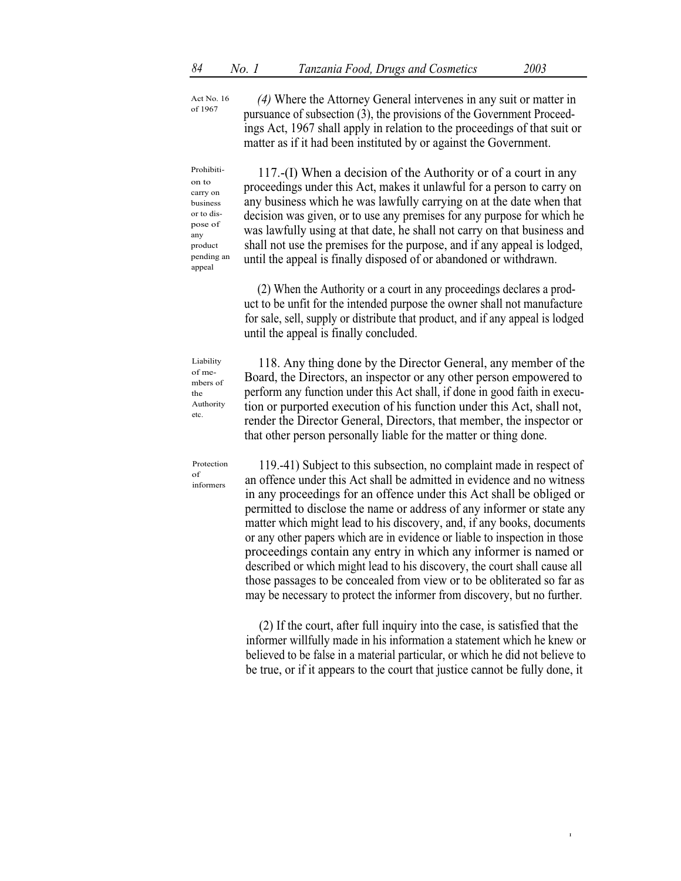Act No. 16 of 1967

*(4)* Where the Attorney General intervenes in any suit or matter in pursuance of subsection (3), the provisions of the Government Proceedings Act, 1967 shall apply in relation to the proceedings of that suit or matter as if it had been instituted by or against the Government.

Prohibition to carry on business or to dispose of any product pending an appeal

117.-(I) When a decision of the Authority or of a court in any proceedings under this Act, makes it unlawful for a person to carry on any business which he was lawfully carrying on at the date when that decision was given, or to use any premises for any purpose for which he was lawfully using at that date, he shall not carry on that business and shall not use the premises for the purpose, and if any appeal is lodged, until the appeal is finally disposed of or abandoned or withdrawn.

(2) When the Authority or a court in any proceedings declares a product to be unfit for the intended purpose the owner shall not manufacture for sale, sell, supply or distribute that product, and if any appeal is lodged until the appeal is finally concluded.

Liability of members of the Authority etc.

118. Any thing done by the Director General, any member of the Board, the Directors, an inspector or any other person empowered to perform any function under this Act shall, if done in good faith in execution or purported execution of his function under this Act, shall not, render the Director General, Directors, that member, the inspector or that other person personally liable for the matter or thing done.

Protection of informers

119.-41) Subject to this subsection, no complaint made in respect of an offence under this Act shall be admitted in evidence and no witness in any proceedings for an offence under this Act shall be obliged or permitted to disclose the name or address of any informer or state any matter which might lead to his discovery, and, if any books, documents or any other papers which are in evidence or liable to inspection in those proceedings contain any entry in which any informer is named or described or which might lead to his discovery, the court shall cause all those passages to be concealed from view or to be obliterated so far as may be necessary to protect the informer from discovery, but no further.

(2) If the court, after full inquiry into the case, is satisfied that the informer willfully made in his information a statement which he knew or believed to be false in a material particular, or which he did not believe to be true, or if it appears to the court that justice cannot be fully done, it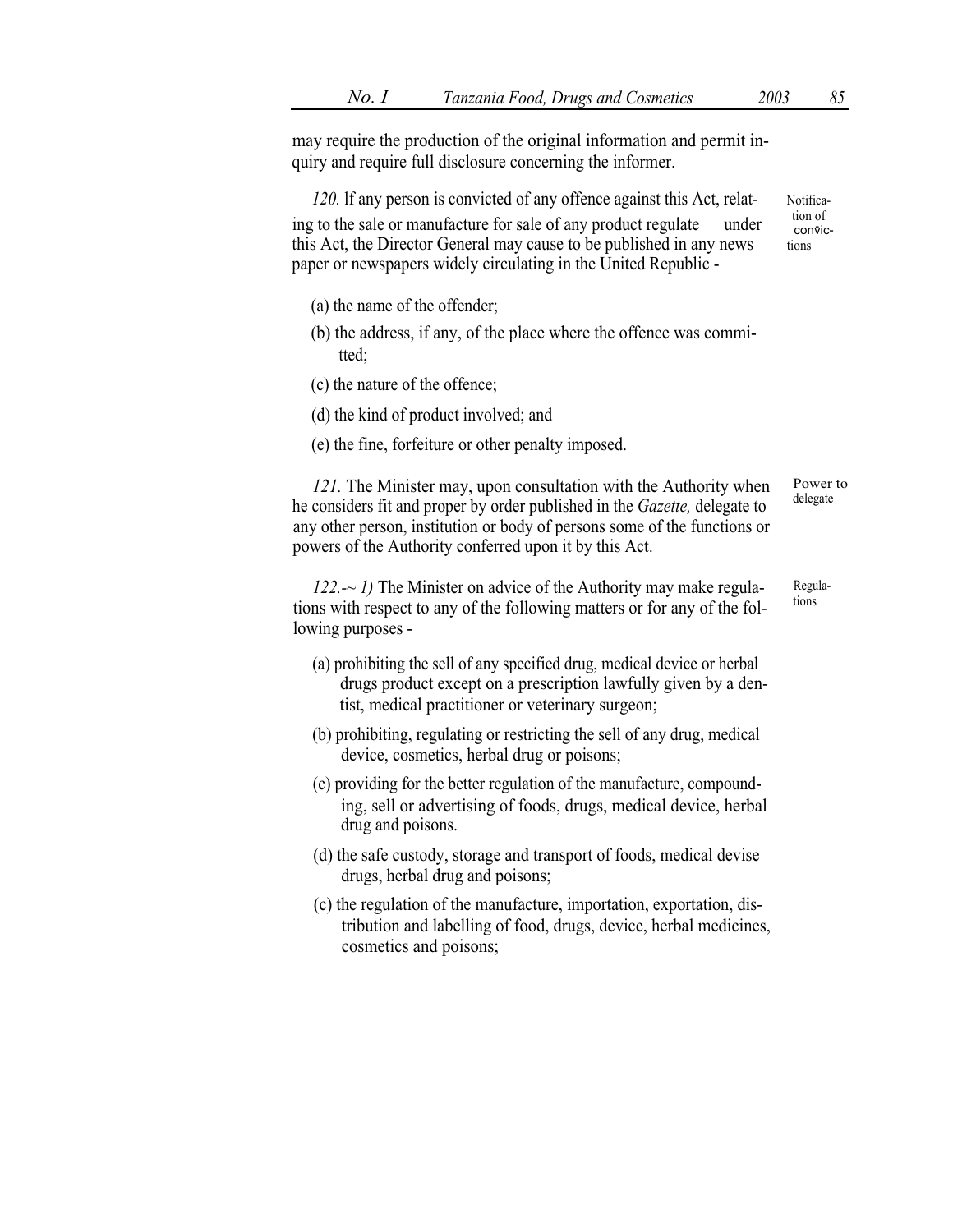may require the production of the original information and permit inquiry and require full disclosure concerning the informer.

*120.* lf any person is convicted of any offence against this Act, relating to the sale or manufacture for sale of any product regulate under this Act, the Director General may cause to be published in any news paper or newspapers widely circulating in the United Republic -

Notification of convictions

(a) the name of the offender;

(b) the address, if any, of the place where the offence was committed;

(c) the nature of the offence;

(d) the kind of product involved; and

(e) the fine, forfeiture or other penalty imposed.

*121.* The Minister may, upon consultation with the Authority when he considers fit and proper by order published in the *Gazette,* delegate to any other person, institution or body of persons some of the functions or powers of the Authority conferred upon it by this Act.

Power to delegate

*122.-~ 1)* The Minister on advice of the Authority may make regulations with respect to any of the following matters or for any of the following purposes -

Regulations

(a) prohibiting the sell of any specified drug, medical device or herbal drugs product except on a prescription lawfully given by a dentist, medical practitioner or veterinary surgeon;

(b) prohibiting, regulating or restricting the sell of any drug, medical device, cosmetics, herbal drug or poisons;

(c) providing for the better regulation of the manufacture, compounding, sell or advertising of foods, drugs, medical device, herbal drug and poisons.

(d) the safe custody, storage and transport of foods, medical devise drugs, herbal drug and poisons;

(c) the regulation of the manufacture, importation, exportation, distribution and labelling of food, drugs, device, herbal medicines, cosmetics and poisons;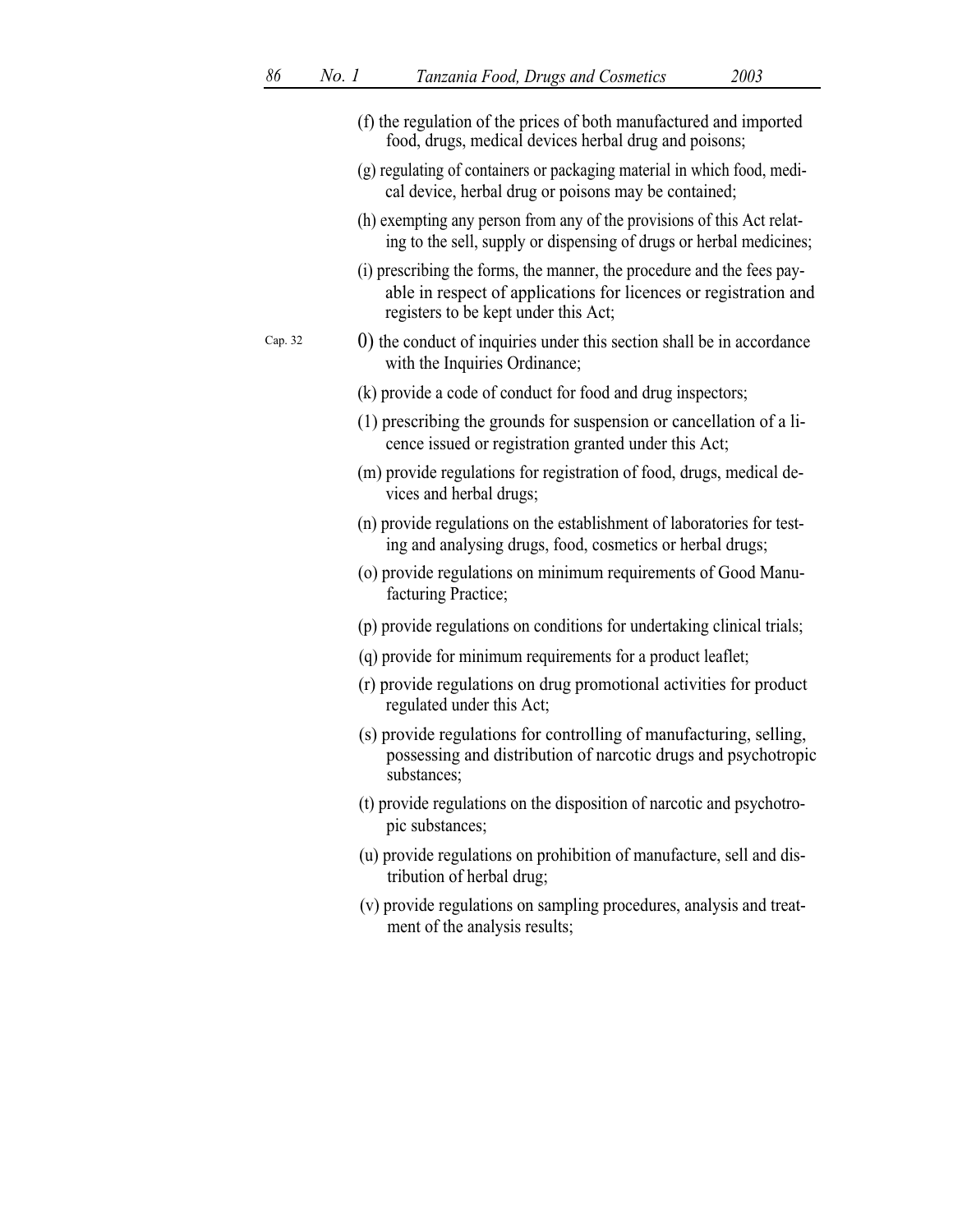(f) the regulation of the prices of both manufactured and imported food, drugs, medical devices herbal drug and poisons;

(g) regulating of containers or packaging material in which food, medical device, herbal drug or poisons may be contained;

(h) exempting any person from any of the provisions of this Act relating to the sell, supply or dispensing of drugs or herbal medicines;

(i) prescribing the forms, the manner, the procedure and the fees payable in respect of applications for licences or registration and registers to be kept under this Act;

Cap. 32

0) the conduct of inquiries under this section shall be in accordance with the Inquiries Ordinance;

(k) provide a code of conduct for food and drug inspectors;

(1) prescribing the grounds for suspension or cancellation of a licence issued or registration granted under this Act;

(m) provide regulations for registration of food, drugs, medical devices and herbal drugs;

(n) provide regulations on the establishment of laboratories for testing and analysing drugs, food, cosmetics or herbal drugs;

(o) provide regulations on minimum requirements of Good Manufacturing Practice;

(p) provide regulations on conditions for undertaking clinical trials;

(q) provide for minimum requirements for a product leaflet;

(r) provide regulations on drug promotional activities for product regulated under this Act;

(s) provide regulations for controlling of manufacturing, selling, possessing and distribution of narcotic drugs and psychotropic substances;

(t) provide regulations on the disposition of narcotic and psychotropic substances;

(u) provide regulations on prohibition of manufacture, sell and distribution of herbal drug;

(v) provide regulations on sampling procedures, analysis and treatment of the analysis results;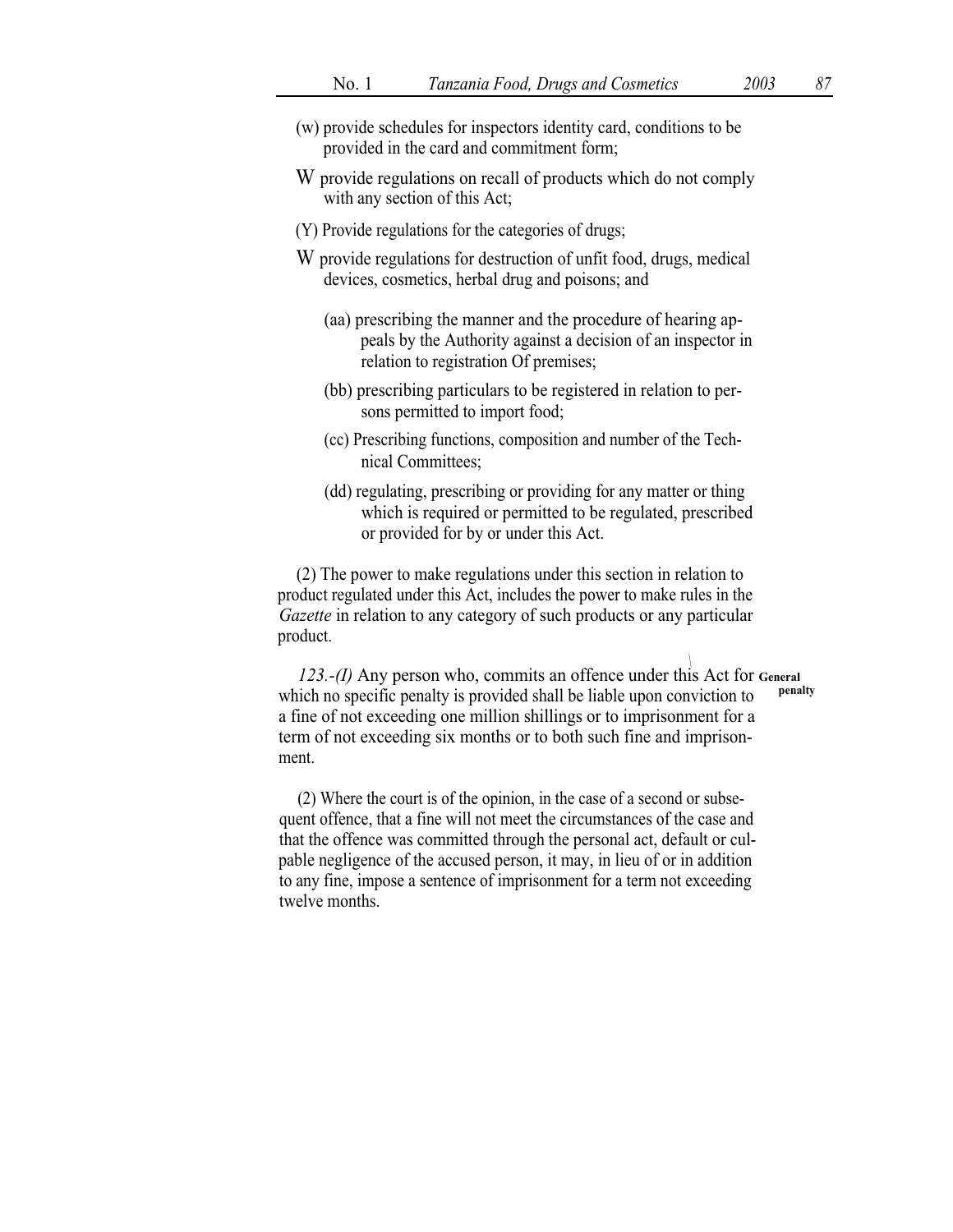(w) provide schedules for inspectors identity card, conditions to be provided in the card and commitment form;

W provide regulations on recall of products which do not comply with any section of this Act;

(Y) Provide regulations for the categories of drugs;

W provide regulations for destruction of unfit food, drugs, medical devices, cosmetics, herbal drug and poisons; and

(aa) prescribing the manner and the procedure of hearing appeals by the Authority against a decision of an inspector in relation to registration Of premises;

(bb) prescribing particulars to be registered in relation to persons permitted to import food;

(cc) Prescribing functions, composition and number of the Technical Committees;

(dd) regulating, prescribing or providing for any matter or thing which is required or permitted to be regulated, prescribed or provided for by or under this Act.

(2) The power to make regulations under this section in relation to product regulated under this Act, includes the power to make rules in the *Gazette* in relation to any category of such products or any particular product.

**General penalty**

*123.-(I)* Any person who, commits an offence under this Act for which no specific penalty is provided shall be liable upon conviction to a fine of not exceeding one million shillings or to imprisonment for a term of not exceeding six months or to both such fine and imprisonment.

(2) Where the court is of the opinion, in the case of a second or subsequent offence, that a fine will not meet the circumstances of the case and that the offence was committed through the personal act, default or culpable negligence of the accused person, it may, in lieu of or in addition to any fine, impose a sentence of imprisonment for a term not exceeding twelve months.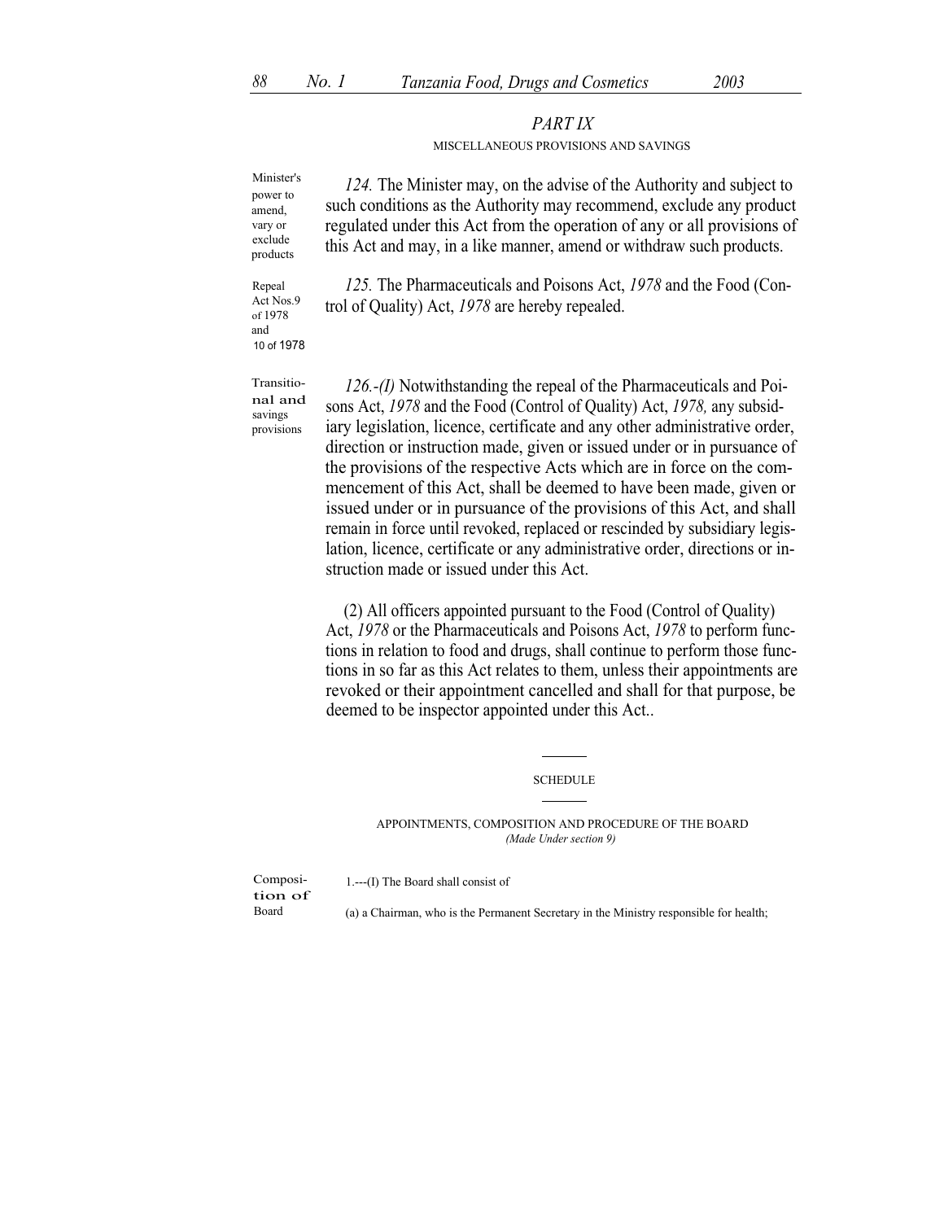## *PART IX*

### MISCELLANEOUS PROVISIONS AND SAVINGS

Minister's power to amend, vary or exclude products

*124.* The Minister may, on the advise of the Authority and subject to such conditions as the Authority may recommend, exclude any product regulated under this Act from the operation of any or all provisions of this Act and may, in a like manner, amend or withdraw such products.

Repeal Act Nos.9 of 1978 and 10 of 1978

*125.* The Pharmaceuticals and Poisons Act, *1978* and the Food (Control of Quality) Act, *1978* are hereby repealed.

Transitional and savings provisions

*126.-(I)* Notwithstanding the repeal of the Pharmaceuticals and Poisons Act, *1978* and the Food (Control of Quality) Act, *1978,* any subsidiary legislation, licence, certificate and any other administrative order, direction or instruction made, given or issued under or in pursuance of the provisions of the respective Acts which are in force on the commencement of this Act, shall be deemed to have been made, given or issued under or in pursuance of the provisions of this Act, and shall remain in force until revoked, replaced or rescinded by subsidiary legislation, licence, certificate or any administrative order, directions or instruction made or issued under this Act.

(2) All officers appointed pursuant to the Food (Control of Quality) Act, *1978* or the Pharmaceuticals and Poisons Act, *1978* to perform functions in relation to food and drugs, shall continue to perform those functions in so far as this Act relates to them, unless their appointments are revoked or their appointment cancelled and shall for that purpose, be deemed to be inspector appointed under this Act..

---

### SCHEDULE

---

APPOINTMENTS, COMPOSITION AND PROCEDURE OF THE BOARD

*(Made Under section 9)*

Composition of Board

1.---(I) The Board shall consist of

(a) a Chairman, who is the Permanent Secretary in the Ministry responsible for health;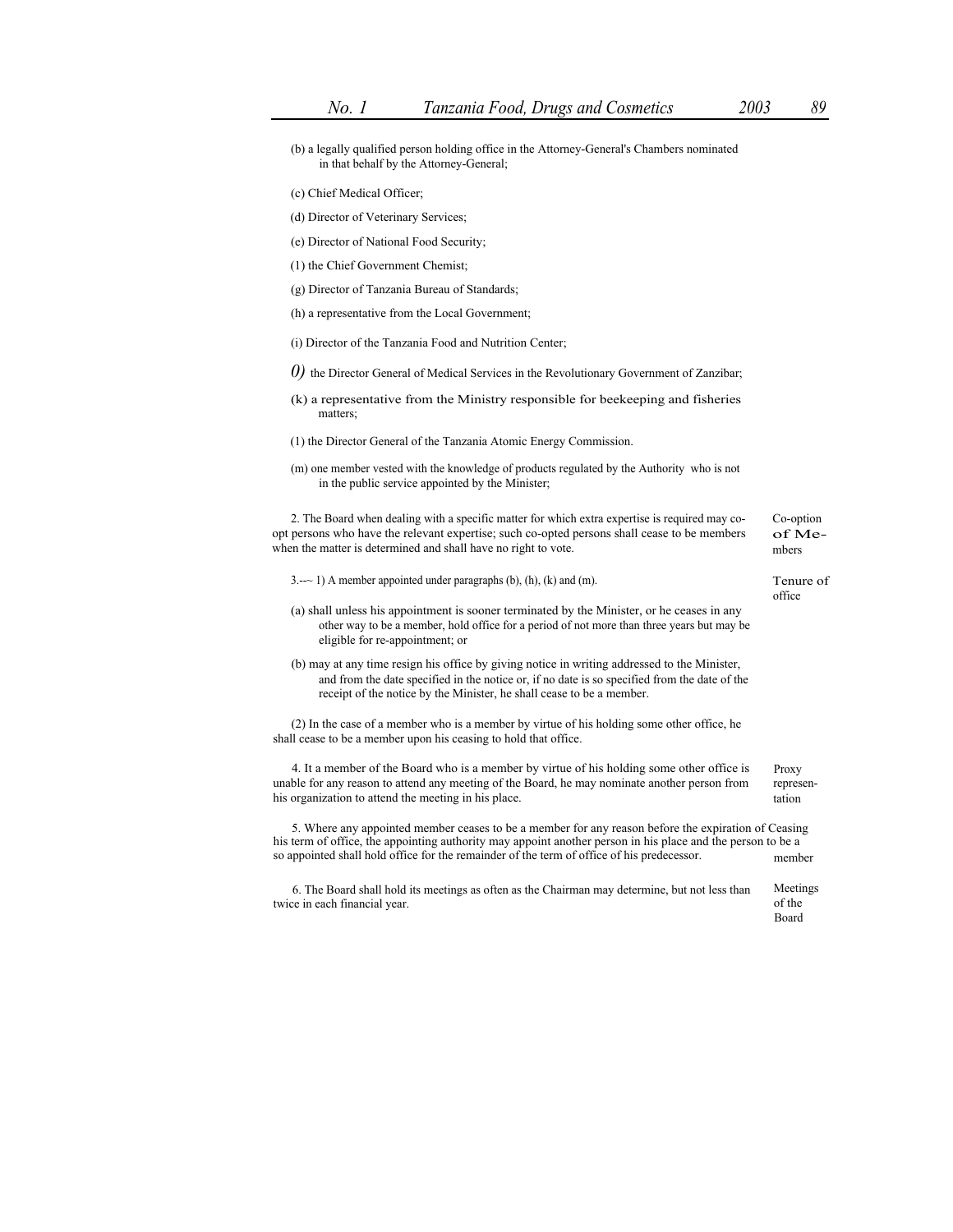(b) a legally qualified person holding office in the Attorney-General's Chambers nominated in that behalf by the Attorney-General;

(c) Chief Medical Officer;

(d) Director of Veterinary Services;

(e) Director of National Food Security;

(1) the Chief Government Chemist;

(g) Director of Tanzania Bureau of Standards;

(h) a representative from the Local Government;

(i) Director of the Tanzania Food and Nutrition Center;

*0)* the Director General of Medical Services in the Revolutionary Government of Zanzibar;

(k) a representative from the Ministry responsible for beekeeping and fisheries matters;

(1) the Director General of the Tanzania Atomic Energy Commission.

(m) one member vested with the knowledge of products regulated by the Authority who is not in the public service appointed by the Minister;

Co-option of Members

2. The Board when dealing with a specific matter for which extra expertise is required may co-opt persons who have the relevant expertise; such co-opted persons shall cease to be members when the matter is determined and shall have no right to vote.

Tenure of office

3.--~ 1) A member appointed under paragraphs (b), (h), (k) and (m).

(a) shall unless his appointment is sooner terminated by the Minister, or he ceases in any other way to be a member, hold office for a period of not more than three years but may be eligible for re-appointment; or

(b) may at any time resign his office by giving notice in writing addressed to the Minister, and from the date specified in the notice or, if no date is so specified from the date of the receipt of the notice by the Minister, he shall cease to be a member.

(2) In the case of a member who is a member by virtue of his holding some other office, he shall cease to be a member upon his ceasing to hold that office.

Proxy representation

4. It a member of the Board who is a member by virtue of his holding some other office is unable for any reason to attend any meeting of the Board, he may nominate another person from his organization to attend the meeting in his place.

Ceasing member

5. Where any appointed member ceases to be a member for any reason before the expiration of his term of office, the appointing authority may appoint another person in his place and the person to be a so appointed shall hold office for the remainder of the term of office of his predecessor.

Meetings of the Board

6. The Board shall hold its meetings as often as the Chairman may determine, but not less than twice in each financial year.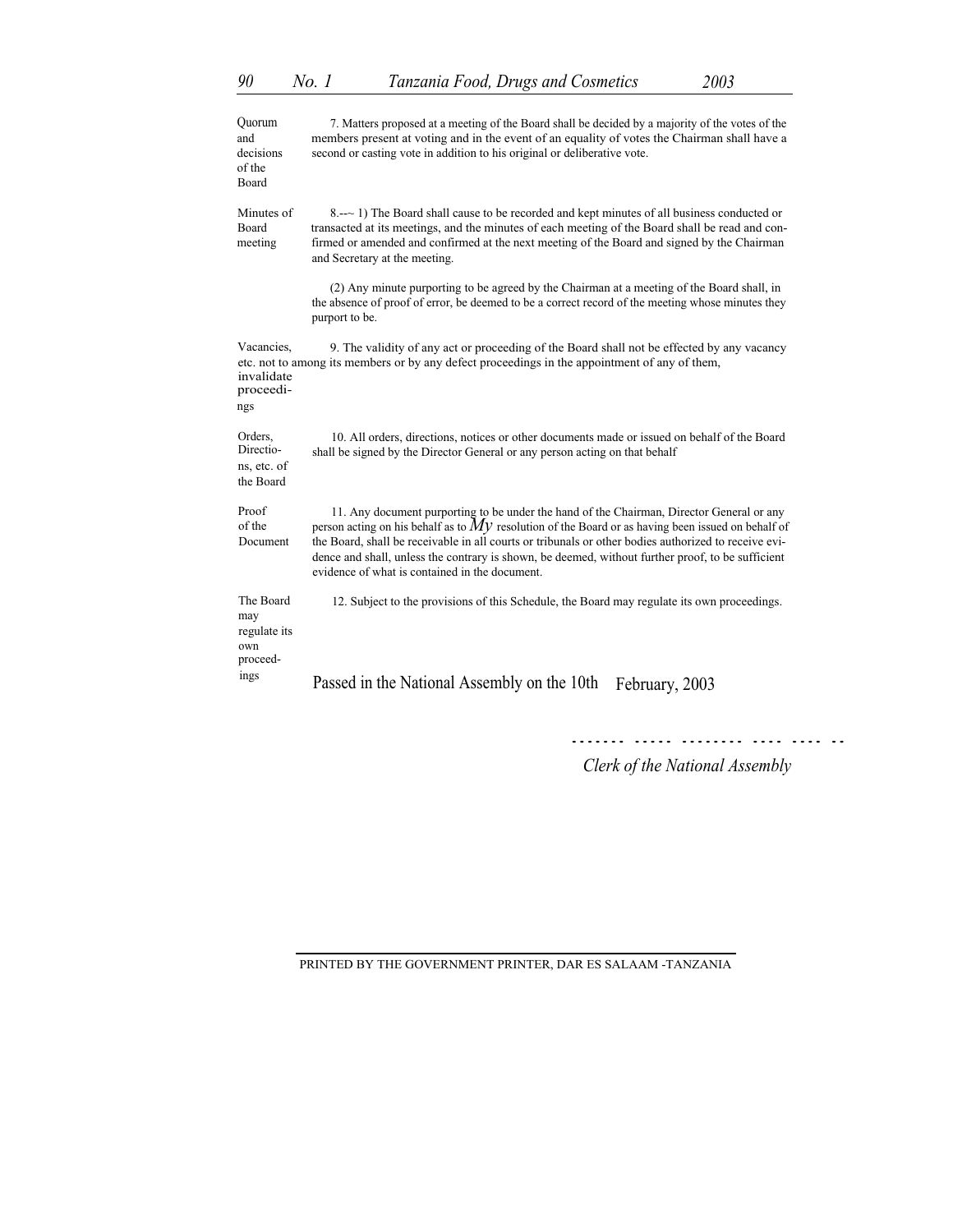**Quorum and decisions of the Board**

7. Matters proposed at a meeting of the Board shall be decided by a majority of the votes of the members present at voting and in the event of an equality of votes the Chairman shall have a second or casting vote in addition to his original or deliberative vote.

**Minutes of Board meeting**

8.--~ 1) The Board shall cause to be recorded and kept minutes of all business conducted or transacted at its meetings, and the minutes of each meeting of the Board shall be read and confirmed or amended and confirmed at the next meeting of the Board and signed by the Chairman and Secretary at the meeting.

(2) Any minute purporting to be agreed by the Chairman at a meeting of the Board shall, in the absence of proof of error, be deemed to be a correct record of the meeting whose minutes they purport to be.

**Vacancies, etc. not to invalidate proceedings**

9. The validity of any act or proceeding of the Board shall not be effected by any vacancy among its members or by any defect proceedings in the appointment of any of them,

**Orders, Directions, etc. of the Board**

10. All orders, directions, notices or other documents made or issued on behalf of the Board shall be signed by the Director General or any person acting on that behalf

**Proof of the Document**

11. Any document purporting to be under the hand of the Chairman, Director General or any person acting on his behalf as to My resolution of the Board or as having been issued on behalf of the Board, shall be receivable in all courts or tribunals or other bodies authorized to receive evidence and shall, unless the contrary is shown, be deemed, without further proof, to be sufficient evidence of what is contained in the document.

**The Board may regulate its own proceedings**

12. Subject to the provisions of this Schedule, the Board may regulate its own proceedings.

Passed in the National Assembly on the 10th February, 2003

------- ----- -------- ---- ---- --

*Clerk of the National Assembly*

PRINTED BY THE GOVERNMENT PRINTER, DAR ES SALAAM -TANZANIA